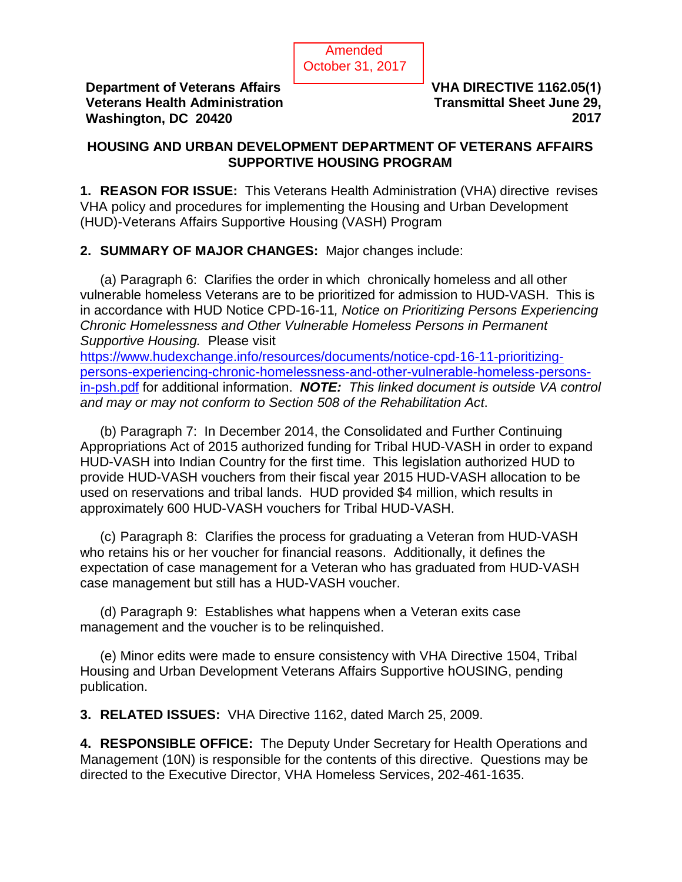Amended
October 31, 2017

**Department of Veterans Affairs**
**Veterans Health Administration**
**Washington, DC 20420**

**VHA DIRECTIVE 1162.05(1)**
**Transmittal Sheet June 29, 2017**

# HOUSING AND URBAN DEVELOPMENT DEPARTMENT OF VETERANS AFFAIRS SUPPORTIVE HOUSING PROGRAM

**1. REASON FOR ISSUE:** This Veterans Health Administration (VHA) directive revises VHA policy and procedures for implementing the Housing and Urban Development (HUD)-Veterans Affairs Supportive Housing (VASH) Program

**2. SUMMARY OF MAJOR CHANGES:** Major changes include:

(a) Paragraph 6: Clarifies the order in which chronically homeless and all other vulnerable homeless Veterans are to be prioritized for admission to HUD-VASH. This is in accordance with HUD Notice CPD-16-11*, Notice on Prioritizing Persons Experiencing Chronic Homelessness and Other Vulnerable Homeless Persons in Permanent Supportive Housing.* Please visit https://www.hudexchange.info/resources/documents/notice-cpd-16-11-prioritizing-persons-experiencing-chronic-homelessness-and-other-vulnerable-homeless-persons-in-psh.pdf for additional information. ***NOTE:*** *This linked document is outside VA control and may or may not conform to Section 508 of the Rehabilitation Act*.

(b) Paragraph 7: In December 2014, the Consolidated and Further Continuing Appropriations Act of 2015 authorized funding for Tribal HUD-VASH in order to expand HUD-VASH into Indian Country for the first time. This legislation authorized HUD to provide HUD-VASH vouchers from their fiscal year 2015 HUD-VASH allocation to be used on reservations and tribal lands. HUD provided $4 million, which results in approximately 600 HUD-VASH vouchers for Tribal HUD-VASH.

(c) Paragraph 8: Clarifies the process for graduating a Veteran from HUD-VASH who retains his or her voucher for financial reasons. Additionally, it defines the expectation of case management for a Veteran who has graduated from HUD-VASH case management but still has a HUD-VASH voucher.

(d) Paragraph 9: Establishes what happens when a Veteran exits case management and the voucher is to be relinquished.

(e) Minor edits were made to ensure consistency with VHA Directive 1504, Tribal Housing and Urban Development Veterans Affairs Supportive hOUSING, pending publication.

**3. RELATED ISSUES:** VHA Directive 1162, dated March 25, 2009.

**4. RESPONSIBLE OFFICE:** The Deputy Under Secretary for Health Operations and Management (10N) is responsible for the contents of this directive. Questions may be directed to the Executive Director, VHA Homeless Services, 202-461-1635.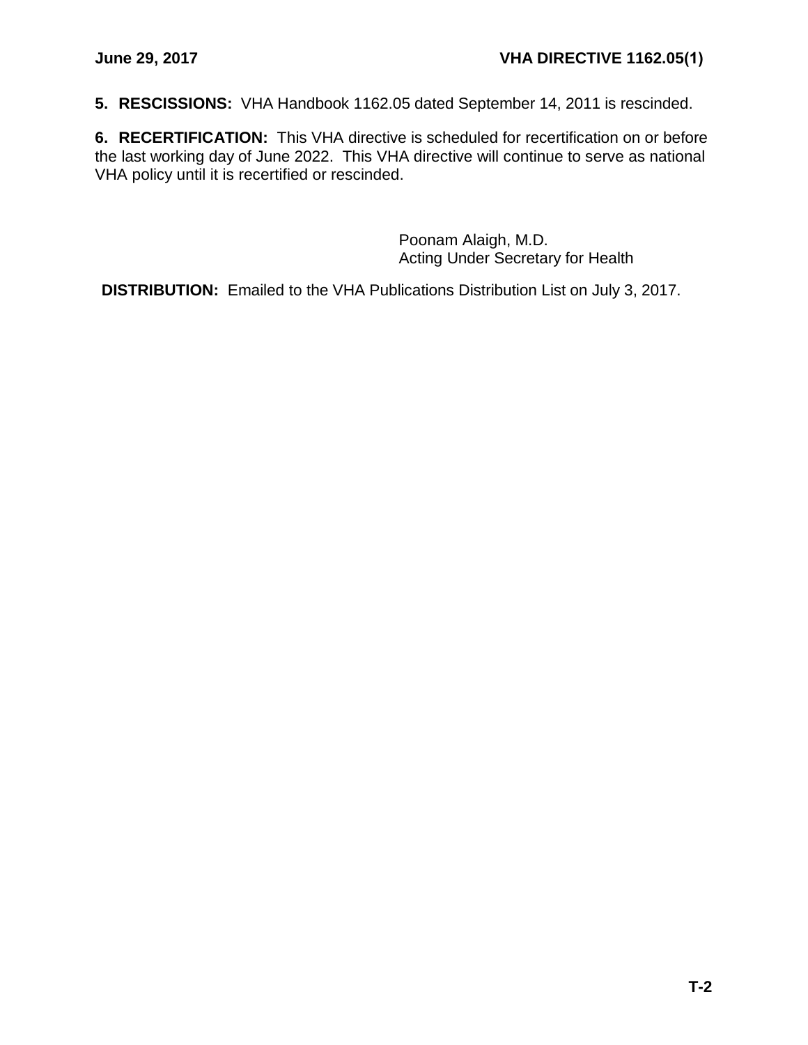**5. RESCISSIONS:** VHA Handbook 1162.05 dated September 14, 2011 is rescinded.

**6. RECERTIFICATION:** This VHA directive is scheduled for recertification on or before the last working day of June 2022. This VHA directive will continue to serve as national VHA policy until it is recertified or rescinded.

Poonam Alaigh, M.D.
Acting Under Secretary for Health

**DISTRIBUTION:** Emailed to the VHA Publications Distribution List on July 3, 2017.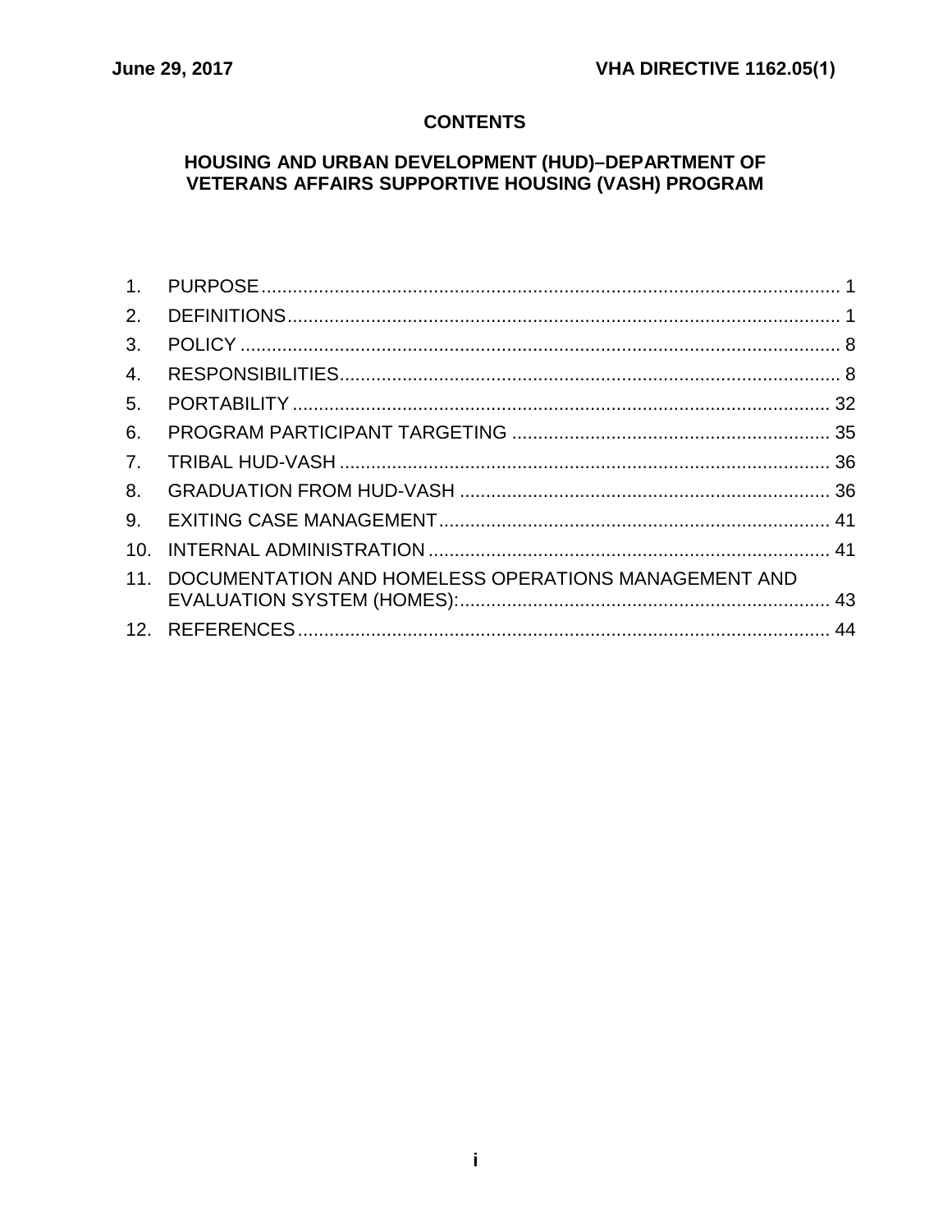## CONTENTS

## HOUSING AND URBAN DEVELOPMENT (HUD)–DEPARTMENT OF VETERANS AFFAIRS SUPPORTIVE HOUSING (VASH) PROGRAM

1. PURPOSE ........................................................................................................... 1
2. DEFINITIONS ..................................................................................................... 1
3. POLICY ............................................................................................................... 8
4. RESPONSIBILITIES ........................................................................................... 8
5. PORTABILITY .................................................................................................... 32
6. PROGRAM PARTICIPANT TARGETING ............................................................ 35
7. TRIBAL HUD-VASH ............................................................................................ 36
8. GRADUATION FROM HUD-VASH ...................................................................... 36
9. EXITING CASE MANAGEMENT .......................................................................... 41
10. INTERNAL ADMINISTRATION ............................................................................ 41
11. DOCUMENTATION AND HOMELESS OPERATIONS MANAGEMENT AND EVALUATION SYSTEM (HOMES): ...................................................................... 43
12. REFERENCES ..................................................................................................... 44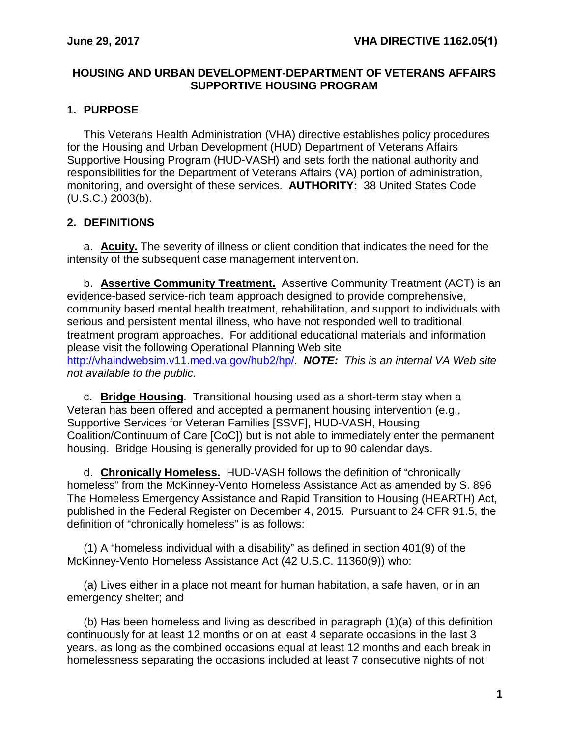## HOUSING AND URBAN DEVELOPMENT-DEPARTMENT OF VETERANS AFFAIRS SUPPORTIVE HOUSING PROGRAM

### 1. PURPOSE

This Veterans Health Administration (VHA) directive establishes policy procedures for the Housing and Urban Development (HUD) Department of Veterans Affairs Supportive Housing Program (HUD-VASH) and sets forth the national authority and responsibilities for the Department of Veterans Affairs (VA) portion of administration, monitoring, and oversight of these services. **AUTHORITY:** 38 United States Code (U.S.C.) 2003(b).

### 2. DEFINITIONS

a. **Acuity.** The severity of illness or client condition that indicates the need for the intensity of the subsequent case management intervention.

b. **Assertive Community Treatment.** Assertive Community Treatment (ACT) is an evidence-based service-rich team approach designed to provide comprehensive, community based mental health treatment, rehabilitation, and support to individuals with serious and persistent mental illness, who have not responded well to traditional treatment program approaches. For additional educational materials and information please visit the following Operational Planning Web site http://vhaindwebsim.v11.med.va.gov/hub2/hp/. ***NOTE:*** *This is an internal VA Web site not available to the public.*

c. **Bridge Housing**. Transitional housing used as a short-term stay when a Veteran has been offered and accepted a permanent housing intervention (e.g., Supportive Services for Veteran Families [SSVF], HUD-VASH, Housing Coalition/Continuum of Care [CoC]) but is not able to immediately enter the permanent housing. Bridge Housing is generally provided for up to 90 calendar days.

d. **Chronically Homeless.** HUD-VASH follows the definition of "chronically homeless" from the McKinney-Vento Homeless Assistance Act as amended by S. 896 The Homeless Emergency Assistance and Rapid Transition to Housing (HEARTH) Act, published in the Federal Register on December 4, 2015. Pursuant to 24 CFR 91.5, the definition of "chronically homeless" is as follows:

(1) A "homeless individual with a disability" as defined in section 401(9) of the McKinney-Vento Homeless Assistance Act (42 U.S.C. 11360(9)) who:

(a) Lives either in a place not meant for human habitation, a safe haven, or in an emergency shelter; and

(b) Has been homeless and living as described in paragraph (1)(a) of this definition continuously for at least 12 months or on at least 4 separate occasions in the last 3 years, as long as the combined occasions equal at least 12 months and each break in homelessness separating the occasions included at least 7 consecutive nights of not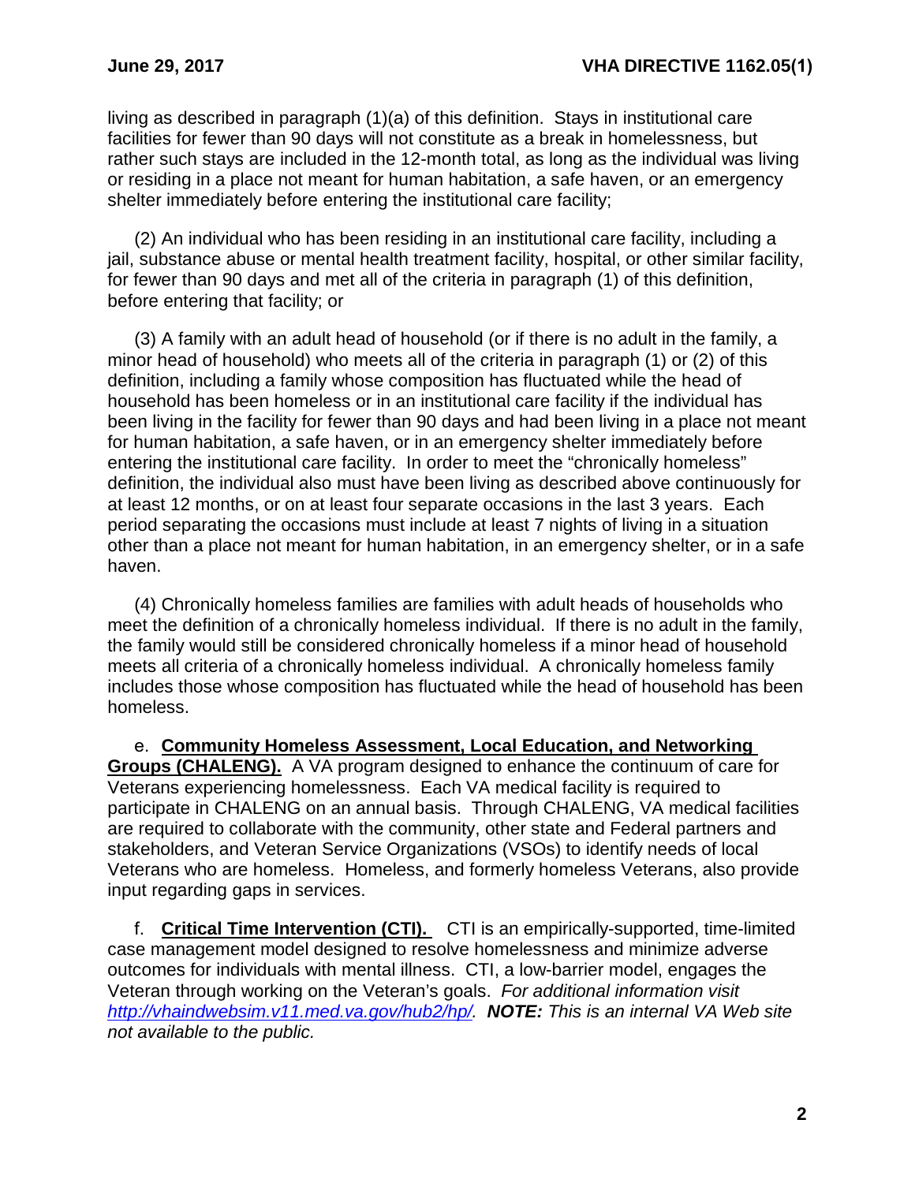living as described in paragraph (1)(a) of this definition. Stays in institutional care facilities for fewer than 90 days will not constitute as a break in homelessness, but rather such stays are included in the 12-month total, as long as the individual was living or residing in a place not meant for human habitation, a safe haven, or an emergency shelter immediately before entering the institutional care facility;

(2) An individual who has been residing in an institutional care facility, including a jail, substance abuse or mental health treatment facility, hospital, or other similar facility, for fewer than 90 days and met all of the criteria in paragraph (1) of this definition, before entering that facility; or

(3) A family with an adult head of household (or if there is no adult in the family, a minor head of household) who meets all of the criteria in paragraph (1) or (2) of this definition, including a family whose composition has fluctuated while the head of household has been homeless or in an institutional care facility if the individual has been living in the facility for fewer than 90 days and had been living in a place not meant for human habitation, a safe haven, or in an emergency shelter immediately before entering the institutional care facility. In order to meet the "chronically homeless" definition, the individual also must have been living as described above continuously for at least 12 months, or on at least four separate occasions in the last 3 years. Each period separating the occasions must include at least 7 nights of living in a situation other than a place not meant for human habitation, in an emergency shelter, or in a safe haven.

(4) Chronically homeless families are families with adult heads of households who meet the definition of a chronically homeless individual. If there is no adult in the family, the family would still be considered chronically homeless if a minor head of household meets all criteria of a chronically homeless individual. A chronically homeless family includes those whose composition has fluctuated while the head of household has been homeless.

e. **Community Homeless Assessment, Local Education, and Networking Groups (CHALENG).** A VA program designed to enhance the continuum of care for Veterans experiencing homelessness. Each VA medical facility is required to participate in CHALENG on an annual basis. Through CHALENG, VA medical facilities are required to collaborate with the community, other state and Federal partners and stakeholders, and Veteran Service Organizations (VSOs) to identify needs of local Veterans who are homeless. Homeless, and formerly homeless Veterans, also provide input regarding gaps in services.

f. **Critical Time Intervention (CTI).** CTI is an empirically-supported, time-limited case management model designed to resolve homelessness and minimize adverse outcomes for individuals with mental illness. CTI, a low-barrier model, engages the Veteran through working on the Veteran's goals. *For additional information visit http://vhaindwebsim.v11.med.va.gov/hub2/hp/.* ***NOTE:*** *This is an internal VA Web site not available to the public.*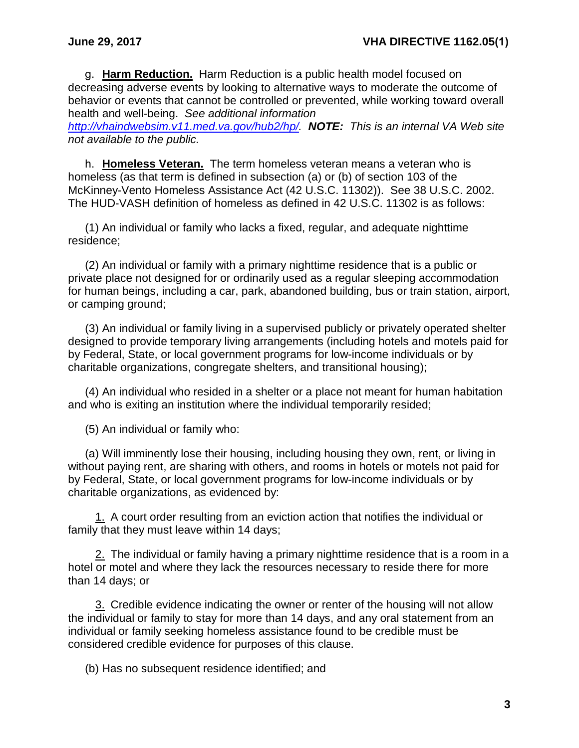g. **Harm Reduction.** Harm Reduction is a public health model focused on decreasing adverse events by looking to alternative ways to moderate the outcome of behavior or events that cannot be controlled or prevented, while working toward overall health and well-being. *See additional information http://vhaindwebsim.v11.med.va.gov/hub2/hp/.* ***NOTE:*** *This is an internal VA Web site not available to the public.*

h. **Homeless Veteran.** The term homeless veteran means a veteran who is homeless (as that term is defined in subsection (a) or (b) of section 103 of the McKinney-Vento Homeless Assistance Act (42 U.S.C. 11302)). See 38 U.S.C. 2002. The HUD-VASH definition of homeless as defined in 42 U.S.C. 11302 is as follows:

(1) An individual or family who lacks a fixed, regular, and adequate nighttime residence;

(2) An individual or family with a primary nighttime residence that is a public or private place not designed for or ordinarily used as a regular sleeping accommodation for human beings, including a car, park, abandoned building, bus or train station, airport, or camping ground;

(3) An individual or family living in a supervised publicly or privately operated shelter designed to provide temporary living arrangements (including hotels and motels paid for by Federal, State, or local government programs for low-income individuals or by charitable organizations, congregate shelters, and transitional housing);

(4) An individual who resided in a shelter or a place not meant for human habitation and who is exiting an institution where the individual temporarily resided;

(5) An individual or family who:

(a) Will imminently lose their housing, including housing they own, rent, or living in without paying rent, are sharing with others, and rooms in hotels or motels not paid for by Federal, State, or local government programs for low-income individuals or by charitable organizations, as evidenced by:

1. A court order resulting from an eviction action that notifies the individual or family that they must leave within 14 days;

2. The individual or family having a primary nighttime residence that is a room in a hotel or motel and where they lack the resources necessary to reside there for more than 14 days; or

3. Credible evidence indicating the owner or renter of the housing will not allow the individual or family to stay for more than 14 days, and any oral statement from an individual or family seeking homeless assistance found to be credible must be considered credible evidence for purposes of this clause.

(b) Has no subsequent residence identified; and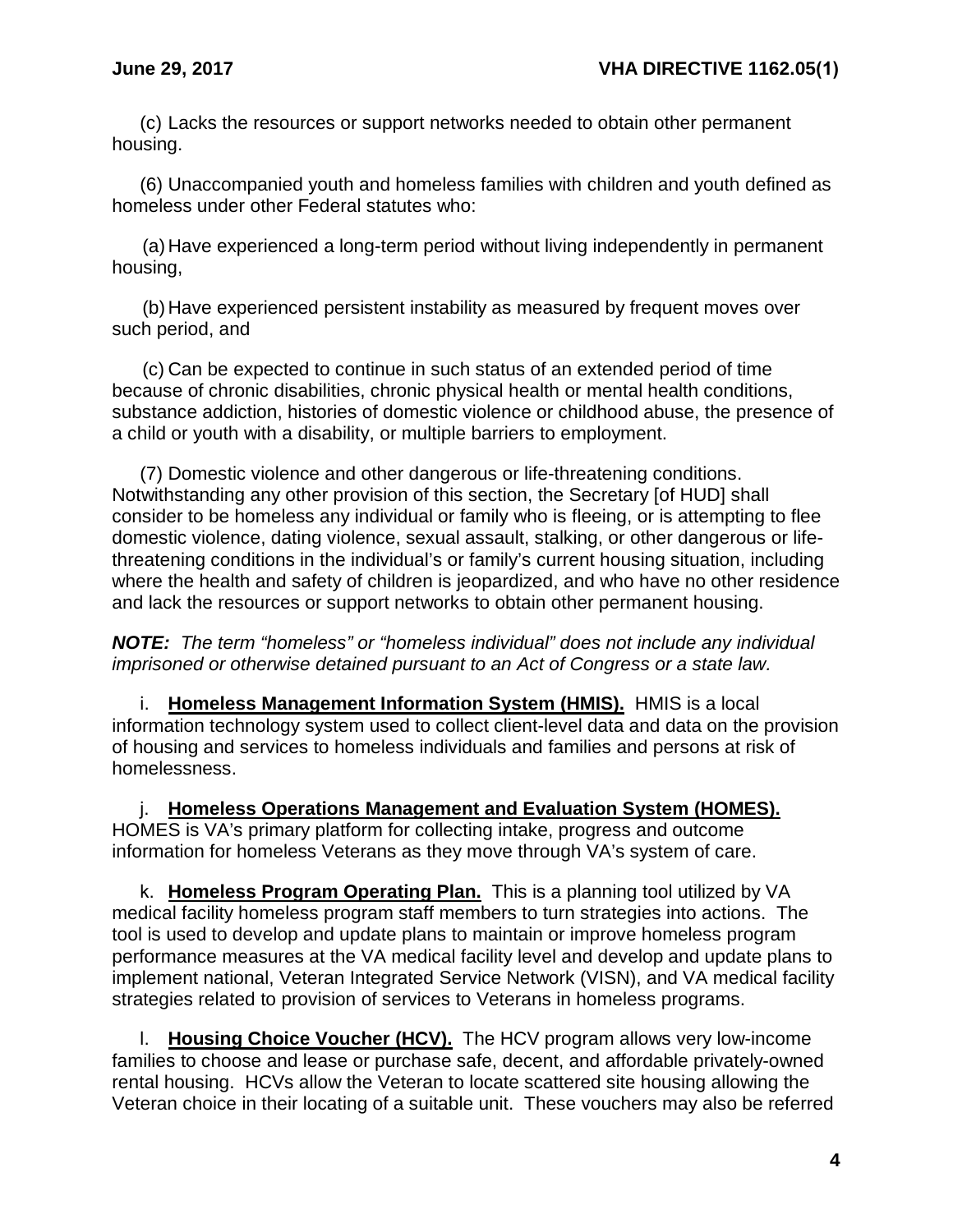(c) Lacks the resources or support networks needed to obtain other permanent housing.

(6) Unaccompanied youth and homeless families with children and youth defined as homeless under other Federal statutes who:

(a) Have experienced a long-term period without living independently in permanent housing,

(b) Have experienced persistent instability as measured by frequent moves over such period, and

(c) Can be expected to continue in such status of an extended period of time because of chronic disabilities, chronic physical health or mental health conditions, substance addiction, histories of domestic violence or childhood abuse, the presence of a child or youth with a disability, or multiple barriers to employment.

(7) Domestic violence and other dangerous or life-threatening conditions. Notwithstanding any other provision of this section, the Secretary [of HUD] shall consider to be homeless any individual or family who is fleeing, or is attempting to flee domestic violence, dating violence, sexual assault, stalking, or other dangerous or life-threatening conditions in the individual's or family's current housing situation, including where the health and safety of children is jeopardized, and who have no other residence and lack the resources or support networks to obtain other permanent housing.

***NOTE:*** *The term "homeless" or "homeless individual" does not include any individual imprisoned or otherwise detained pursuant to an Act of Congress or a state law.*

i. **Homeless Management Information System (HMIS).** HMIS is a local information technology system used to collect client-level data and data on the provision of housing and services to homeless individuals and families and persons at risk of homelessness.

j. **Homeless Operations Management and Evaluation System (HOMES).** HOMES is VA's primary platform for collecting intake, progress and outcome information for homeless Veterans as they move through VA's system of care.

k. **Homeless Program Operating Plan.** This is a planning tool utilized by VA medical facility homeless program staff members to turn strategies into actions. The tool is used to develop and update plans to maintain or improve homeless program performance measures at the VA medical facility level and develop and update plans to implement national, Veteran Integrated Service Network (VISN), and VA medical facility strategies related to provision of services to Veterans in homeless programs.

l. **Housing Choice Voucher (HCV).** The HCV program allows very low-income families to choose and lease or purchase safe, decent, and affordable privately-owned rental housing. HCVs allow the Veteran to locate scattered site housing allowing the Veteran choice in their locating of a suitable unit. These vouchers may also be referred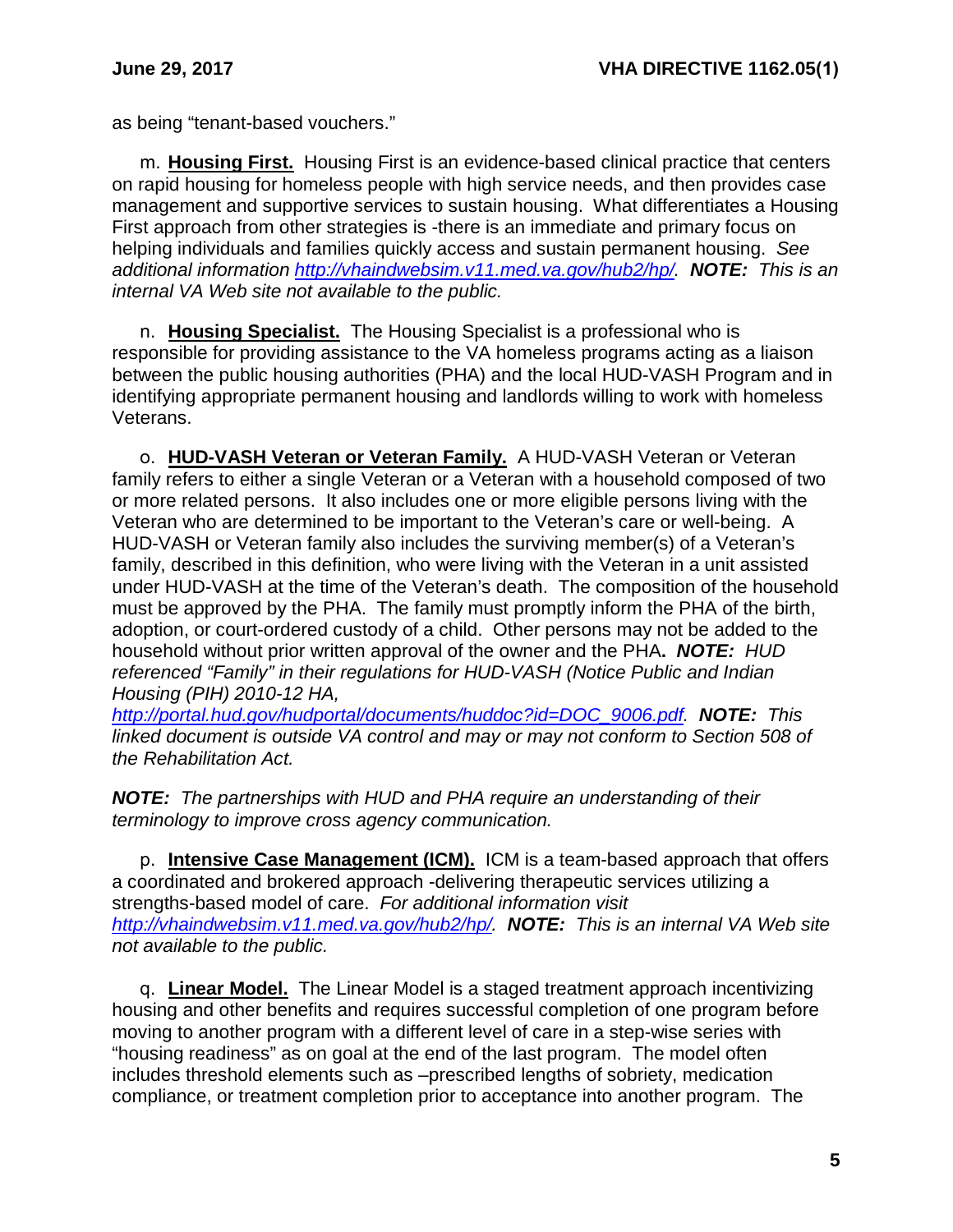as being "tenant-based vouchers."

m. **Housing First.** Housing First is an evidence-based clinical practice that centers on rapid housing for homeless people with high service needs, and then provides case management and supportive services to sustain housing. What differentiates a Housing First approach from other strategies is -there is an immediate and primary focus on helping individuals and families quickly access and sustain permanent housing. *See additional information [http://vhaindwebsim.v11.med.va.gov/hub2/hp/](http://vhaindwebsim.v11.med.va.gov/hub2/hp/). **NOTE:** This is an internal VA Web site not available to the public.*

n. **Housing Specialist.** The Housing Specialist is a professional who is responsible for providing assistance to the VA homeless programs acting as a liaison between the public housing authorities (PHA) and the local HUD-VASH Program and in identifying appropriate permanent housing and landlords willing to work with homeless Veterans.

o. **HUD-VASH Veteran or Veteran Family.** A HUD-VASH Veteran or Veteran family refers to either a single Veteran or a Veteran with a household composed of two or more related persons. It also includes one or more eligible persons living with the Veteran who are determined to be important to the Veteran's care or well-being. A HUD-VASH or Veteran family also includes the surviving member(s) of a Veteran's family, described in this definition, who were living with the Veteran in a unit assisted under HUD-VASH at the time of the Veteran's death. The composition of the household must be approved by the PHA. The family must promptly inform the PHA of the birth, adoption, or court-ordered custody of a child. Other persons may not be added to the household without prior written approval of the owner and the PHA**.** ***NOTE:*** *HUD referenced "Family" in their regulations for HUD-VASH (Notice Public and Indian Housing (PIH) 2010-12 HA, [http://portal.hud.gov/hudportal/documents/huddoc?id=DOC_9006.pdf](http://portal.hud.gov/hudportal/documents/huddoc?id=DOC_9006.pdf). **NOTE:** This linked document is outside VA control and may or may not conform to Section 508 of the Rehabilitation Act.*

***NOTE:*** *The partnerships with HUD and PHA require an understanding of their terminology to improve cross agency communication.*

p. **Intensive Case Management (ICM).** ICM is a team-based approach that offers a coordinated and brokered approach -delivering therapeutic services utilizing a strengths-based model of care. *For additional information visit [http://vhaindwebsim.v11.med.va.gov/hub2/hp/](http://vhaindwebsim.v11.med.va.gov/hub2/hp/). **NOTE:** This is an internal VA Web site not available to the public.*

q. **Linear Model.** The Linear Model is a staged treatment approach incentivizing housing and other benefits and requires successful completion of one program before moving to another program with a different level of care in a step-wise series with "housing readiness" as on goal at the end of the last program. The model often includes threshold elements such as –prescribed lengths of sobriety, medication compliance, or treatment completion prior to acceptance into another program. The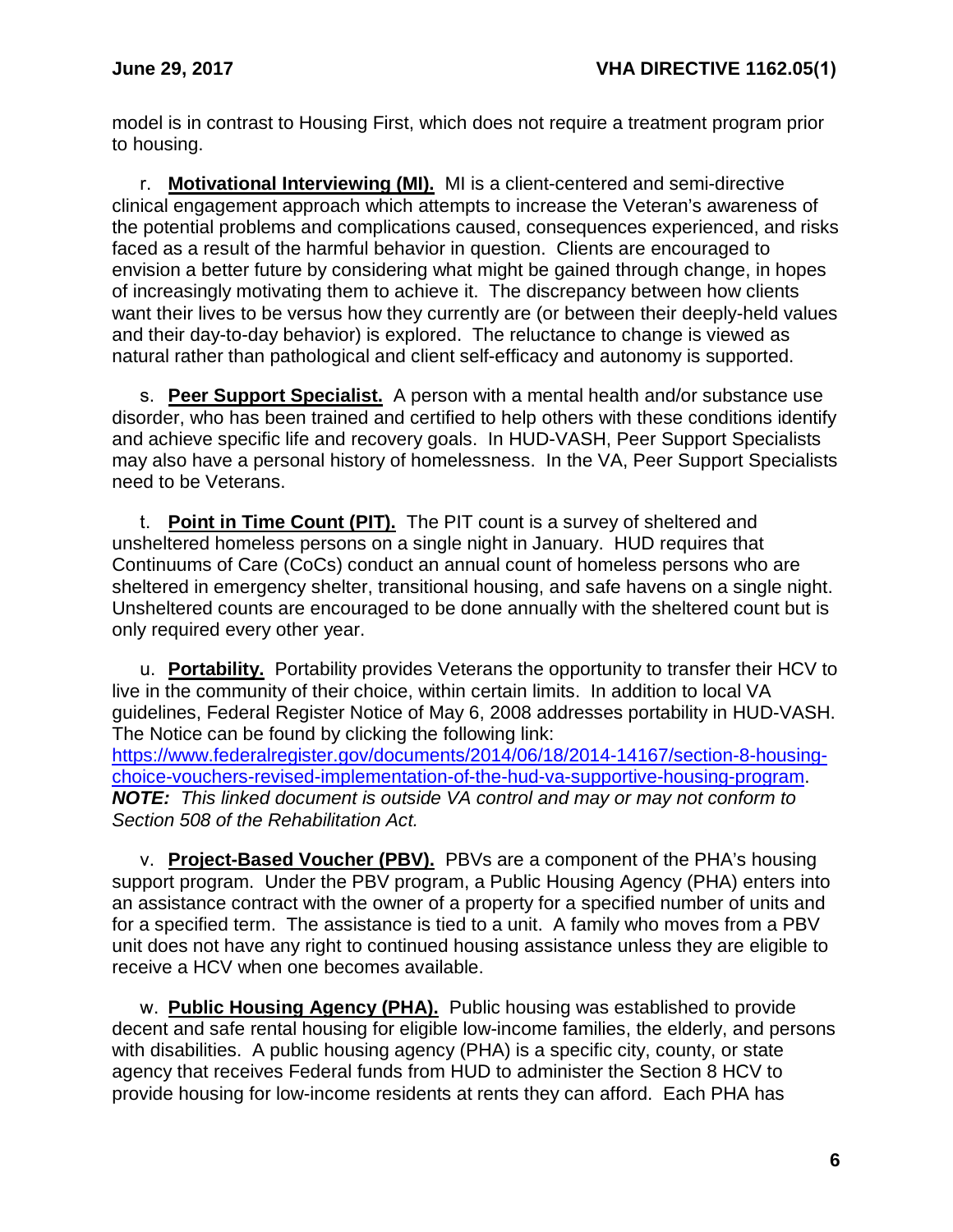model is in contrast to Housing First, which does not require a treatment program prior to housing.

r. **Motivational Interviewing (MI).** MI is a client-centered and semi-directive clinical engagement approach which attempts to increase the Veteran's awareness of the potential problems and complications caused, consequences experienced, and risks faced as a result of the harmful behavior in question. Clients are encouraged to envision a better future by considering what might be gained through change, in hopes of increasingly motivating them to achieve it. The discrepancy between how clients want their lives to be versus how they currently are (or between their deeply-held values and their day-to-day behavior) is explored. The reluctance to change is viewed as natural rather than pathological and client self-efficacy and autonomy is supported.

s. **Peer Support Specialist.** A person with a mental health and/or substance use disorder, who has been trained and certified to help others with these conditions identify and achieve specific life and recovery goals. In HUD-VASH, Peer Support Specialists may also have a personal history of homelessness. In the VA, Peer Support Specialists need to be Veterans.

t. **Point in Time Count (PIT).** The PIT count is a survey of sheltered and unsheltered homeless persons on a single night in January. HUD requires that Continuums of Care (CoCs) conduct an annual count of homeless persons who are sheltered in emergency shelter, transitional housing, and safe havens on a single night. Unsheltered counts are encouraged to be done annually with the sheltered count but is only required every other year.

u. **Portability.** Portability provides Veterans the opportunity to transfer their HCV to live in the community of their choice, within certain limits. In addition to local VA guidelines, Federal Register Notice of May 6, 2008 addresses portability in HUD-VASH. The Notice can be found by clicking the following link: https://www.federalregister.gov/documents/2014/06/18/2014-14167/section-8-housing-choice-vouchers-revised-implementation-of-the-hud-va-supportive-housing-program. ***NOTE:*** *This linked document is outside VA control and may or may not conform to Section 508 of the Rehabilitation Act.*

v. **Project-Based Voucher (PBV).** PBVs are a component of the PHA's housing support program. Under the PBV program, a Public Housing Agency (PHA) enters into an assistance contract with the owner of a property for a specified number of units and for a specified term. The assistance is tied to a unit. A family who moves from a PBV unit does not have any right to continued housing assistance unless they are eligible to receive a HCV when one becomes available.

w. **Public Housing Agency (PHA).** Public housing was established to provide decent and safe rental housing for eligible low-income families, the elderly, and persons with disabilities. A public housing agency (PHA) is a specific city, county, or state agency that receives Federal funds from HUD to administer the Section 8 HCV to provide housing for low-income residents at rents they can afford. Each PHA has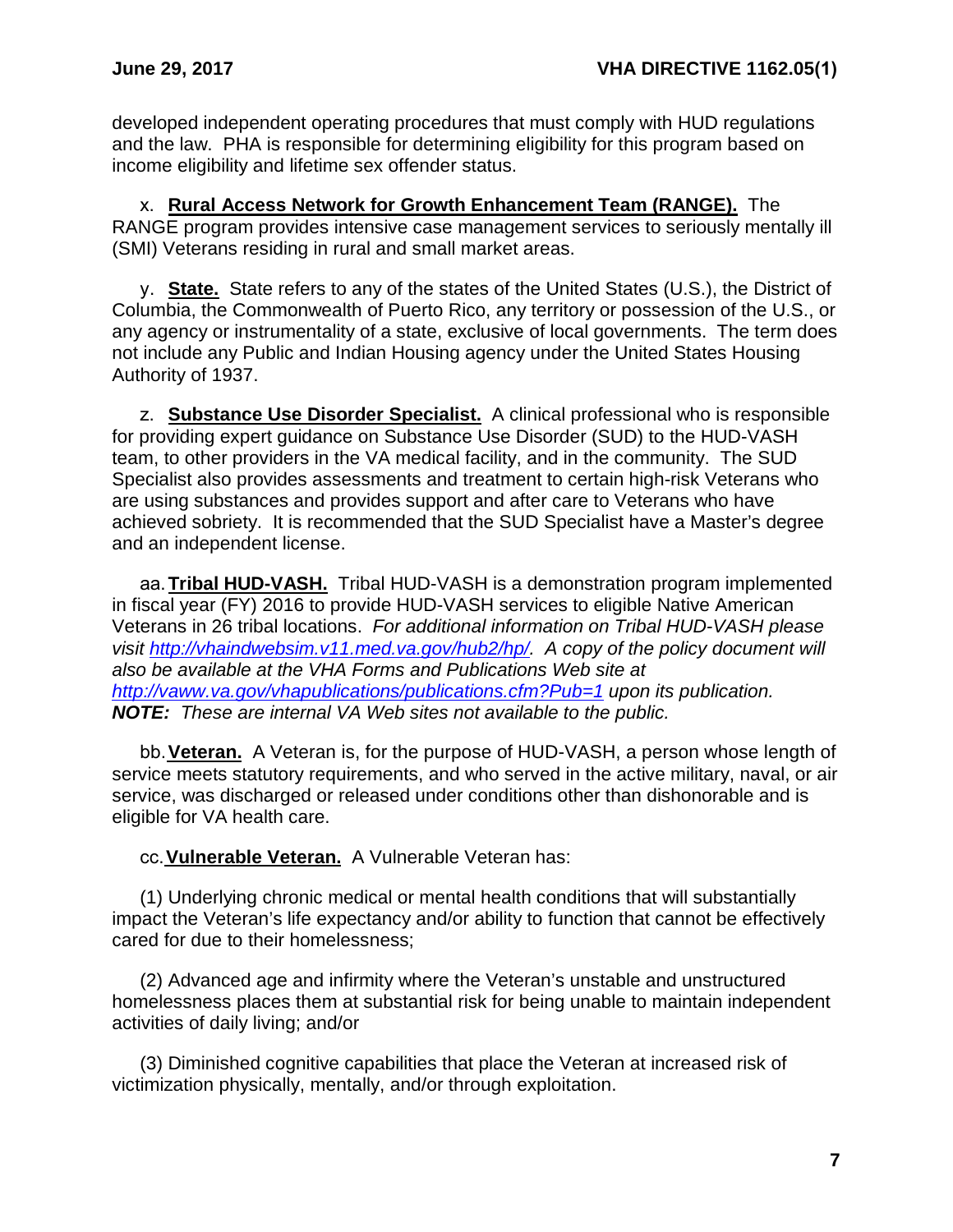developed independent operating procedures that must comply with HUD regulations and the law. PHA is responsible for determining eligibility for this program based on income eligibility and lifetime sex offender status.

x. **Rural Access Network for Growth Enhancement Team (RANGE).** The RANGE program provides intensive case management services to seriously mentally ill (SMI) Veterans residing in rural and small market areas.

y. **State.** State refers to any of the states of the United States (U.S.), the District of Columbia, the Commonwealth of Puerto Rico, any territory or possession of the U.S., or any agency or instrumentality of a state, exclusive of local governments. The term does not include any Public and Indian Housing agency under the United States Housing Authority of 1937.

z. **Substance Use Disorder Specialist.** A clinical professional who is responsible for providing expert guidance on Substance Use Disorder (SUD) to the HUD-VASH team, to other providers in the VA medical facility, and in the community. The SUD Specialist also provides assessments and treatment to certain high-risk Veterans who are using substances and provides support and after care to Veterans who have achieved sobriety. It is recommended that the SUD Specialist have a Master's degree and an independent license.

aa. **Tribal HUD-VASH.** Tribal HUD-VASH is a demonstration program implemented in fiscal year (FY) 2016 to provide HUD-VASH services to eligible Native American Veterans in 26 tribal locations. *For additional information on Tribal HUD-VASH please visit http://vhaindwebsim.v11.med.va.gov/hub2/hp/. A copy of the policy document will also be available at the VHA Forms and Publications Web site at http://vaww.va.gov/vhapublications/publications.cfm?Pub=1 upon its publication.* ***NOTE:*** *These are internal VA Web sites not available to the public.*

bb. **Veteran.** A Veteran is, for the purpose of HUD-VASH, a person whose length of service meets statutory requirements, and who served in the active military, naval, or air service, was discharged or released under conditions other than dishonorable and is eligible for VA health care.

cc. **Vulnerable Veteran.** A Vulnerable Veteran has:

(1) Underlying chronic medical or mental health conditions that will substantially impact the Veteran's life expectancy and/or ability to function that cannot be effectively cared for due to their homelessness;

(2) Advanced age and infirmity where the Veteran's unstable and unstructured homelessness places them at substantial risk for being unable to maintain independent activities of daily living; and/or

(3) Diminished cognitive capabilities that place the Veteran at increased risk of victimization physically, mentally, and/or through exploitation.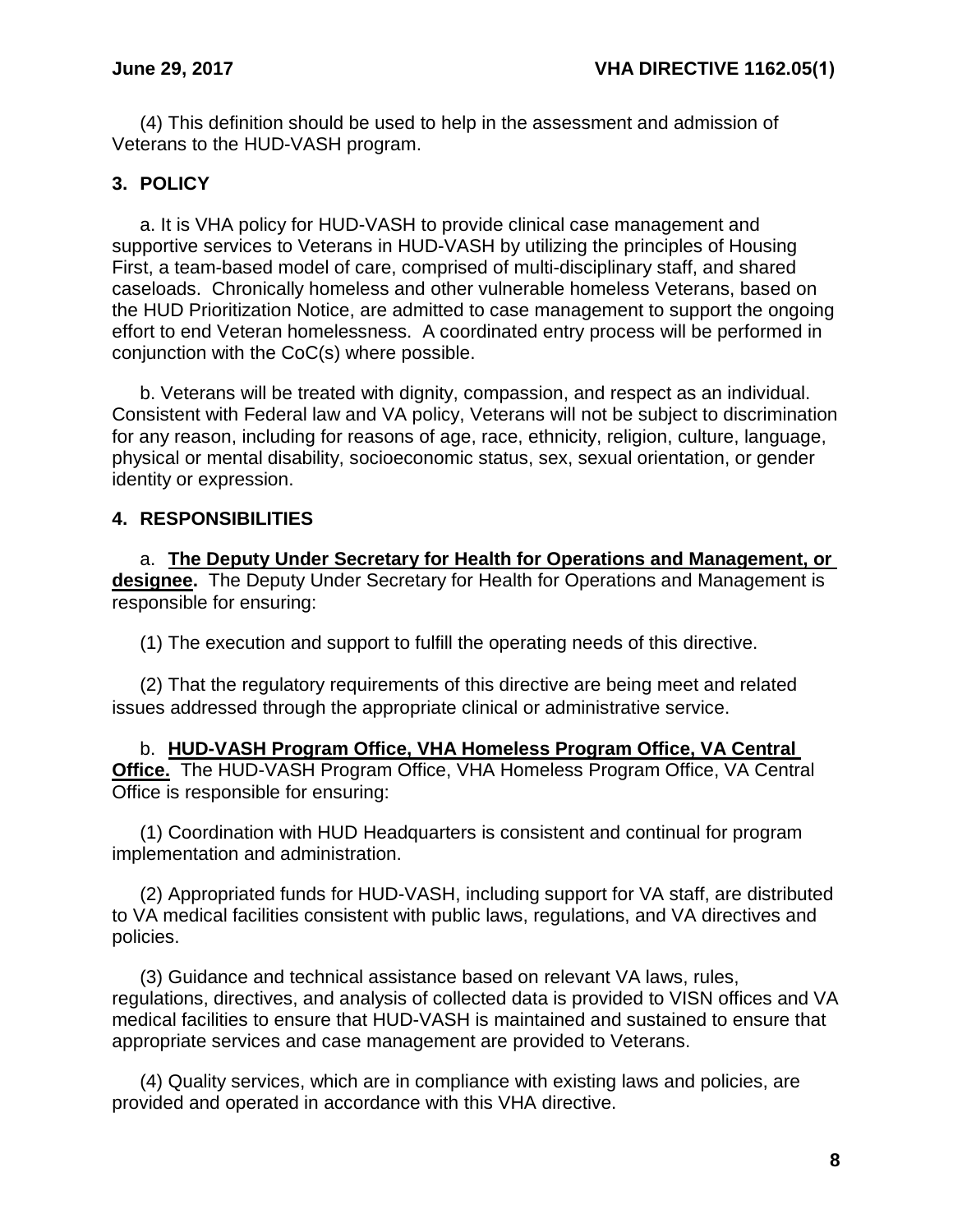(4) This definition should be used to help in the assessment and admission of Veterans to the HUD-VASH program.

## 3. POLICY

a. It is VHA policy for HUD-VASH to provide clinical case management and supportive services to Veterans in HUD-VASH by utilizing the principles of Housing First, a team-based model of care, comprised of multi-disciplinary staff, and shared caseloads. Chronically homeless and other vulnerable homeless Veterans, based on the HUD Prioritization Notice, are admitted to case management to support the ongoing effort to end Veteran homelessness. A coordinated entry process will be performed in conjunction with the CoC(s) where possible.

b. Veterans will be treated with dignity, compassion, and respect as an individual. Consistent with Federal law and VA policy, Veterans will not be subject to discrimination for any reason, including for reasons of age, race, ethnicity, religion, culture, language, physical or mental disability, socioeconomic status, sex, sexual orientation, or gender identity or expression.

## 4. RESPONSIBILITIES

a. **The Deputy Under Secretary for Health for Operations and Management, or designee.** The Deputy Under Secretary for Health for Operations and Management is responsible for ensuring:

(1) The execution and support to fulfill the operating needs of this directive.

(2) That the regulatory requirements of this directive are being meet and related issues addressed through the appropriate clinical or administrative service.

b. **HUD-VASH Program Office, VHA Homeless Program Office, VA Central Office.** The HUD-VASH Program Office, VHA Homeless Program Office, VA Central Office is responsible for ensuring:

(1) Coordination with HUD Headquarters is consistent and continual for program implementation and administration.

(2) Appropriated funds for HUD-VASH, including support for VA staff, are distributed to VA medical facilities consistent with public laws, regulations, and VA directives and policies.

(3) Guidance and technical assistance based on relevant VA laws, rules, regulations, directives, and analysis of collected data is provided to VISN offices and VA medical facilities to ensure that HUD-VASH is maintained and sustained to ensure that appropriate services and case management are provided to Veterans.

(4) Quality services, which are in compliance with existing laws and policies, are provided and operated in accordance with this VHA directive.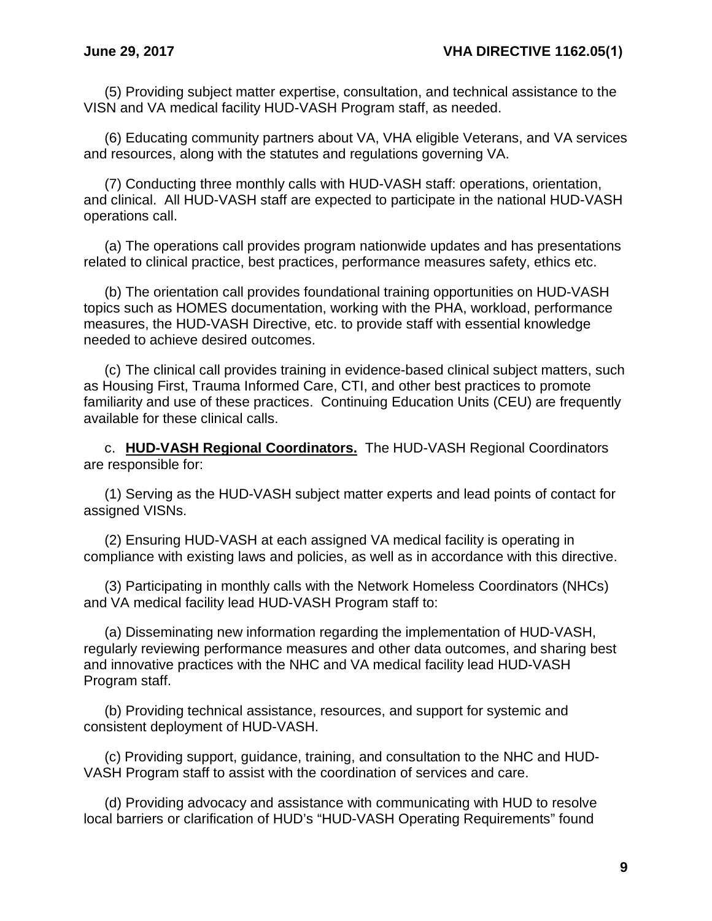(5) Providing subject matter expertise, consultation, and technical assistance to the VISN and VA medical facility HUD-VASH Program staff, as needed.

(6) Educating community partners about VA, VHA eligible Veterans, and VA services and resources, along with the statutes and regulations governing VA.

(7) Conducting three monthly calls with HUD-VASH staff: operations, orientation, and clinical. All HUD-VASH staff are expected to participate in the national HUD-VASH operations call.

(a) The operations call provides program nationwide updates and has presentations related to clinical practice, best practices, performance measures safety, ethics etc.

(b) The orientation call provides foundational training opportunities on HUD-VASH topics such as HOMES documentation, working with the PHA, workload, performance measures, the HUD-VASH Directive, etc. to provide staff with essential knowledge needed to achieve desired outcomes.

(c) The clinical call provides training in evidence-based clinical subject matters, such as Housing First, Trauma Informed Care, CTI, and other best practices to promote familiarity and use of these practices. Continuing Education Units (CEU) are frequently available for these clinical calls.

c. **HUD-VASH Regional Coordinators.** The HUD-VASH Regional Coordinators are responsible for:

(1) Serving as the HUD-VASH subject matter experts and lead points of contact for assigned VISNs.

(2) Ensuring HUD-VASH at each assigned VA medical facility is operating in compliance with existing laws and policies, as well as in accordance with this directive.

(3) Participating in monthly calls with the Network Homeless Coordinators (NHCs) and VA medical facility lead HUD-VASH Program staff to:

(a) Disseminating new information regarding the implementation of HUD-VASH, regularly reviewing performance measures and other data outcomes, and sharing best and innovative practices with the NHC and VA medical facility lead HUD-VASH Program staff.

(b) Providing technical assistance, resources, and support for systemic and consistent deployment of HUD-VASH.

(c) Providing support, guidance, training, and consultation to the NHC and HUD-VASH Program staff to assist with the coordination of services and care.

(d) Providing advocacy and assistance with communicating with HUD to resolve local barriers or clarification of HUD's "HUD-VASH Operating Requirements" found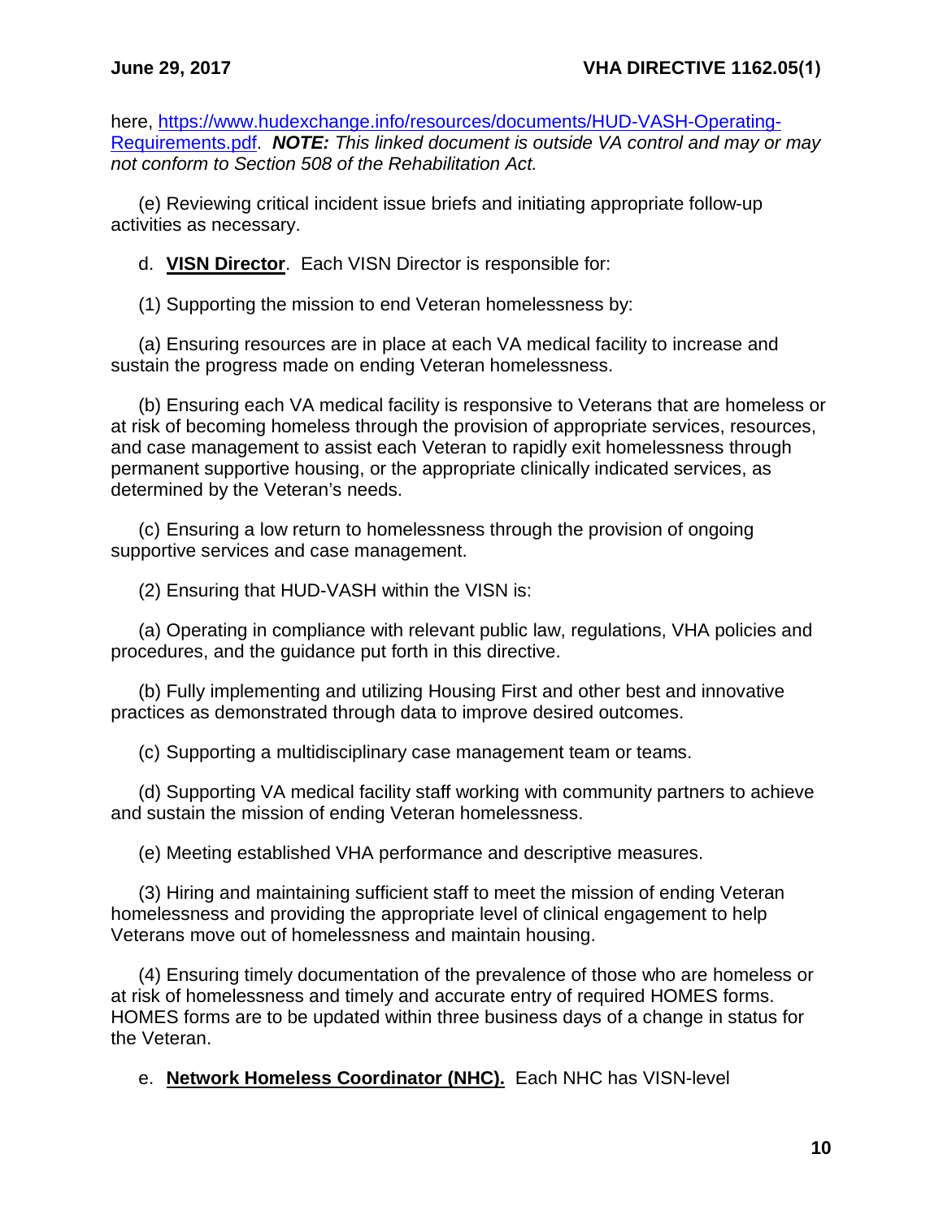here, [https://www.hudexchange.info/resources/documents/HUD-VASH-Operating-Requirements.pdf](https://www.hudexchange.info/resources/documents/HUD-VASH-Operating-Requirements.pdf). ***NOTE:*** *This linked document is outside VA control and may or may not conform to Section 508 of the Rehabilitation Act.*

(e) Reviewing critical incident issue briefs and initiating appropriate follow-up activities as necessary.

d. **VISN Director**. Each VISN Director is responsible for:

(1) Supporting the mission to end Veteran homelessness by:

(a) Ensuring resources are in place at each VA medical facility to increase and sustain the progress made on ending Veteran homelessness.

(b) Ensuring each VA medical facility is responsive to Veterans that are homeless or at risk of becoming homeless through the provision of appropriate services, resources, and case management to assist each Veteran to rapidly exit homelessness through permanent supportive housing, or the appropriate clinically indicated services, as determined by the Veteran's needs.

(c) Ensuring a low return to homelessness through the provision of ongoing supportive services and case management.

(2) Ensuring that HUD-VASH within the VISN is:

(a) Operating in compliance with relevant public law, regulations, VHA policies and procedures, and the guidance put forth in this directive.

(b) Fully implementing and utilizing Housing First and other best and innovative practices as demonstrated through data to improve desired outcomes.

(c) Supporting a multidisciplinary case management team or teams.

(d) Supporting VA medical facility staff working with community partners to achieve and sustain the mission of ending Veteran homelessness.

(e) Meeting established VHA performance and descriptive measures.

(3) Hiring and maintaining sufficient staff to meet the mission of ending Veteran homelessness and providing the appropriate level of clinical engagement to help Veterans move out of homelessness and maintain housing.

(4) Ensuring timely documentation of the prevalence of those who are homeless or at risk of homelessness and timely and accurate entry of required HOMES forms. HOMES forms are to be updated within three business days of a change in status for the Veteran.

e. **Network Homeless Coordinator (NHC).** Each NHC has VISN-level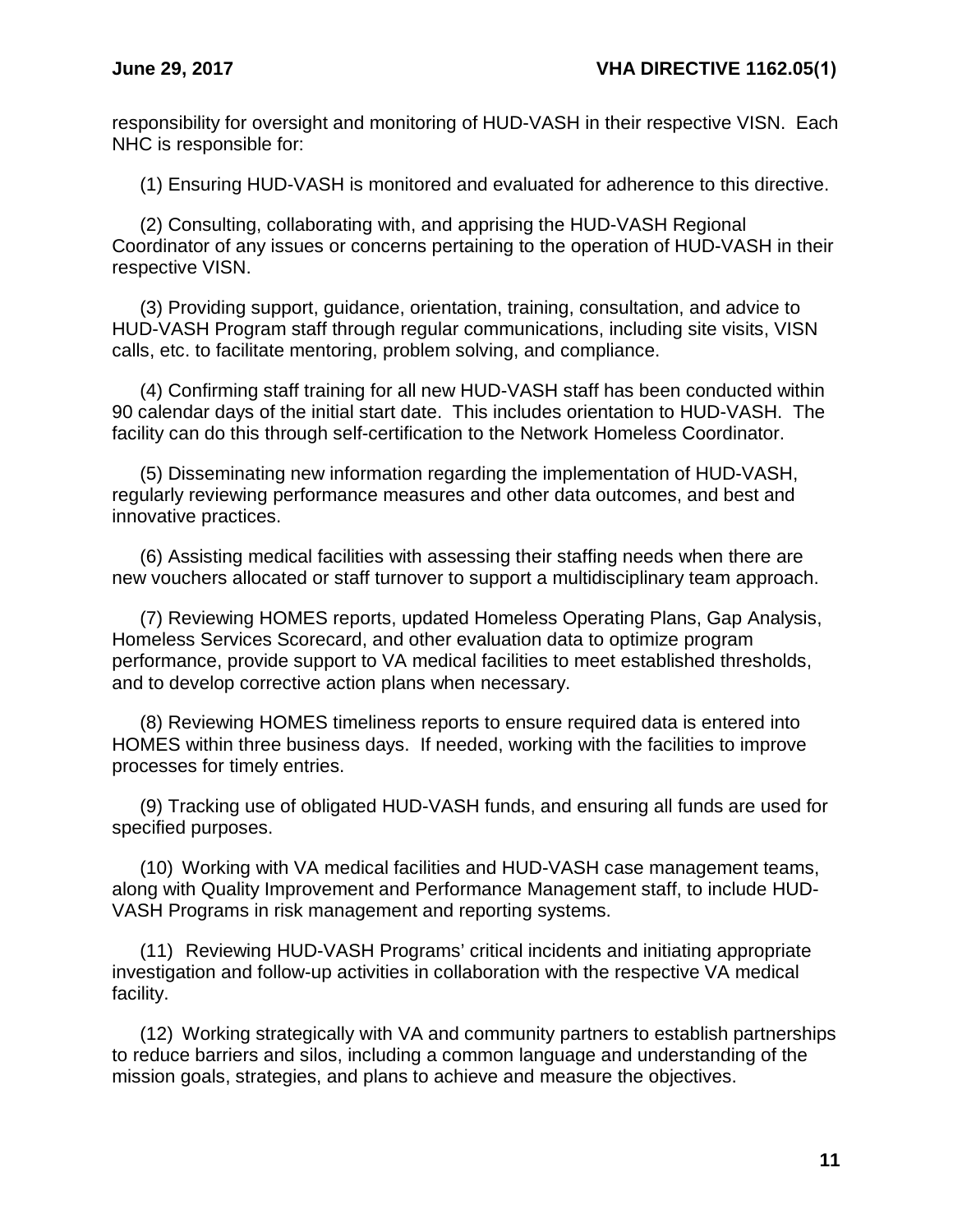responsibility for oversight and monitoring of HUD-VASH in their respective VISN. Each NHC is responsible for:

(1) Ensuring HUD-VASH is monitored and evaluated for adherence to this directive.

(2) Consulting, collaborating with, and apprising the HUD-VASH Regional Coordinator of any issues or concerns pertaining to the operation of HUD-VASH in their respective VISN.

(3) Providing support, guidance, orientation, training, consultation, and advice to HUD-VASH Program staff through regular communications, including site visits, VISN calls, etc. to facilitate mentoring, problem solving, and compliance.

(4) Confirming staff training for all new HUD-VASH staff has been conducted within 90 calendar days of the initial start date. This includes orientation to HUD-VASH. The facility can do this through self-certification to the Network Homeless Coordinator.

(5) Disseminating new information regarding the implementation of HUD-VASH, regularly reviewing performance measures and other data outcomes, and best and innovative practices.

(6) Assisting medical facilities with assessing their staffing needs when there are new vouchers allocated or staff turnover to support a multidisciplinary team approach.

(7) Reviewing HOMES reports, updated Homeless Operating Plans, Gap Analysis, Homeless Services Scorecard, and other evaluation data to optimize program performance, provide support to VA medical facilities to meet established thresholds, and to develop corrective action plans when necessary.

(8) Reviewing HOMES timeliness reports to ensure required data is entered into HOMES within three business days. If needed, working with the facilities to improve processes for timely entries.

(9) Tracking use of obligated HUD-VASH funds, and ensuring all funds are used for specified purposes.

(10) Working with VA medical facilities and HUD-VASH case management teams, along with Quality Improvement and Performance Management staff, to include HUD-VASH Programs in risk management and reporting systems.

(11) Reviewing HUD-VASH Programs' critical incidents and initiating appropriate investigation and follow-up activities in collaboration with the respective VA medical facility.

(12) Working strategically with VA and community partners to establish partnerships to reduce barriers and silos, including a common language and understanding of the mission goals, strategies, and plans to achieve and measure the objectives.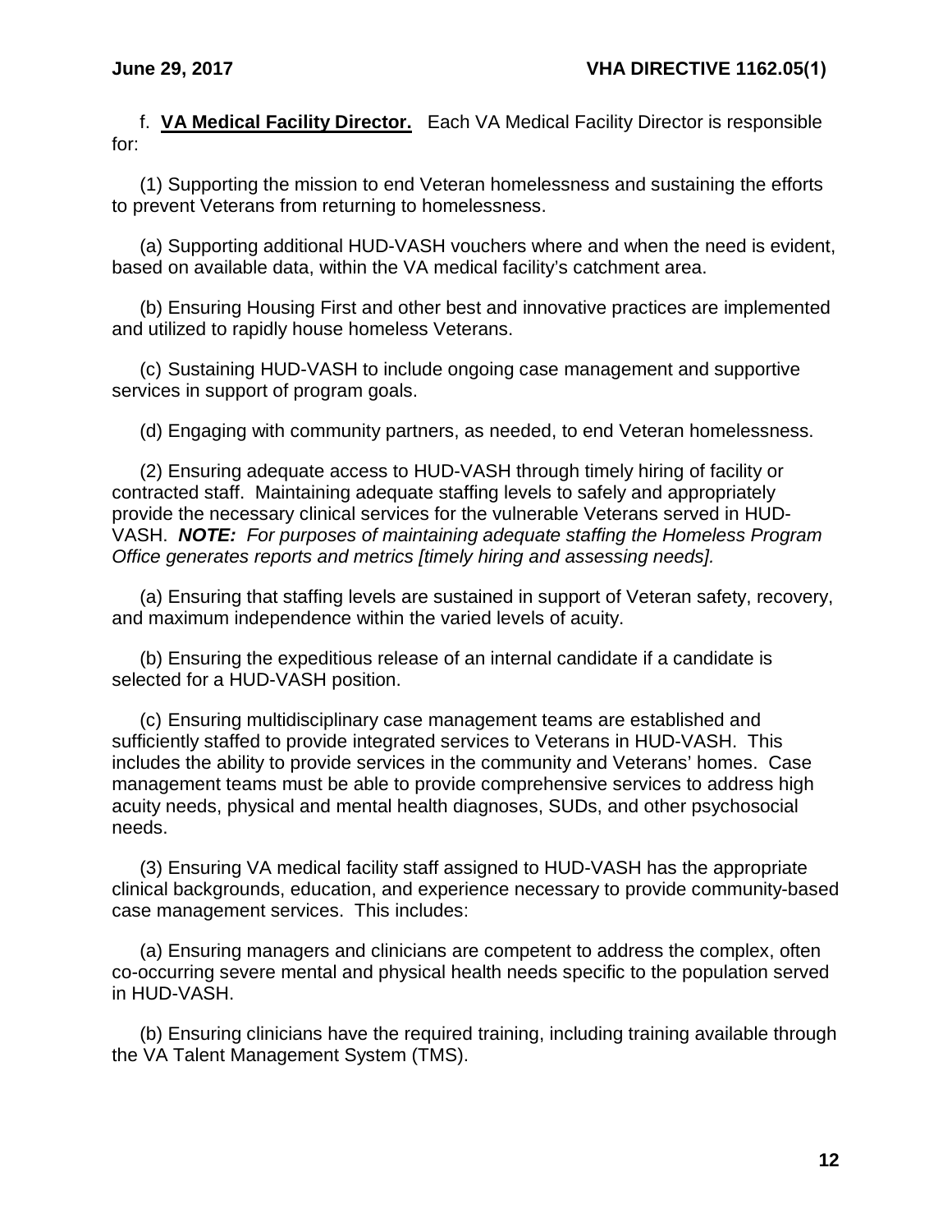f. **VA Medical Facility Director.** Each VA Medical Facility Director is responsible for:

(1) Supporting the mission to end Veteran homelessness and sustaining the efforts to prevent Veterans from returning to homelessness.

(a) Supporting additional HUD-VASH vouchers where and when the need is evident, based on available data, within the VA medical facility's catchment area.

(b) Ensuring Housing First and other best and innovative practices are implemented and utilized to rapidly house homeless Veterans.

(c) Sustaining HUD-VASH to include ongoing case management and supportive services in support of program goals.

(d) Engaging with community partners, as needed, to end Veteran homelessness.

(2) Ensuring adequate access to HUD-VASH through timely hiring of facility or contracted staff. Maintaining adequate staffing levels to safely and appropriately provide the necessary clinical services for the vulnerable Veterans served in HUD-VASH. ***NOTE:*** *For purposes of maintaining adequate staffing the Homeless Program Office generates reports and metrics [timely hiring and assessing needs].*

(a) Ensuring that staffing levels are sustained in support of Veteran safety, recovery, and maximum independence within the varied levels of acuity.

(b) Ensuring the expeditious release of an internal candidate if a candidate is selected for a HUD-VASH position.

(c) Ensuring multidisciplinary case management teams are established and sufficiently staffed to provide integrated services to Veterans in HUD-VASH. This includes the ability to provide services in the community and Veterans' homes. Case management teams must be able to provide comprehensive services to address high acuity needs, physical and mental health diagnoses, SUDs, and other psychosocial needs.

(3) Ensuring VA medical facility staff assigned to HUD-VASH has the appropriate clinical backgrounds, education, and experience necessary to provide community-based case management services. This includes:

(a) Ensuring managers and clinicians are competent to address the complex, often co-occurring severe mental and physical health needs specific to the population served in HUD-VASH.

(b) Ensuring clinicians have the required training, including training available through the VA Talent Management System (TMS).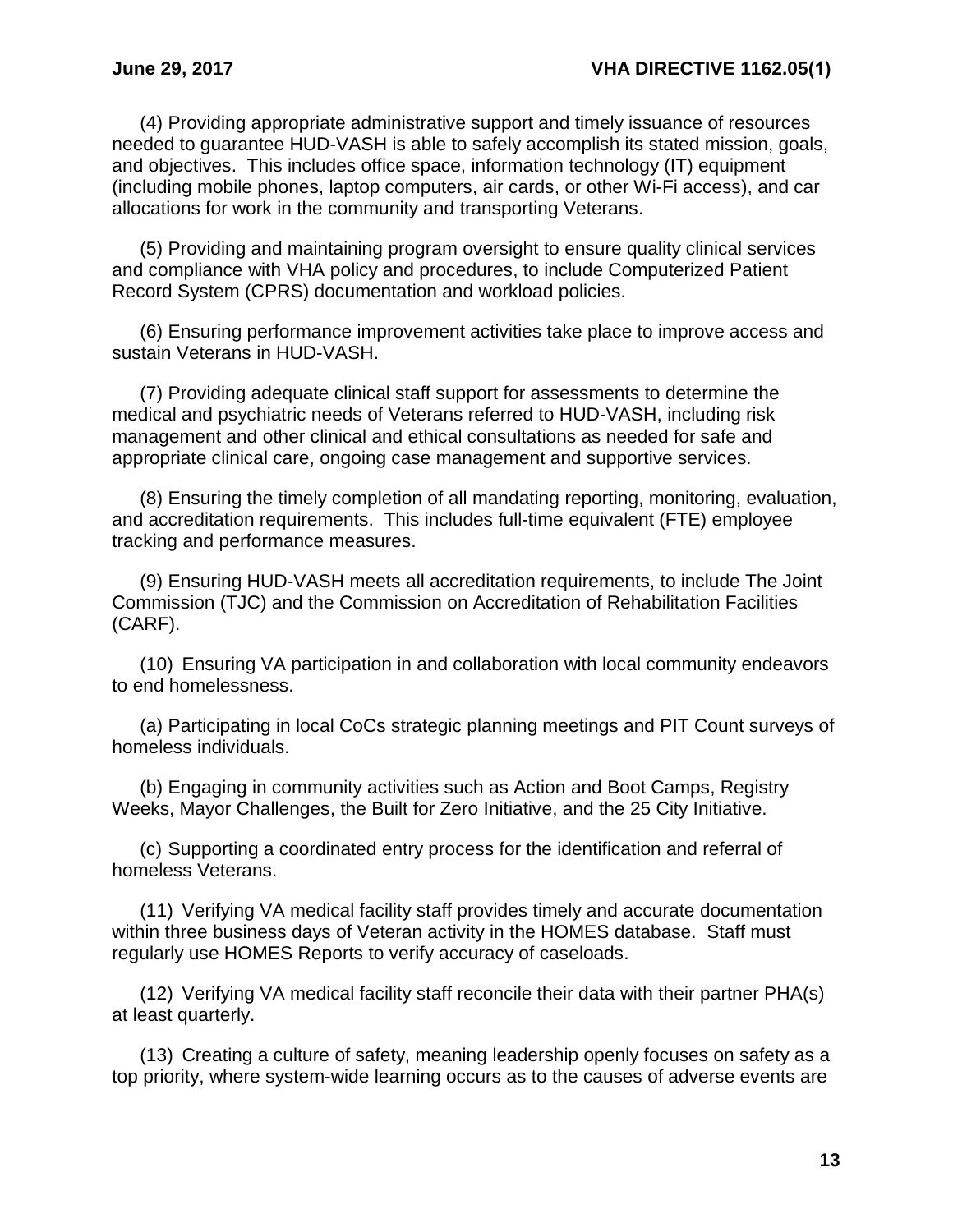(4) Providing appropriate administrative support and timely issuance of resources needed to guarantee HUD-VASH is able to safely accomplish its stated mission, goals, and objectives. This includes office space, information technology (IT) equipment (including mobile phones, laptop computers, air cards, or other Wi-Fi access), and car allocations for work in the community and transporting Veterans.

(5) Providing and maintaining program oversight to ensure quality clinical services and compliance with VHA policy and procedures, to include Computerized Patient Record System (CPRS) documentation and workload policies.

(6) Ensuring performance improvement activities take place to improve access and sustain Veterans in HUD-VASH.

(7) Providing adequate clinical staff support for assessments to determine the medical and psychiatric needs of Veterans referred to HUD-VASH, including risk management and other clinical and ethical consultations as needed for safe and appropriate clinical care, ongoing case management and supportive services.

(8) Ensuring the timely completion of all mandating reporting, monitoring, evaluation, and accreditation requirements. This includes full-time equivalent (FTE) employee tracking and performance measures.

(9) Ensuring HUD-VASH meets all accreditation requirements, to include The Joint Commission (TJC) and the Commission on Accreditation of Rehabilitation Facilities (CARF).

(10) Ensuring VA participation in and collaboration with local community endeavors to end homelessness.

(a) Participating in local CoCs strategic planning meetings and PIT Count surveys of homeless individuals.

(b) Engaging in community activities such as Action and Boot Camps, Registry Weeks, Mayor Challenges, the Built for Zero Initiative, and the 25 City Initiative.

(c) Supporting a coordinated entry process for the identification and referral of homeless Veterans.

(11) Verifying VA medical facility staff provides timely and accurate documentation within three business days of Veteran activity in the HOMES database. Staff must regularly use HOMES Reports to verify accuracy of caseloads.

(12) Verifying VA medical facility staff reconcile their data with their partner PHA(s) at least quarterly.

(13) Creating a culture of safety, meaning leadership openly focuses on safety as a top priority, where system-wide learning occurs as to the causes of adverse events are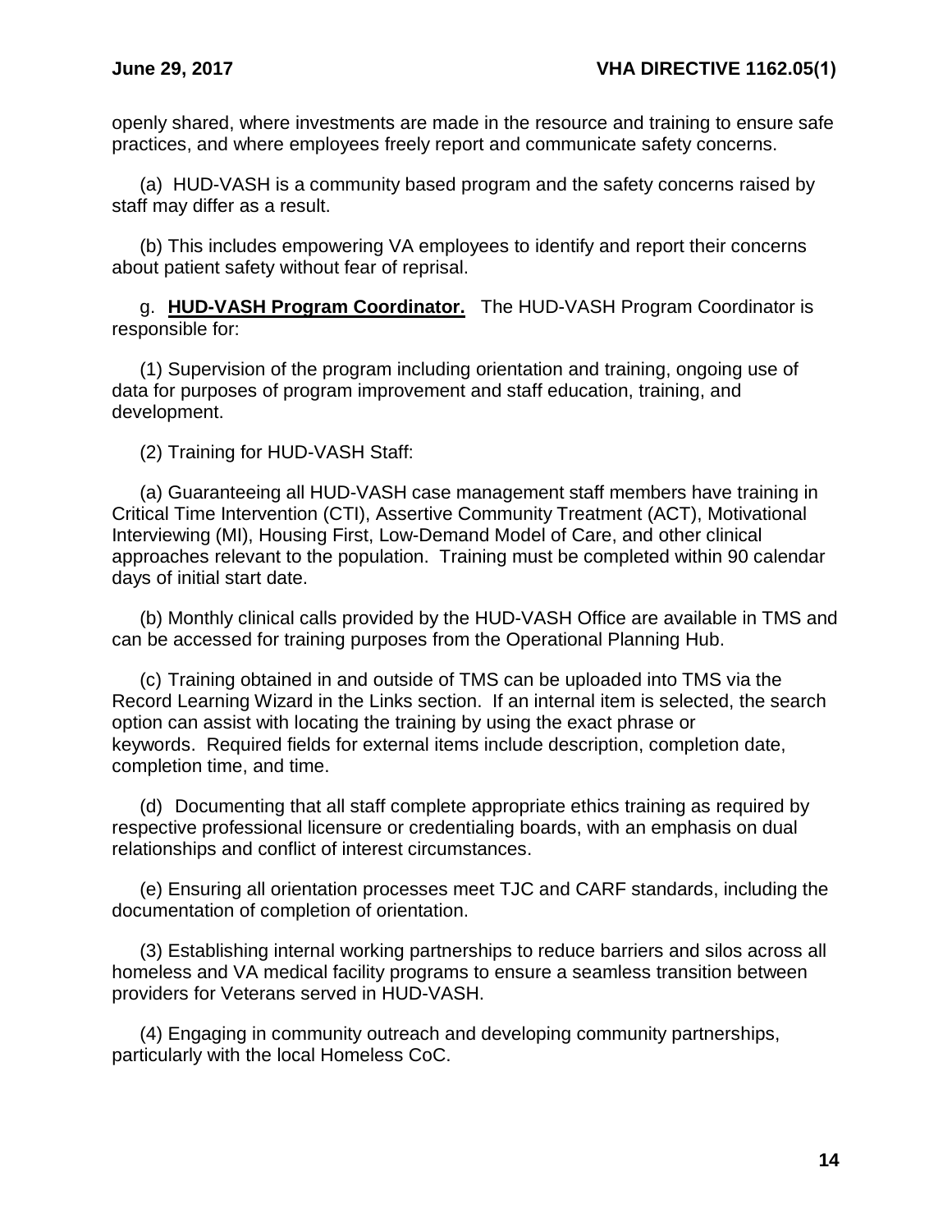openly shared, where investments are made in the resource and training to ensure safe practices, and where employees freely report and communicate safety concerns.

(a) HUD-VASH is a community based program and the safety concerns raised by staff may differ as a result.

(b) This includes empowering VA employees to identify and report their concerns about patient safety without fear of reprisal.

g. **HUD-VASH Program Coordinator.** The HUD-VASH Program Coordinator is responsible for:

(1) Supervision of the program including orientation and training, ongoing use of data for purposes of program improvement and staff education, training, and development.

(2) Training for HUD-VASH Staff:

(a) Guaranteeing all HUD-VASH case management staff members have training in Critical Time Intervention (CTI), Assertive Community Treatment (ACT), Motivational Interviewing (MI), Housing First, Low-Demand Model of Care, and other clinical approaches relevant to the population. Training must be completed within 90 calendar days of initial start date.

(b) Monthly clinical calls provided by the HUD-VASH Office are available in TMS and can be accessed for training purposes from the Operational Planning Hub.

(c) Training obtained in and outside of TMS can be uploaded into TMS via the Record Learning Wizard in the Links section. If an internal item is selected, the search option can assist with locating the training by using the exact phrase or keywords. Required fields for external items include description, completion date, completion time, and time.

(d) Documenting that all staff complete appropriate ethics training as required by respective professional licensure or credentialing boards, with an emphasis on dual relationships and conflict of interest circumstances.

(e) Ensuring all orientation processes meet TJC and CARF standards, including the documentation of completion of orientation.

(3) Establishing internal working partnerships to reduce barriers and silos across all homeless and VA medical facility programs to ensure a seamless transition between providers for Veterans served in HUD-VASH.

(4) Engaging in community outreach and developing community partnerships, particularly with the local Homeless CoC.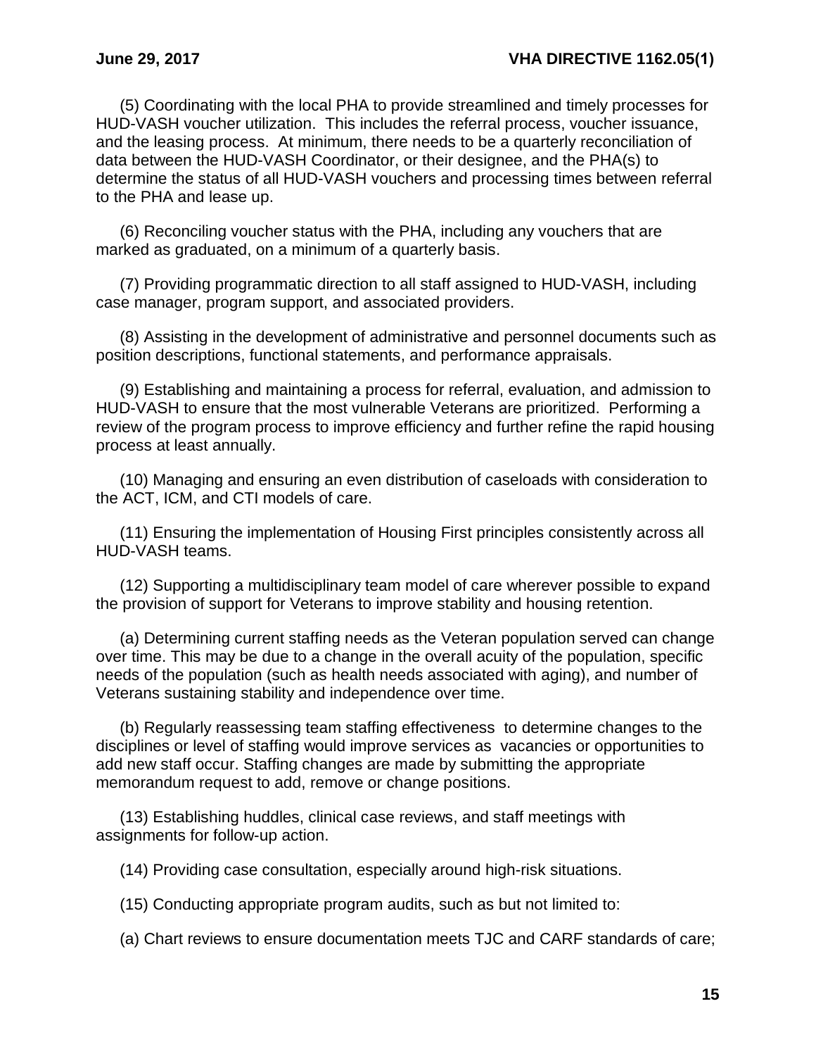(5) Coordinating with the local PHA to provide streamlined and timely processes for HUD-VASH voucher utilization. This includes the referral process, voucher issuance, and the leasing process. At minimum, there needs to be a quarterly reconciliation of data between the HUD-VASH Coordinator, or their designee, and the PHA(s) to determine the status of all HUD-VASH vouchers and processing times between referral to the PHA and lease up.

(6) Reconciling voucher status with the PHA, including any vouchers that are marked as graduated, on a minimum of a quarterly basis.

(7) Providing programmatic direction to all staff assigned to HUD-VASH, including case manager, program support, and associated providers.

(8) Assisting in the development of administrative and personnel documents such as position descriptions, functional statements, and performance appraisals.

(9) Establishing and maintaining a process for referral, evaluation, and admission to HUD-VASH to ensure that the most vulnerable Veterans are prioritized. Performing a review of the program process to improve efficiency and further refine the rapid housing process at least annually.

(10) Managing and ensuring an even distribution of caseloads with consideration to the ACT, ICM, and CTI models of care.

(11) Ensuring the implementation of Housing First principles consistently across all HUD-VASH teams.

(12) Supporting a multidisciplinary team model of care wherever possible to expand the provision of support for Veterans to improve stability and housing retention.

(a) Determining current staffing needs as the Veteran population served can change over time. This may be due to a change in the overall acuity of the population, specific needs of the population (such as health needs associated with aging), and number of Veterans sustaining stability and independence over time.

(b) Regularly reassessing team staffing effectiveness to determine changes to the disciplines or level of staffing would improve services as vacancies or opportunities to add new staff occur. Staffing changes are made by submitting the appropriate memorandum request to add, remove or change positions.

(13) Establishing huddles, clinical case reviews, and staff meetings with assignments for follow-up action.

(14) Providing case consultation, especially around high-risk situations.

(15) Conducting appropriate program audits, such as but not limited to:

(a) Chart reviews to ensure documentation meets TJC and CARF standards of care;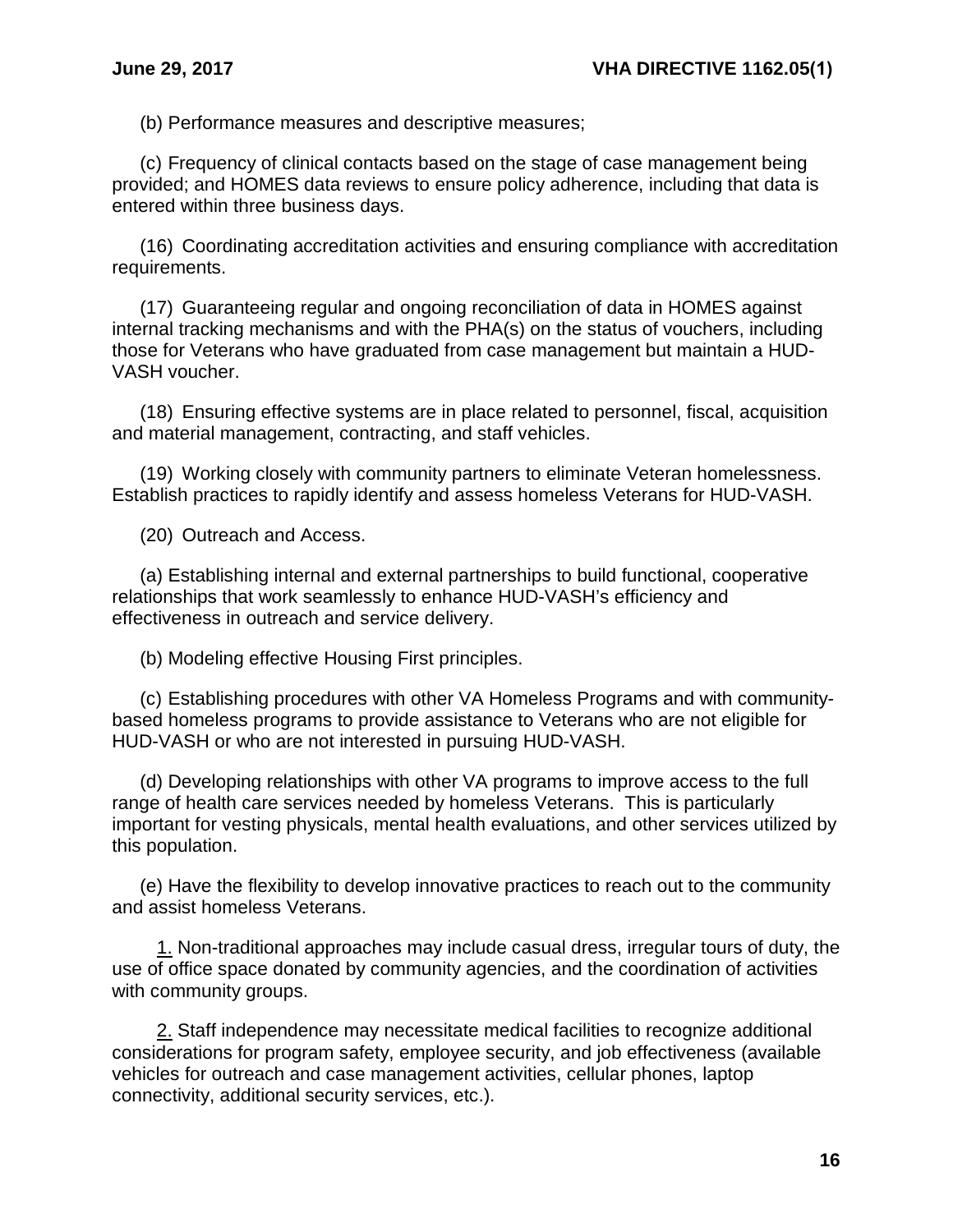(b) Performance measures and descriptive measures;

(c) Frequency of clinical contacts based on the stage of case management being provided; and HOMES data reviews to ensure policy adherence, including that data is entered within three business days.

(16) Coordinating accreditation activities and ensuring compliance with accreditation requirements.

(17) Guaranteeing regular and ongoing reconciliation of data in HOMES against internal tracking mechanisms and with the PHA(s) on the status of vouchers, including those for Veterans who have graduated from case management but maintain a HUD-VASH voucher.

(18) Ensuring effective systems are in place related to personnel, fiscal, acquisition and material management, contracting, and staff vehicles.

(19) Working closely with community partners to eliminate Veteran homelessness. Establish practices to rapidly identify and assess homeless Veterans for HUD-VASH.

(20) Outreach and Access.

(a) Establishing internal and external partnerships to build functional, cooperative relationships that work seamlessly to enhance HUD-VASH's efficiency and effectiveness in outreach and service delivery.

(b) Modeling effective Housing First principles.

(c) Establishing procedures with other VA Homeless Programs and with community-based homeless programs to provide assistance to Veterans who are not eligible for HUD-VASH or who are not interested in pursuing HUD-VASH.

(d) Developing relationships with other VA programs to improve access to the full range of health care services needed by homeless Veterans. This is particularly important for vesting physicals, mental health evaluations, and other services utilized by this population.

(e) Have the flexibility to develop innovative practices to reach out to the community and assist homeless Veterans.

1. Non-traditional approaches may include casual dress, irregular tours of duty, the use of office space donated by community agencies, and the coordination of activities with community groups.

2. Staff independence may necessitate medical facilities to recognize additional considerations for program safety, employee security, and job effectiveness (available vehicles for outreach and case management activities, cellular phones, laptop connectivity, additional security services, etc.).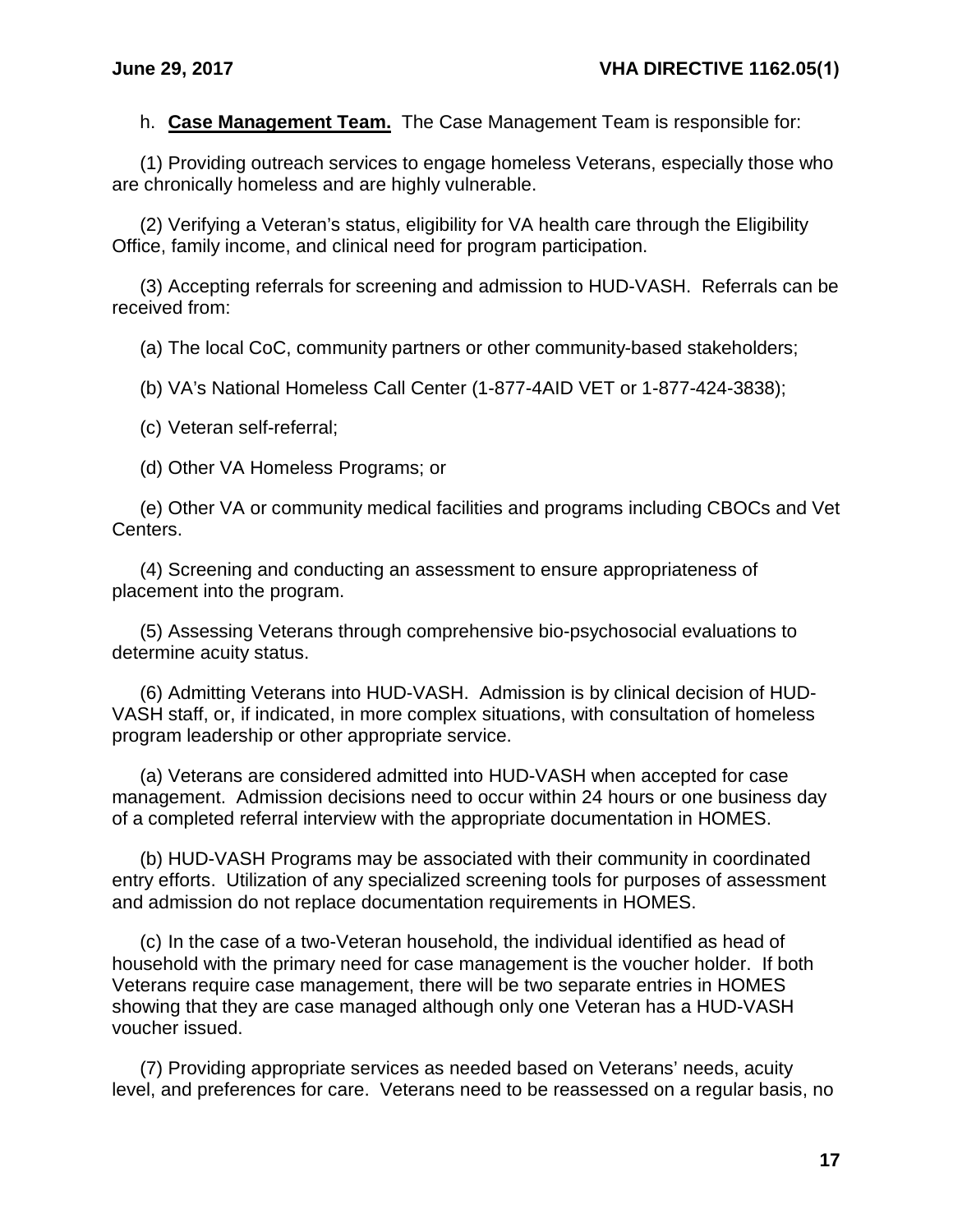h. **Case Management Team.** The Case Management Team is responsible for:

(1) Providing outreach services to engage homeless Veterans, especially those who are chronically homeless and are highly vulnerable.

(2) Verifying a Veteran's status, eligibility for VA health care through the Eligibility Office, family income, and clinical need for program participation.

(3) Accepting referrals for screening and admission to HUD-VASH. Referrals can be received from:

(a) The local CoC, community partners or other community-based stakeholders;

(b) VA's National Homeless Call Center (1-877-4AID VET or 1-877-424-3838);

(c) Veteran self-referral;

(d) Other VA Homeless Programs; or

(e) Other VA or community medical facilities and programs including CBOCs and Vet Centers.

(4) Screening and conducting an assessment to ensure appropriateness of placement into the program.

(5) Assessing Veterans through comprehensive bio-psychosocial evaluations to determine acuity status.

(6) Admitting Veterans into HUD-VASH. Admission is by clinical decision of HUD-VASH staff, or, if indicated, in more complex situations, with consultation of homeless program leadership or other appropriate service.

(a) Veterans are considered admitted into HUD-VASH when accepted for case management. Admission decisions need to occur within 24 hours or one business day of a completed referral interview with the appropriate documentation in HOMES.

(b) HUD-VASH Programs may be associated with their community in coordinated entry efforts. Utilization of any specialized screening tools for purposes of assessment and admission do not replace documentation requirements in HOMES.

(c) In the case of a two-Veteran household, the individual identified as head of household with the primary need for case management is the voucher holder. If both Veterans require case management, there will be two separate entries in HOMES showing that they are case managed although only one Veteran has a HUD-VASH voucher issued.

(7) Providing appropriate services as needed based on Veterans' needs, acuity level, and preferences for care. Veterans need to be reassessed on a regular basis, no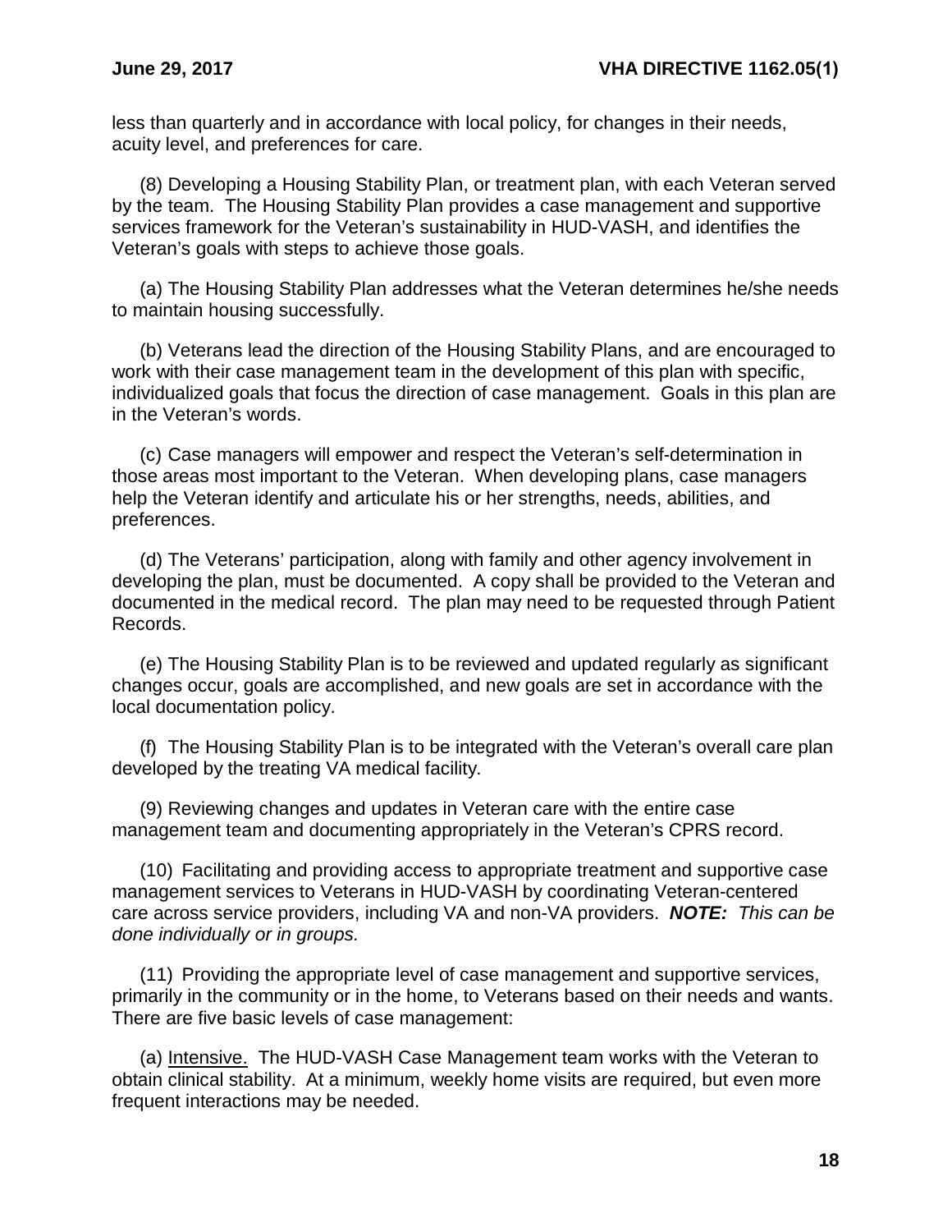less than quarterly and in accordance with local policy, for changes in their needs, acuity level, and preferences for care.

(8) Developing a Housing Stability Plan, or treatment plan, with each Veteran served by the team. The Housing Stability Plan provides a case management and supportive services framework for the Veteran's sustainability in HUD-VASH, and identifies the Veteran's goals with steps to achieve those goals.

(a) The Housing Stability Plan addresses what the Veteran determines he/she needs to maintain housing successfully.

(b) Veterans lead the direction of the Housing Stability Plans, and are encouraged to work with their case management team in the development of this plan with specific, individualized goals that focus the direction of case management. Goals in this plan are in the Veteran's words.

(c) Case managers will empower and respect the Veteran's self-determination in those areas most important to the Veteran. When developing plans, case managers help the Veteran identify and articulate his or her strengths, needs, abilities, and preferences.

(d) The Veterans' participation, along with family and other agency involvement in developing the plan, must be documented. A copy shall be provided to the Veteran and documented in the medical record. The plan may need to be requested through Patient Records.

(e) The Housing Stability Plan is to be reviewed and updated regularly as significant changes occur, goals are accomplished, and new goals are set in accordance with the local documentation policy.

(f) The Housing Stability Plan is to be integrated with the Veteran's overall care plan developed by the treating VA medical facility.

(9) Reviewing changes and updates in Veteran care with the entire case management team and documenting appropriately in the Veteran's CPRS record.

(10) Facilitating and providing access to appropriate treatment and supportive case management services to Veterans in HUD-VASH by coordinating Veteran-centered care across service providers, including VA and non-VA providers. ***NOTE:*** *This can be done individually or in groups.*

(11) Providing the appropriate level of case management and supportive services, primarily in the community or in the home, to Veterans based on their needs and wants. There are five basic levels of case management:

(a) Intensive. The HUD-VASH Case Management team works with the Veteran to obtain clinical stability. At a minimum, weekly home visits are required, but even more frequent interactions may be needed.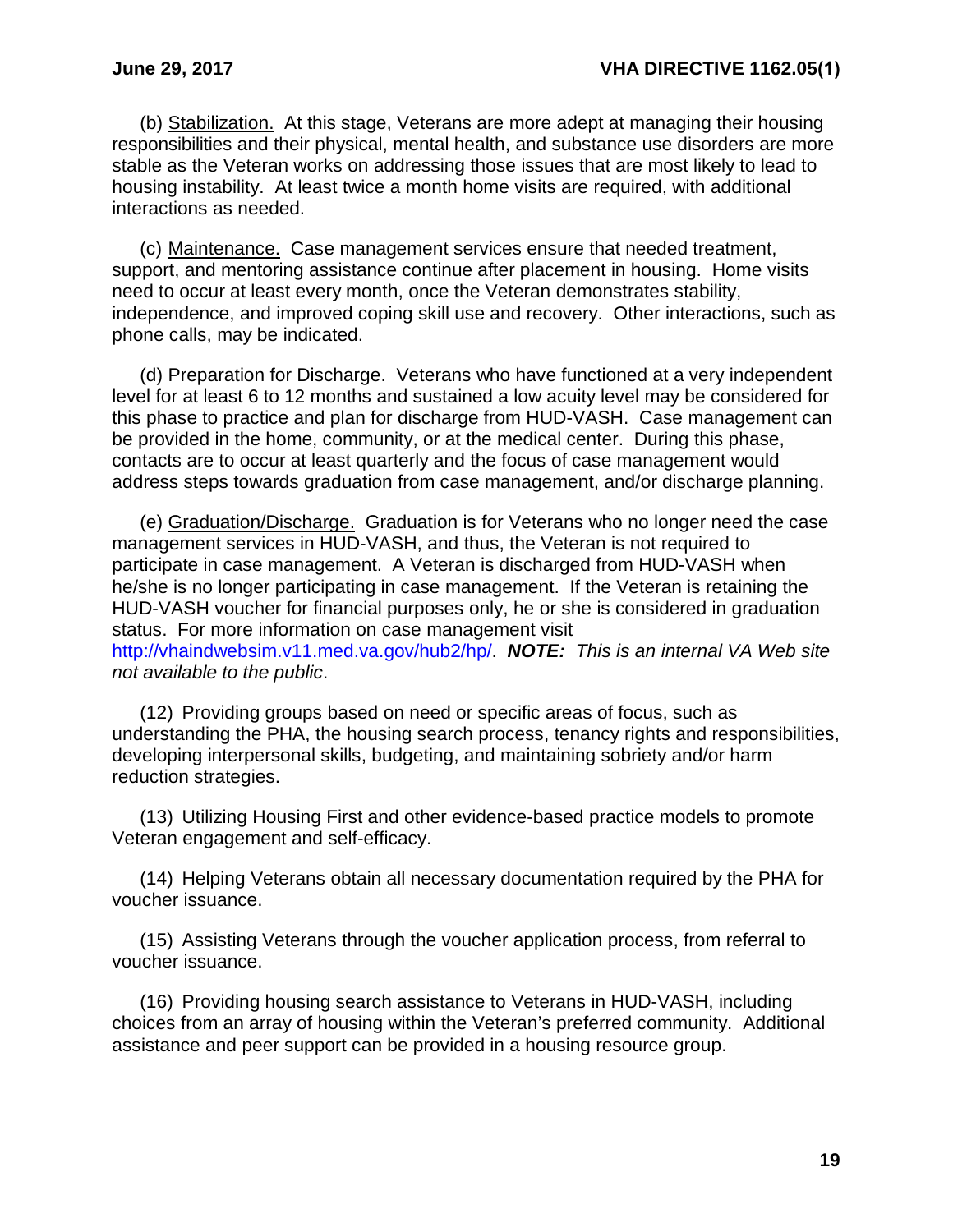(b) Stabilization. At this stage, Veterans are more adept at managing their housing responsibilities and their physical, mental health, and substance use disorders are more stable as the Veteran works on addressing those issues that are most likely to lead to housing instability. At least twice a month home visits are required, with additional interactions as needed.

(c) Maintenance. Case management services ensure that needed treatment, support, and mentoring assistance continue after placement in housing. Home visits need to occur at least every month, once the Veteran demonstrates stability, independence, and improved coping skill use and recovery. Other interactions, such as phone calls, may be indicated.

(d) Preparation for Discharge. Veterans who have functioned at a very independent level for at least 6 to 12 months and sustained a low acuity level may be considered for this phase to practice and plan for discharge from HUD-VASH. Case management can be provided in the home, community, or at the medical center. During this phase, contacts are to occur at least quarterly and the focus of case management would address steps towards graduation from case management, and/or discharge planning.

(e) Graduation/Discharge. Graduation is for Veterans who no longer need the case management services in HUD-VASH, and thus, the Veteran is not required to participate in case management. A Veteran is discharged from HUD-VASH when he/she is no longer participating in case management. If the Veteran is retaining the HUD-VASH voucher for financial purposes only, he or she is considered in graduation status. For more information on case management visit http://vhaindwebsim.v11.med.va.gov/hub2/hp/. ***NOTE:*** *This is an internal VA Web site not available to the public*.

(12) Providing groups based on need or specific areas of focus, such as understanding the PHA, the housing search process, tenancy rights and responsibilities, developing interpersonal skills, budgeting, and maintaining sobriety and/or harm reduction strategies.

(13) Utilizing Housing First and other evidence-based practice models to promote Veteran engagement and self-efficacy.

(14) Helping Veterans obtain all necessary documentation required by the PHA for voucher issuance.

(15) Assisting Veterans through the voucher application process, from referral to voucher issuance.

(16) Providing housing search assistance to Veterans in HUD-VASH, including choices from an array of housing within the Veteran's preferred community. Additional assistance and peer support can be provided in a housing resource group.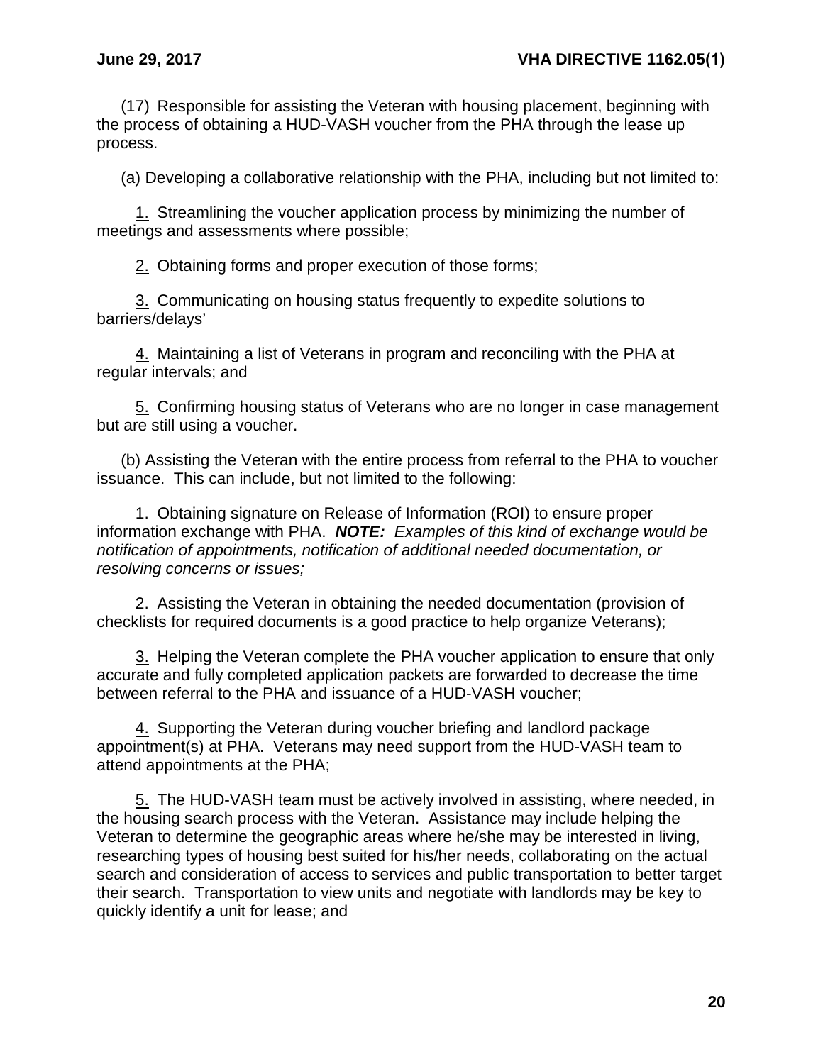(17) Responsible for assisting the Veteran with housing placement, beginning with the process of obtaining a HUD-VASH voucher from the PHA through the lease up process.

(a) Developing a collaborative relationship with the PHA, including but not limited to:

1. Streamlining the voucher application process by minimizing the number of meetings and assessments where possible;

2. Obtaining forms and proper execution of those forms;

3. Communicating on housing status frequently to expedite solutions to barriers/delays'

4. Maintaining a list of Veterans in program and reconciling with the PHA at regular intervals; and

5. Confirming housing status of Veterans who are no longer in case management but are still using a voucher.

(b) Assisting the Veteran with the entire process from referral to the PHA to voucher issuance. This can include, but not limited to the following:

1. Obtaining signature on Release of Information (ROI) to ensure proper information exchange with PHA. ***NOTE:*** *Examples of this kind of exchange would be notification of appointments, notification of additional needed documentation, or resolving concerns or issues;*

2. Assisting the Veteran in obtaining the needed documentation (provision of checklists for required documents is a good practice to help organize Veterans);

3. Helping the Veteran complete the PHA voucher application to ensure that only accurate and fully completed application packets are forwarded to decrease the time between referral to the PHA and issuance of a HUD-VASH voucher;

4. Supporting the Veteran during voucher briefing and landlord package appointment(s) at PHA. Veterans may need support from the HUD-VASH team to attend appointments at the PHA;

5. The HUD-VASH team must be actively involved in assisting, where needed, in the housing search process with the Veteran. Assistance may include helping the Veteran to determine the geographic areas where he/she may be interested in living, researching types of housing best suited for his/her needs, collaborating on the actual search and consideration of access to services and public transportation to better target their search. Transportation to view units and negotiate with landlords may be key to quickly identify a unit for lease; and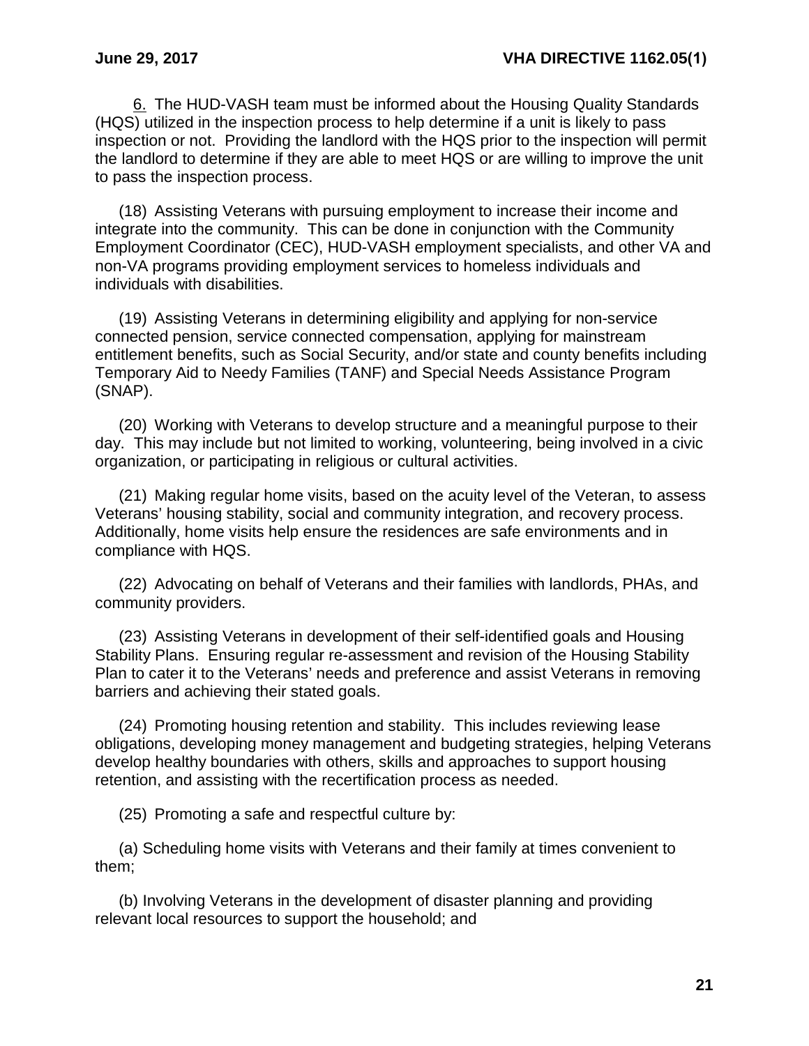6. The HUD-VASH team must be informed about the Housing Quality Standards (HQS) utilized in the inspection process to help determine if a unit is likely to pass inspection or not. Providing the landlord with the HQS prior to the inspection will permit the landlord to determine if they are able to meet HQS or are willing to improve the unit to pass the inspection process.

(18) Assisting Veterans with pursuing employment to increase their income and integrate into the community. This can be done in conjunction with the Community Employment Coordinator (CEC), HUD-VASH employment specialists, and other VA and non-VA programs providing employment services to homeless individuals and individuals with disabilities.

(19) Assisting Veterans in determining eligibility and applying for non-service connected pension, service connected compensation, applying for mainstream entitlement benefits, such as Social Security, and/or state and county benefits including Temporary Aid to Needy Families (TANF) and Special Needs Assistance Program (SNAP).

(20) Working with Veterans to develop structure and a meaningful purpose to their day. This may include but not limited to working, volunteering, being involved in a civic organization, or participating in religious or cultural activities.

(21) Making regular home visits, based on the acuity level of the Veteran, to assess Veterans' housing stability, social and community integration, and recovery process. Additionally, home visits help ensure the residences are safe environments and in compliance with HQS.

(22) Advocating on behalf of Veterans and their families with landlords, PHAs, and community providers.

(23) Assisting Veterans in development of their self-identified goals and Housing Stability Plans. Ensuring regular re-assessment and revision of the Housing Stability Plan to cater it to the Veterans' needs and preference and assist Veterans in removing barriers and achieving their stated goals.

(24) Promoting housing retention and stability. This includes reviewing lease obligations, developing money management and budgeting strategies, helping Veterans develop healthy boundaries with others, skills and approaches to support housing retention, and assisting with the recertification process as needed.

(25) Promoting a safe and respectful culture by:

(a) Scheduling home visits with Veterans and their family at times convenient to them;

(b) Involving Veterans in the development of disaster planning and providing relevant local resources to support the household; and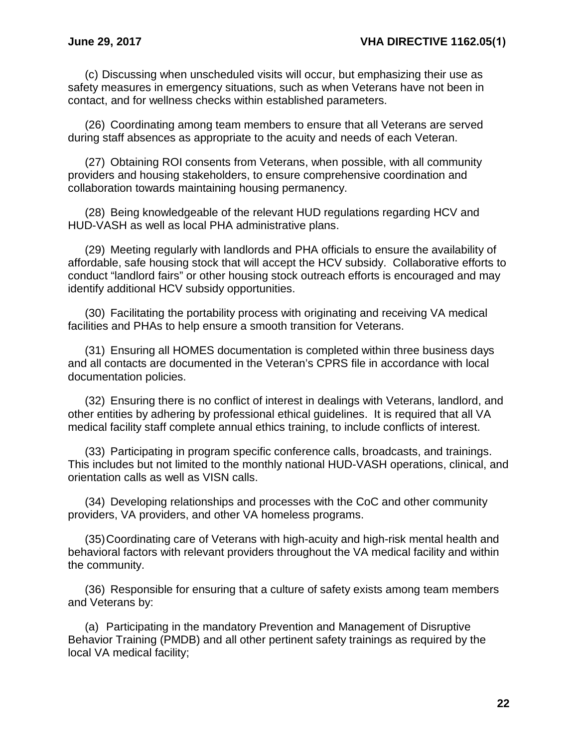(c) Discussing when unscheduled visits will occur, but emphasizing their use as safety measures in emergency situations, such as when Veterans have not been in contact, and for wellness checks within established parameters.

(26) Coordinating among team members to ensure that all Veterans are served during staff absences as appropriate to the acuity and needs of each Veteran.

(27) Obtaining ROI consents from Veterans, when possible, with all community providers and housing stakeholders, to ensure comprehensive coordination and collaboration towards maintaining housing permanency.

(28) Being knowledgeable of the relevant HUD regulations regarding HCV and HUD-VASH as well as local PHA administrative plans.

(29) Meeting regularly with landlords and PHA officials to ensure the availability of affordable, safe housing stock that will accept the HCV subsidy. Collaborative efforts to conduct "landlord fairs" or other housing stock outreach efforts is encouraged and may identify additional HCV subsidy opportunities.

(30) Facilitating the portability process with originating and receiving VA medical facilities and PHAs to help ensure a smooth transition for Veterans.

(31) Ensuring all HOMES documentation is completed within three business days and all contacts are documented in the Veteran's CPRS file in accordance with local documentation policies.

(32) Ensuring there is no conflict of interest in dealings with Veterans, landlord, and other entities by adhering by professional ethical guidelines. It is required that all VA medical facility staff complete annual ethics training, to include conflicts of interest.

(33) Participating in program specific conference calls, broadcasts, and trainings. This includes but not limited to the monthly national HUD-VASH operations, clinical, and orientation calls as well as VISN calls.

(34) Developing relationships and processes with the CoC and other community providers, VA providers, and other VA homeless programs.

(35) Coordinating care of Veterans with high-acuity and high-risk mental health and behavioral factors with relevant providers throughout the VA medical facility and within the community.

(36) Responsible for ensuring that a culture of safety exists among team members and Veterans by:

(a) Participating in the mandatory Prevention and Management of Disruptive Behavior Training (PMDB) and all other pertinent safety trainings as required by the local VA medical facility;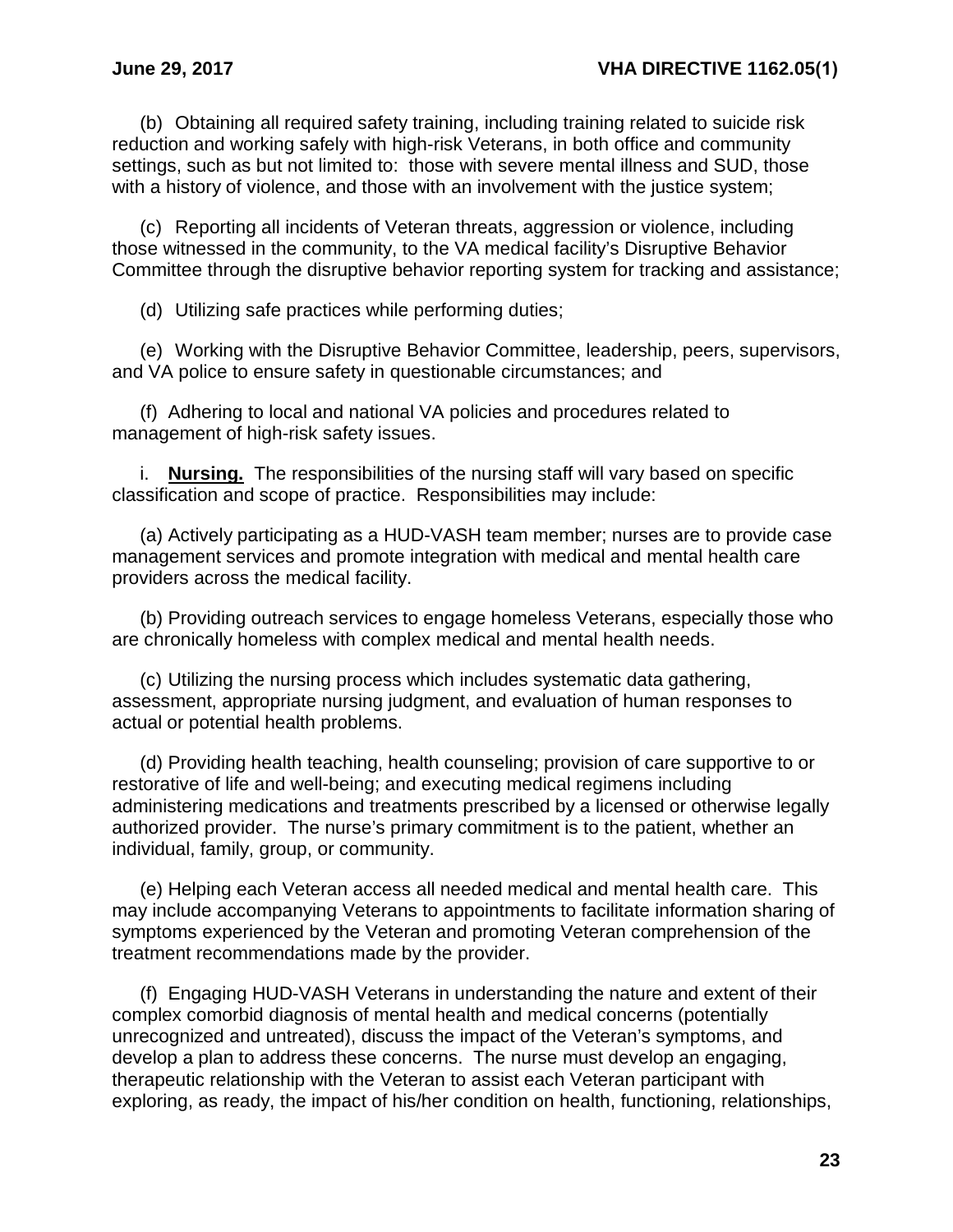(b) Obtaining all required safety training, including training related to suicide risk reduction and working safely with high-risk Veterans, in both office and community settings, such as but not limited to: those with severe mental illness and SUD, those with a history of violence, and those with an involvement with the justice system;

(c) Reporting all incidents of Veteran threats, aggression or violence, including those witnessed in the community, to the VA medical facility's Disruptive Behavior Committee through the disruptive behavior reporting system for tracking and assistance;

(d) Utilizing safe practices while performing duties;

(e) Working with the Disruptive Behavior Committee, leadership, peers, supervisors, and VA police to ensure safety in questionable circumstances; and

(f) Adhering to local and national VA policies and procedures related to management of high-risk safety issues.

i. **Nursing.** The responsibilities of the nursing staff will vary based on specific classification and scope of practice. Responsibilities may include:

(a) Actively participating as a HUD-VASH team member; nurses are to provide case management services and promote integration with medical and mental health care providers across the medical facility.

(b) Providing outreach services to engage homeless Veterans, especially those who are chronically homeless with complex medical and mental health needs.

(c) Utilizing the nursing process which includes systematic data gathering, assessment, appropriate nursing judgment, and evaluation of human responses to actual or potential health problems.

(d) Providing health teaching, health counseling; provision of care supportive to or restorative of life and well-being; and executing medical regimens including administering medications and treatments prescribed by a licensed or otherwise legally authorized provider. The nurse's primary commitment is to the patient, whether an individual, family, group, or community.

(e) Helping each Veteran access all needed medical and mental health care. This may include accompanying Veterans to appointments to facilitate information sharing of symptoms experienced by the Veteran and promoting Veteran comprehension of the treatment recommendations made by the provider.

(f) Engaging HUD-VASH Veterans in understanding the nature and extent of their complex comorbid diagnosis of mental health and medical concerns (potentially unrecognized and untreated), discuss the impact of the Veteran's symptoms, and develop a plan to address these concerns. The nurse must develop an engaging, therapeutic relationship with the Veteran to assist each Veteran participant with exploring, as ready, the impact of his/her condition on health, functioning, relationships,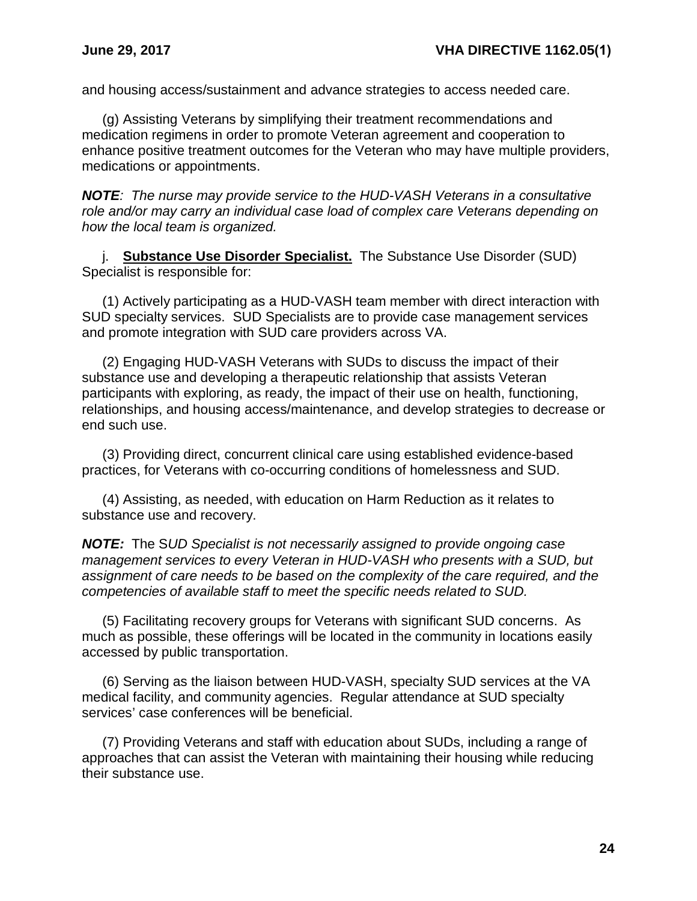and housing access/sustainment and advance strategies to access needed care.

(g) Assisting Veterans by simplifying their treatment recommendations and medication regimens in order to promote Veteran agreement and cooperation to enhance positive treatment outcomes for the Veteran who may have multiple providers, medications or appointments.

***NOTE****: The nurse may provide service to the HUD-VASH Veterans in a consultative role and/or may carry an individual case load of complex care Veterans depending on how the local team is organized.*

j. **<u>Substance Use Disorder Specialist.</u>** The Substance Use Disorder (SUD) Specialist is responsible for:

(1) Actively participating as a HUD-VASH team member with direct interaction with SUD specialty services. SUD Specialists are to provide case management services and promote integration with SUD care providers across VA.

(2) Engaging HUD-VASH Veterans with SUDs to discuss the impact of their substance use and developing a therapeutic relationship that assists Veteran participants with exploring, as ready, the impact of their use on health, functioning, relationships, and housing access/maintenance, and develop strategies to decrease or end such use.

(3) Providing direct, concurrent clinical care using established evidence-based practices, for Veterans with co-occurring conditions of homelessness and SUD.

(4) Assisting, as needed, with education on Harm Reduction as it relates to substance use and recovery.

***NOTE:*** The S*UD Specialist is not necessarily assigned to provide ongoing case management services to every Veteran in HUD-VASH who presents with a SUD, but assignment of care needs to be based on the complexity of the care required, and the competencies of available staff to meet the specific needs related to SUD.*

(5) Facilitating recovery groups for Veterans with significant SUD concerns. As much as possible, these offerings will be located in the community in locations easily accessed by public transportation.

(6) Serving as the liaison between HUD-VASH, specialty SUD services at the VA medical facility, and community agencies. Regular attendance at SUD specialty services' case conferences will be beneficial.

(7) Providing Veterans and staff with education about SUDs, including a range of approaches that can assist the Veteran with maintaining their housing while reducing their substance use.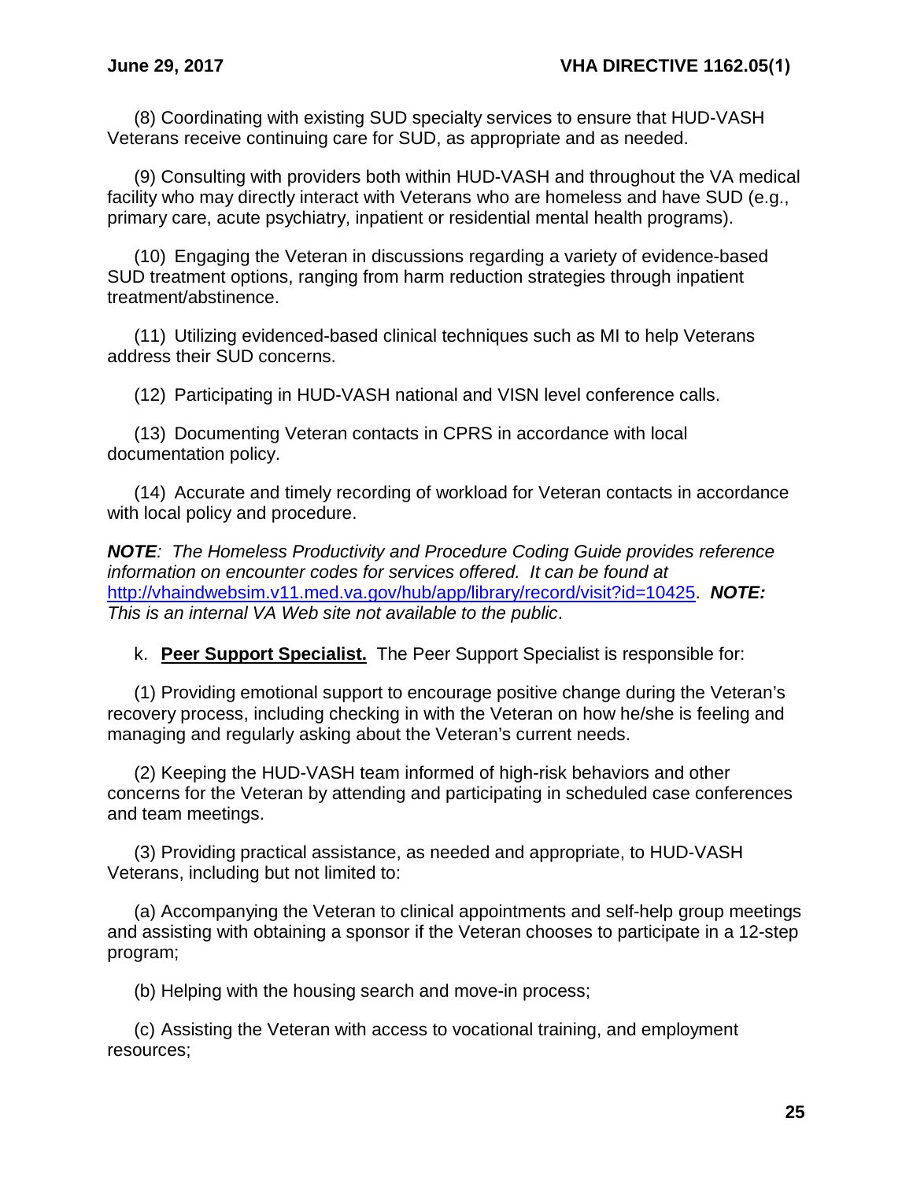(8) Coordinating with existing SUD specialty services to ensure that HUD-VASH Veterans receive continuing care for SUD, as appropriate and as needed.

(9) Consulting with providers both within HUD-VASH and throughout the VA medical facility who may directly interact with Veterans who are homeless and have SUD (e.g., primary care, acute psychiatry, inpatient or residential mental health programs).

(10) Engaging the Veteran in discussions regarding a variety of evidence-based SUD treatment options, ranging from harm reduction strategies through inpatient treatment/abstinence.

(11) Utilizing evidenced-based clinical techniques such as MI to help Veterans address their SUD concerns.

(12) Participating in HUD-VASH national and VISN level conference calls.

(13) Documenting Veteran contacts in CPRS in accordance with local documentation policy.

(14) Accurate and timely recording of workload for Veteran contacts in accordance with local policy and procedure.

***NOTE****: The Homeless Productivity and Procedure Coding Guide provides reference information on encounter codes for services offered. It can be found at* [http://vhaindwebsim.v11.med.va.gov/hub/app/library/record/visit?id=10425](http://vhaindwebsim.v11.med.va.gov/hub/app/library/record/visit?id=10425). ***NOTE:*** *This is an internal VA Web site not available to the public*.

k. **Peer Support Specialist.** The Peer Support Specialist is responsible for:

(1) Providing emotional support to encourage positive change during the Veteran's recovery process, including checking in with the Veteran on how he/she is feeling and managing and regularly asking about the Veteran's current needs.

(2) Keeping the HUD-VASH team informed of high-risk behaviors and other concerns for the Veteran by attending and participating in scheduled case conferences and team meetings.

(3) Providing practical assistance, as needed and appropriate, to HUD-VASH Veterans, including but not limited to:

(a) Accompanying the Veteran to clinical appointments and self-help group meetings and assisting with obtaining a sponsor if the Veteran chooses to participate in a 12-step program;

(b) Helping with the housing search and move-in process;

(c) Assisting the Veteran with access to vocational training, and employment resources;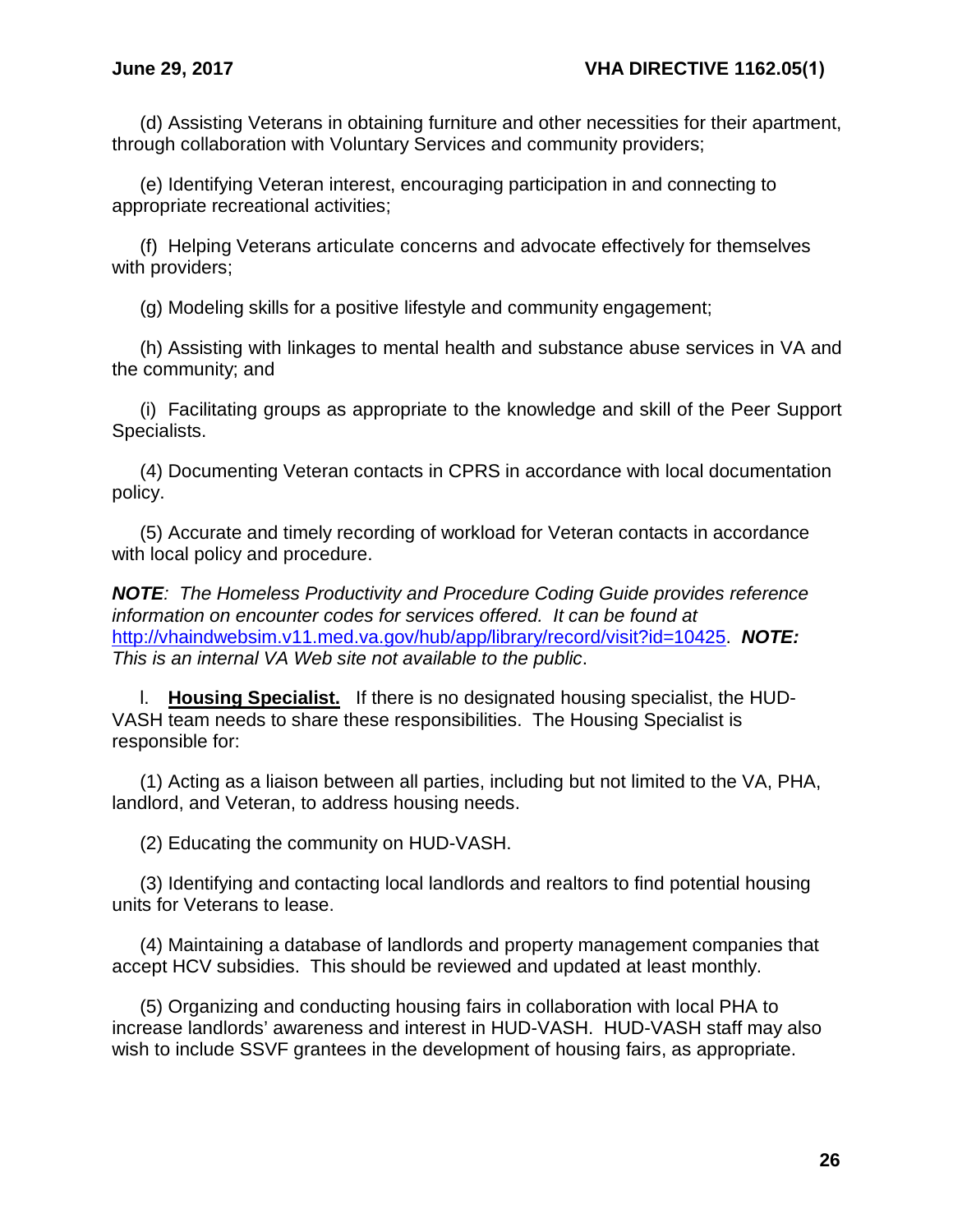(d) Assisting Veterans in obtaining furniture and other necessities for their apartment, through collaboration with Voluntary Services and community providers;

(e) Identifying Veteran interest, encouraging participation in and connecting to appropriate recreational activities;

(f) Helping Veterans articulate concerns and advocate effectively for themselves with providers;

(g) Modeling skills for a positive lifestyle and community engagement;

(h) Assisting with linkages to mental health and substance abuse services in VA and the community; and

(i) Facilitating groups as appropriate to the knowledge and skill of the Peer Support Specialists.

(4) Documenting Veteran contacts in CPRS in accordance with local documentation policy.

(5) Accurate and timely recording of workload for Veteran contacts in accordance with local policy and procedure.

***NOTE****: The Homeless Productivity and Procedure Coding Guide provides reference information on encounter codes for services offered. It can be found at* [http://vhaindwebsim.v11.med.va.gov/hub/app/library/record/visit?id=10425](http://vhaindwebsim.v11.med.va.gov/hub/app/library/record/visit?id=10425). ***NOTE:*** *This is an internal VA Web site not available to the public*.

l. **Housing Specialist.** If there is no designated housing specialist, the HUD-VASH team needs to share these responsibilities. The Housing Specialist is responsible for:

(1) Acting as a liaison between all parties, including but not limited to the VA, PHA, landlord, and Veteran, to address housing needs.

(2) Educating the community on HUD-VASH.

(3) Identifying and contacting local landlords and realtors to find potential housing units for Veterans to lease.

(4) Maintaining a database of landlords and property management companies that accept HCV subsidies. This should be reviewed and updated at least monthly.

(5) Organizing and conducting housing fairs in collaboration with local PHA to increase landlords' awareness and interest in HUD-VASH. HUD-VASH staff may also wish to include SSVF grantees in the development of housing fairs, as appropriate.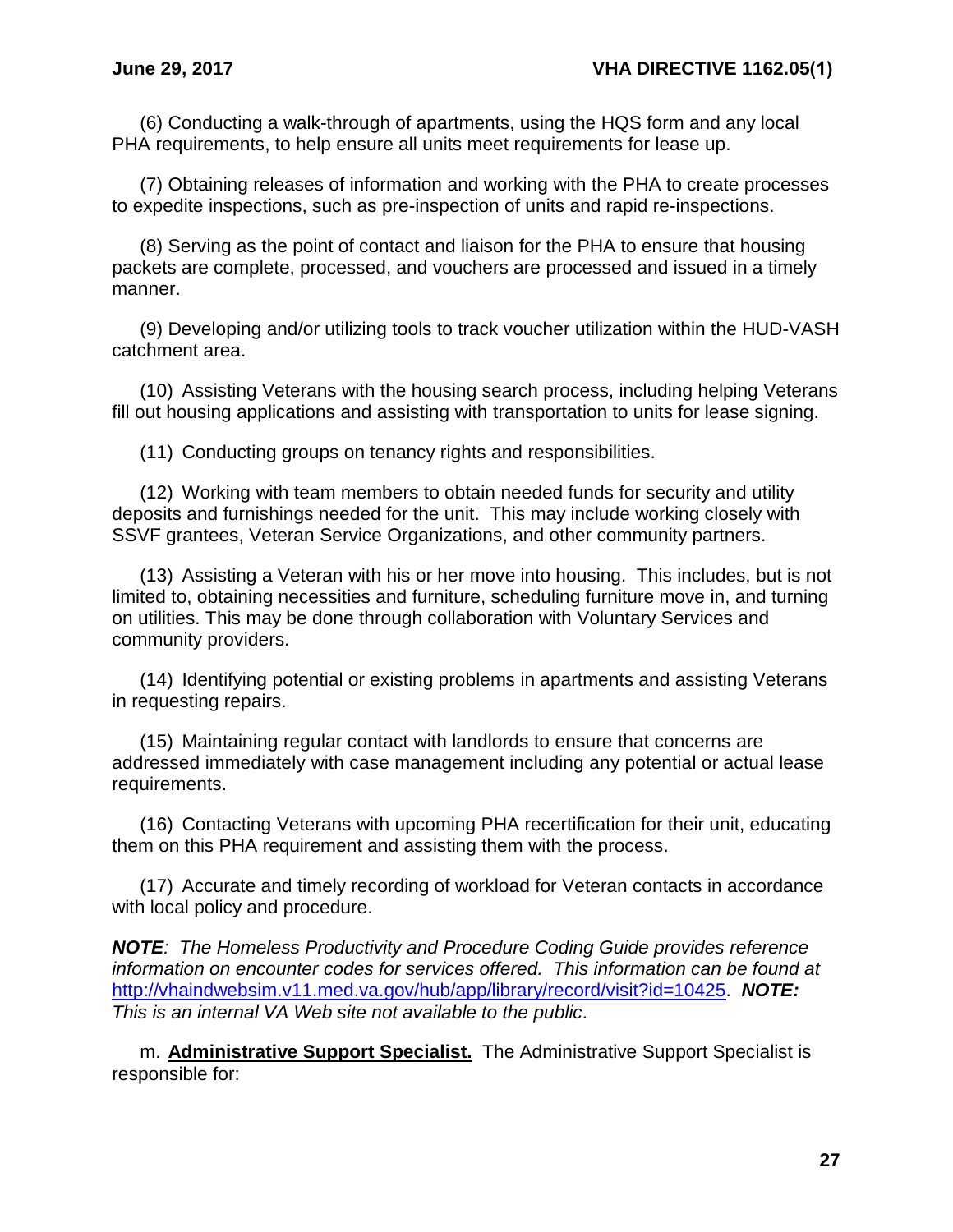(6) Conducting a walk-through of apartments, using the HQS form and any local PHA requirements, to help ensure all units meet requirements for lease up.

(7) Obtaining releases of information and working with the PHA to create processes to expedite inspections, such as pre-inspection of units and rapid re-inspections.

(8) Serving as the point of contact and liaison for the PHA to ensure that housing packets are complete, processed, and vouchers are processed and issued in a timely manner.

(9) Developing and/or utilizing tools to track voucher utilization within the HUD-VASH catchment area.

(10) Assisting Veterans with the housing search process, including helping Veterans fill out housing applications and assisting with transportation to units for lease signing.

(11) Conducting groups on tenancy rights and responsibilities.

(12) Working with team members to obtain needed funds for security and utility deposits and furnishings needed for the unit. This may include working closely with SSVF grantees, Veteran Service Organizations, and other community partners.

(13) Assisting a Veteran with his or her move into housing. This includes, but is not limited to, obtaining necessities and furniture, scheduling furniture move in, and turning on utilities. This may be done through collaboration with Voluntary Services and community providers.

(14) Identifying potential or existing problems in apartments and assisting Veterans in requesting repairs.

(15) Maintaining regular contact with landlords to ensure that concerns are addressed immediately with case management including any potential or actual lease requirements.

(16) Contacting Veterans with upcoming PHA recertification for their unit, educating them on this PHA requirement and assisting them with the process.

(17) Accurate and timely recording of workload for Veteran contacts in accordance with local policy and procedure.

***NOTE****: The Homeless Productivity and Procedure Coding Guide provides reference information on encounter codes for services offered. This information can be found at* [http://vhaindwebsim.v11.med.va.gov/hub/app/library/record/visit?id=10425](http://vhaindwebsim.v11.med.va.gov/hub/app/library/record/visit?id=10425). ***NOTE:*** *This is an internal VA Web site not available to the public*.

m. **Administrative Support Specialist.** The Administrative Support Specialist is responsible for: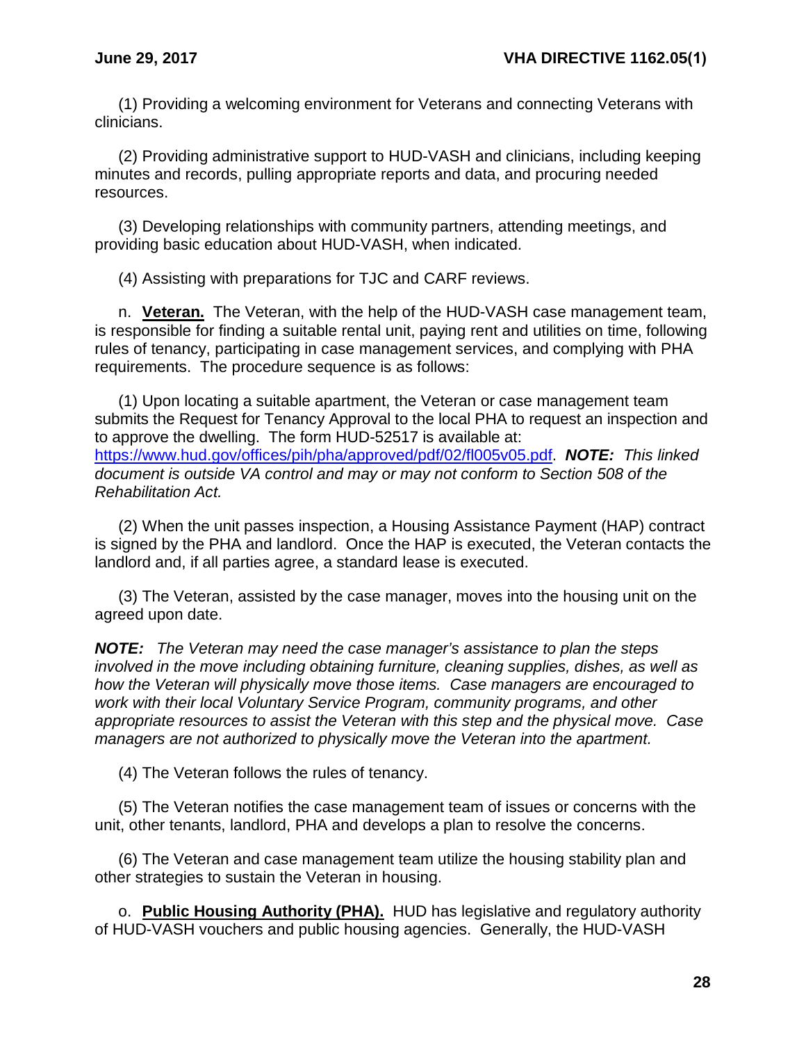(1) Providing a welcoming environment for Veterans and connecting Veterans with clinicians.

(2) Providing administrative support to HUD-VASH and clinicians, including keeping minutes and records, pulling appropriate reports and data, and procuring needed resources.

(3) Developing relationships with community partners, attending meetings, and providing basic education about HUD-VASH, when indicated.

(4) Assisting with preparations for TJC and CARF reviews.

n. **<u>Veteran.</u>** The Veteran, with the help of the HUD-VASH case management team, is responsible for finding a suitable rental unit, paying rent and utilities on time, following rules of tenancy, participating in case management services, and complying with PHA requirements. The procedure sequence is as follows:

(1) Upon locating a suitable apartment, the Veteran or case management team submits the Request for Tenancy Approval to the local PHA to request an inspection and to approve the dwelling. The form HUD-52517 is available at: https://www.hud.gov/offices/pih/pha/approved/pdf/02/fl005v05.pdf. ***NOTE:*** *This linked document is outside VA control and may or may not conform to Section 508 of the Rehabilitation Act.*

(2) When the unit passes inspection, a Housing Assistance Payment (HAP) contract is signed by the PHA and landlord. Once the HAP is executed, the Veteran contacts the landlord and, if all parties agree, a standard lease is executed.

(3) The Veteran, assisted by the case manager, moves into the housing unit on the agreed upon date.

***NOTE:*** *The Veteran may need the case manager's assistance to plan the steps involved in the move including obtaining furniture, cleaning supplies, dishes, as well as how the Veteran will physically move those items. Case managers are encouraged to work with their local Voluntary Service Program, community programs, and other appropriate resources to assist the Veteran with this step and the physical move. Case managers are not authorized to physically move the Veteran into the apartment.*

(4) The Veteran follows the rules of tenancy.

(5) The Veteran notifies the case management team of issues or concerns with the unit, other tenants, landlord, PHA and develops a plan to resolve the concerns.

(6) The Veteran and case management team utilize the housing stability plan and other strategies to sustain the Veteran in housing.

o. **<u>Public Housing Authority (PHA).</u>** HUD has legislative and regulatory authority of HUD-VASH vouchers and public housing agencies. Generally, the HUD-VASH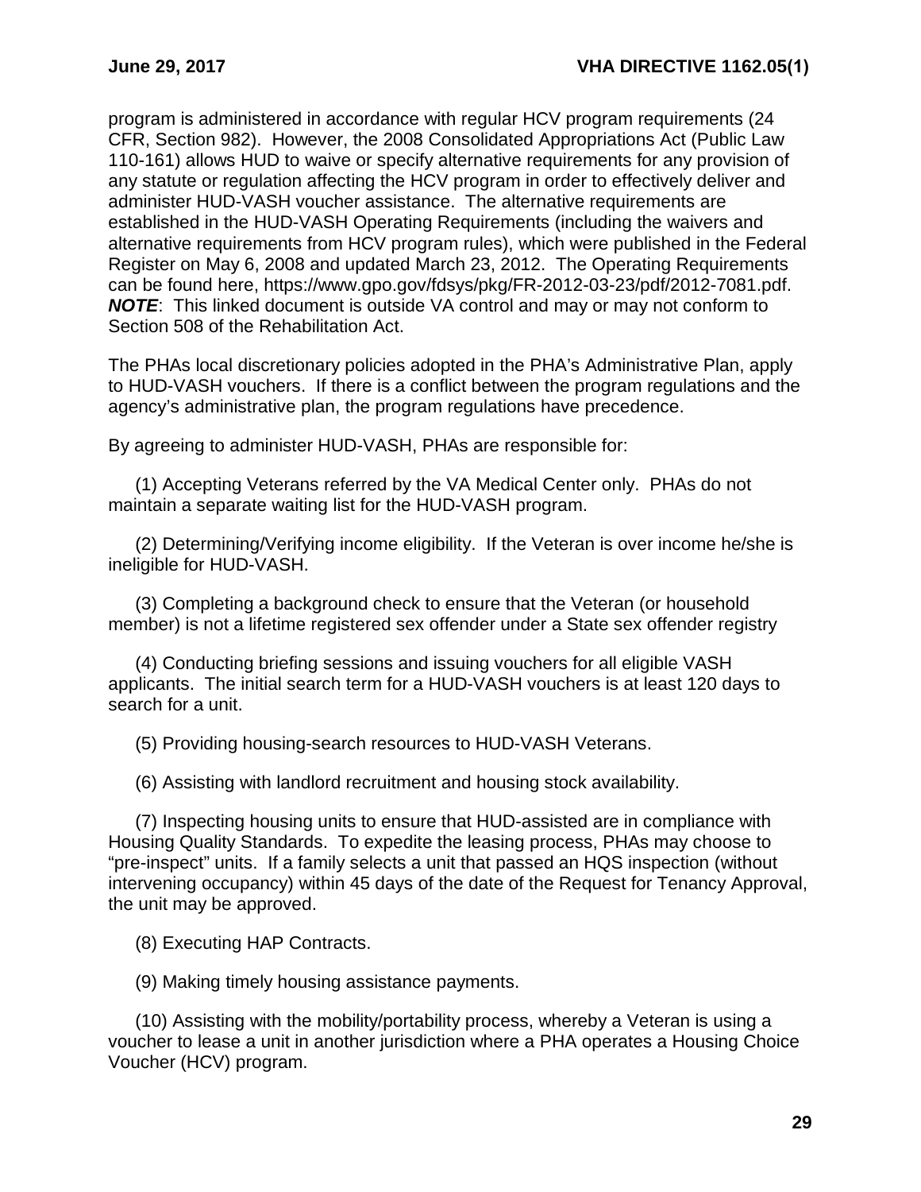program is administered in accordance with regular HCV program requirements (24 CFR, Section 982). However, the 2008 Consolidated Appropriations Act (Public Law 110-161) allows HUD to waive or specify alternative requirements for any provision of any statute or regulation affecting the HCV program in order to effectively deliver and administer HUD-VASH voucher assistance. The alternative requirements are established in the HUD-VASH Operating Requirements (including the waivers and alternative requirements from HCV program rules), which were published in the Federal Register on May 6, 2008 and updated March 23, 2012. The Operating Requirements can be found here, https://www.gpo.gov/fdsys/pkg/FR-2012-03-23/pdf/2012-7081.pdf. ***NOTE***: This linked document is outside VA control and may or may not conform to Section 508 of the Rehabilitation Act.

The PHAs local discretionary policies adopted in the PHA's Administrative Plan, apply to HUD-VASH vouchers. If there is a conflict between the program regulations and the agency's administrative plan, the program regulations have precedence.

By agreeing to administer HUD-VASH, PHAs are responsible for:

(1) Accepting Veterans referred by the VA Medical Center only. PHAs do not maintain a separate waiting list for the HUD-VASH program.

(2) Determining/Verifying income eligibility. If the Veteran is over income he/she is ineligible for HUD-VASH.

(3) Completing a background check to ensure that the Veteran (or household member) is not a lifetime registered sex offender under a State sex offender registry

(4) Conducting briefing sessions and issuing vouchers for all eligible VASH applicants. The initial search term for a HUD-VASH vouchers is at least 120 days to search for a unit.

(5) Providing housing-search resources to HUD-VASH Veterans.

(6) Assisting with landlord recruitment and housing stock availability.

(7) Inspecting housing units to ensure that HUD-assisted are in compliance with Housing Quality Standards. To expedite the leasing process, PHAs may choose to "pre-inspect" units. If a family selects a unit that passed an HQS inspection (without intervening occupancy) within 45 days of the date of the Request for Tenancy Approval, the unit may be approved.

(8) Executing HAP Contracts.

(9) Making timely housing assistance payments.

(10) Assisting with the mobility/portability process, whereby a Veteran is using a voucher to lease a unit in another jurisdiction where a PHA operates a Housing Choice Voucher (HCV) program.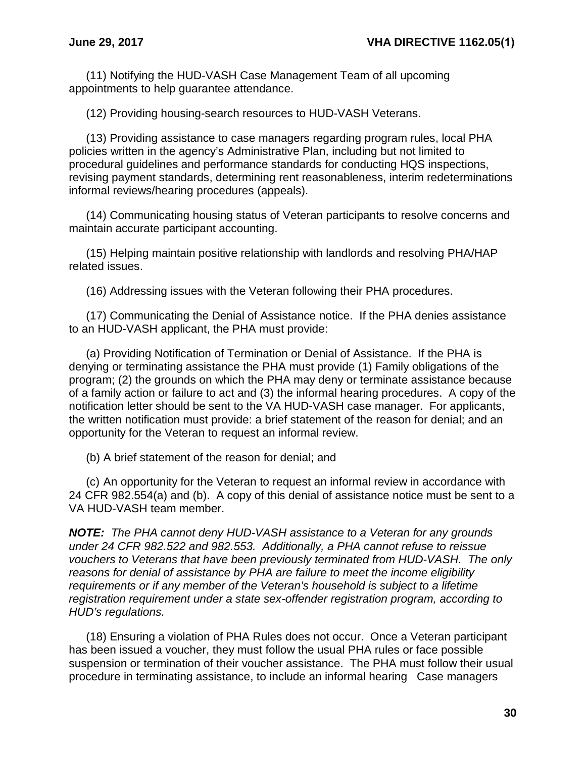(11) Notifying the HUD-VASH Case Management Team of all upcoming appointments to help guarantee attendance.

(12) Providing housing-search resources to HUD-VASH Veterans.

(13) Providing assistance to case managers regarding program rules, local PHA policies written in the agency's Administrative Plan, including but not limited to procedural guidelines and performance standards for conducting HQS inspections, revising payment standards, determining rent reasonableness, interim redeterminations informal reviews/hearing procedures (appeals).

(14) Communicating housing status of Veteran participants to resolve concerns and maintain accurate participant accounting.

(15) Helping maintain positive relationship with landlords and resolving PHA/HAP related issues.

(16) Addressing issues with the Veteran following their PHA procedures.

(17) Communicating the Denial of Assistance notice. If the PHA denies assistance to an HUD-VASH applicant, the PHA must provide:

(a) Providing Notification of Termination or Denial of Assistance. If the PHA is denying or terminating assistance the PHA must provide (1) Family obligations of the program; (2) the grounds on which the PHA may deny or terminate assistance because of a family action or failure to act and (3) the informal hearing procedures. A copy of the notification letter should be sent to the VA HUD-VASH case manager. For applicants, the written notification must provide: a brief statement of the reason for denial; and an opportunity for the Veteran to request an informal review.

(b) A brief statement of the reason for denial; and

(c) An opportunity for the Veteran to request an informal review in accordance with 24 CFR 982.554(a) and (b). A copy of this denial of assistance notice must be sent to a VA HUD-VASH team member.

***NOTE:*** *The PHA cannot deny HUD-VASH assistance to a Veteran for any grounds under 24 CFR 982.522 and 982.553. Additionally, a PHA cannot refuse to reissue vouchers to Veterans that have been previously terminated from HUD-VASH. The only reasons for denial of assistance by PHA are failure to meet the income eligibility requirements or if any member of the Veteran's household is subject to a lifetime registration requirement under a state sex-offender registration program, according to HUD's regulations.*

(18) Ensuring a violation of PHA Rules does not occur. Once a Veteran participant has been issued a voucher, they must follow the usual PHA rules or face possible suspension or termination of their voucher assistance. The PHA must follow their usual procedure in terminating assistance, to include an informal hearing Case managers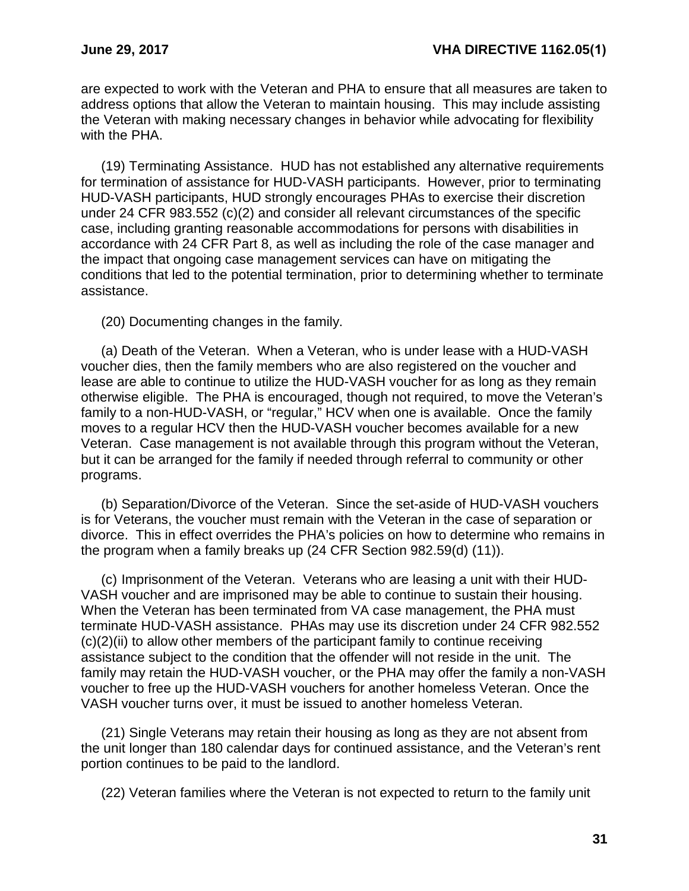are expected to work with the Veteran and PHA to ensure that all measures are taken to address options that allow the Veteran to maintain housing. This may include assisting the Veteran with making necessary changes in behavior while advocating for flexibility with the PHA.

(19) Terminating Assistance. HUD has not established any alternative requirements for termination of assistance for HUD-VASH participants. However, prior to terminating HUD-VASH participants, HUD strongly encourages PHAs to exercise their discretion under 24 CFR 983.552 (c)(2) and consider all relevant circumstances of the specific case, including granting reasonable accommodations for persons with disabilities in accordance with 24 CFR Part 8, as well as including the role of the case manager and the impact that ongoing case management services can have on mitigating the conditions that led to the potential termination, prior to determining whether to terminate assistance.

(20) Documenting changes in the family.

(a) Death of the Veteran. When a Veteran, who is under lease with a HUD-VASH voucher dies, then the family members who are also registered on the voucher and lease are able to continue to utilize the HUD-VASH voucher for as long as they remain otherwise eligible. The PHA is encouraged, though not required, to move the Veteran's family to a non-HUD-VASH, or "regular," HCV when one is available. Once the family moves to a regular HCV then the HUD-VASH voucher becomes available for a new Veteran. Case management is not available through this program without the Veteran, but it can be arranged for the family if needed through referral to community or other programs.

(b) Separation/Divorce of the Veteran. Since the set-aside of HUD-VASH vouchers is for Veterans, the voucher must remain with the Veteran in the case of separation or divorce. This in effect overrides the PHA's policies on how to determine who remains in the program when a family breaks up (24 CFR Section 982.59(d) (11)).

(c) Imprisonment of the Veteran. Veterans who are leasing a unit with their HUD-VASH voucher and are imprisoned may be able to continue to sustain their housing. When the Veteran has been terminated from VA case management, the PHA must terminate HUD-VASH assistance. PHAs may use its discretion under 24 CFR 982.552 (c)(2)(ii) to allow other members of the participant family to continue receiving assistance subject to the condition that the offender will not reside in the unit. The family may retain the HUD-VASH voucher, or the PHA may offer the family a non-VASH voucher to free up the HUD-VASH vouchers for another homeless Veteran. Once the VASH voucher turns over, it must be issued to another homeless Veteran.

(21) Single Veterans may retain their housing as long as they are not absent from the unit longer than 180 calendar days for continued assistance, and the Veteran's rent portion continues to be paid to the landlord.

(22) Veteran families where the Veteran is not expected to return to the family unit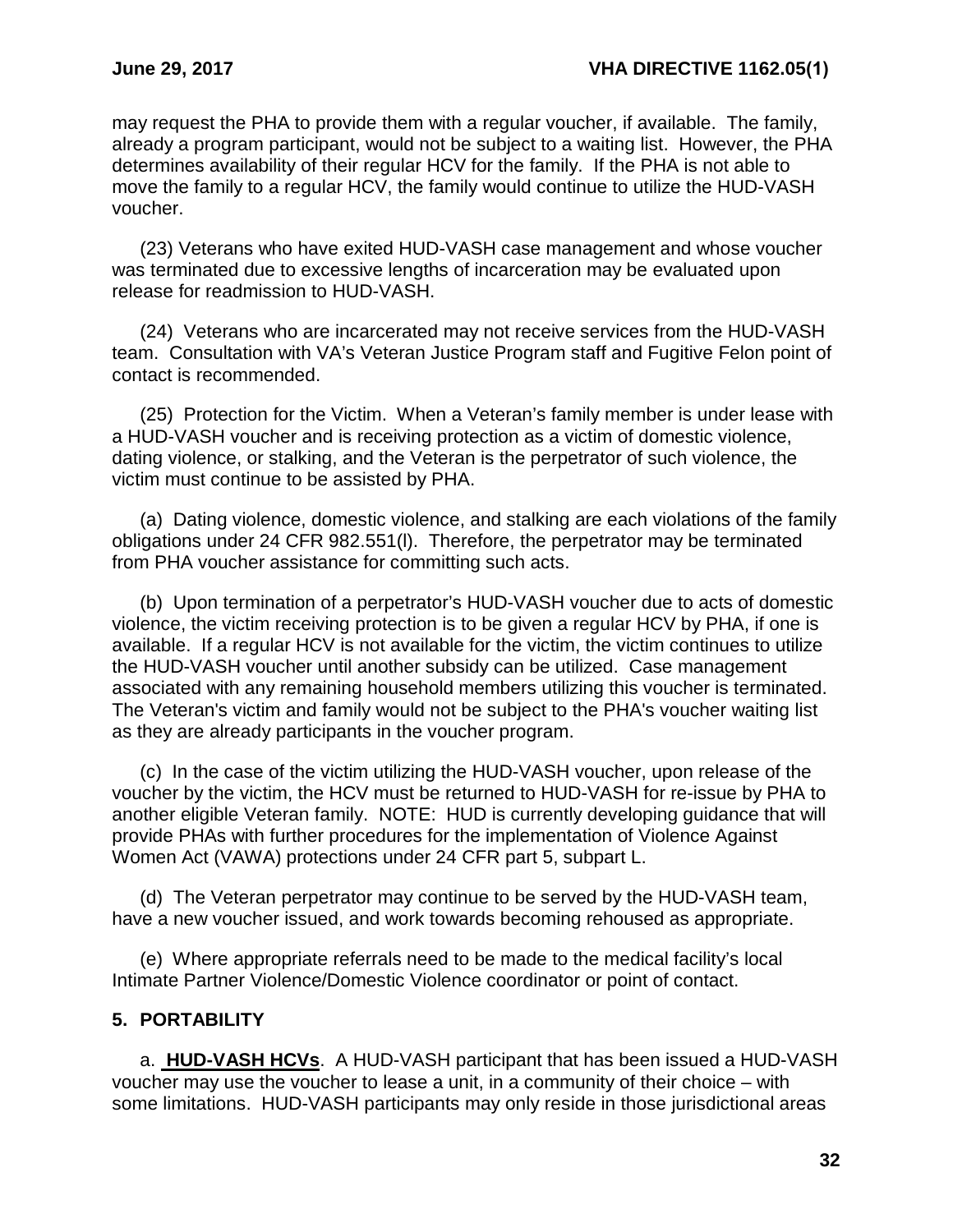may request the PHA to provide them with a regular voucher, if available. The family, already a program participant, would not be subject to a waiting list. However, the PHA determines availability of their regular HCV for the family. If the PHA is not able to move the family to a regular HCV, the family would continue to utilize the HUD-VASH voucher.

(23) Veterans who have exited HUD-VASH case management and whose voucher was terminated due to excessive lengths of incarceration may be evaluated upon release for readmission to HUD-VASH.

(24) Veterans who are incarcerated may not receive services from the HUD-VASH team. Consultation with VA's Veteran Justice Program staff and Fugitive Felon point of contact is recommended.

(25) Protection for the Victim. When a Veteran's family member is under lease with a HUD-VASH voucher and is receiving protection as a victim of domestic violence, dating violence, or stalking, and the Veteran is the perpetrator of such violence, the victim must continue to be assisted by PHA.

(a) Dating violence, domestic violence, and stalking are each violations of the family obligations under 24 CFR 982.551(l). Therefore, the perpetrator may be terminated from PHA voucher assistance for committing such acts.

(b) Upon termination of a perpetrator's HUD-VASH voucher due to acts of domestic violence, the victim receiving protection is to be given a regular HCV by PHA, if one is available. If a regular HCV is not available for the victim, the victim continues to utilize the HUD-VASH voucher until another subsidy can be utilized. Case management associated with any remaining household members utilizing this voucher is terminated. The Veteran's victim and family would not be subject to the PHA's voucher waiting list as they are already participants in the voucher program.

(c) In the case of the victim utilizing the HUD-VASH voucher, upon release of the voucher by the victim, the HCV must be returned to HUD-VASH for re-issue by PHA to another eligible Veteran family. NOTE: HUD is currently developing guidance that will provide PHAs with further procedures for the implementation of Violence Against Women Act (VAWA) protections under 24 CFR part 5, subpart L.

(d) The Veteran perpetrator may continue to be served by the HUD-VASH team, have a new voucher issued, and work towards becoming rehoused as appropriate.

(e) Where appropriate referrals need to be made to the medical facility's local Intimate Partner Violence/Domestic Violence coordinator or point of contact.

## 5. PORTABILITY

a. **HUD-VASH HCVs**. A HUD-VASH participant that has been issued a HUD-VASH voucher may use the voucher to lease a unit, in a community of their choice – with some limitations. HUD-VASH participants may only reside in those jurisdictional areas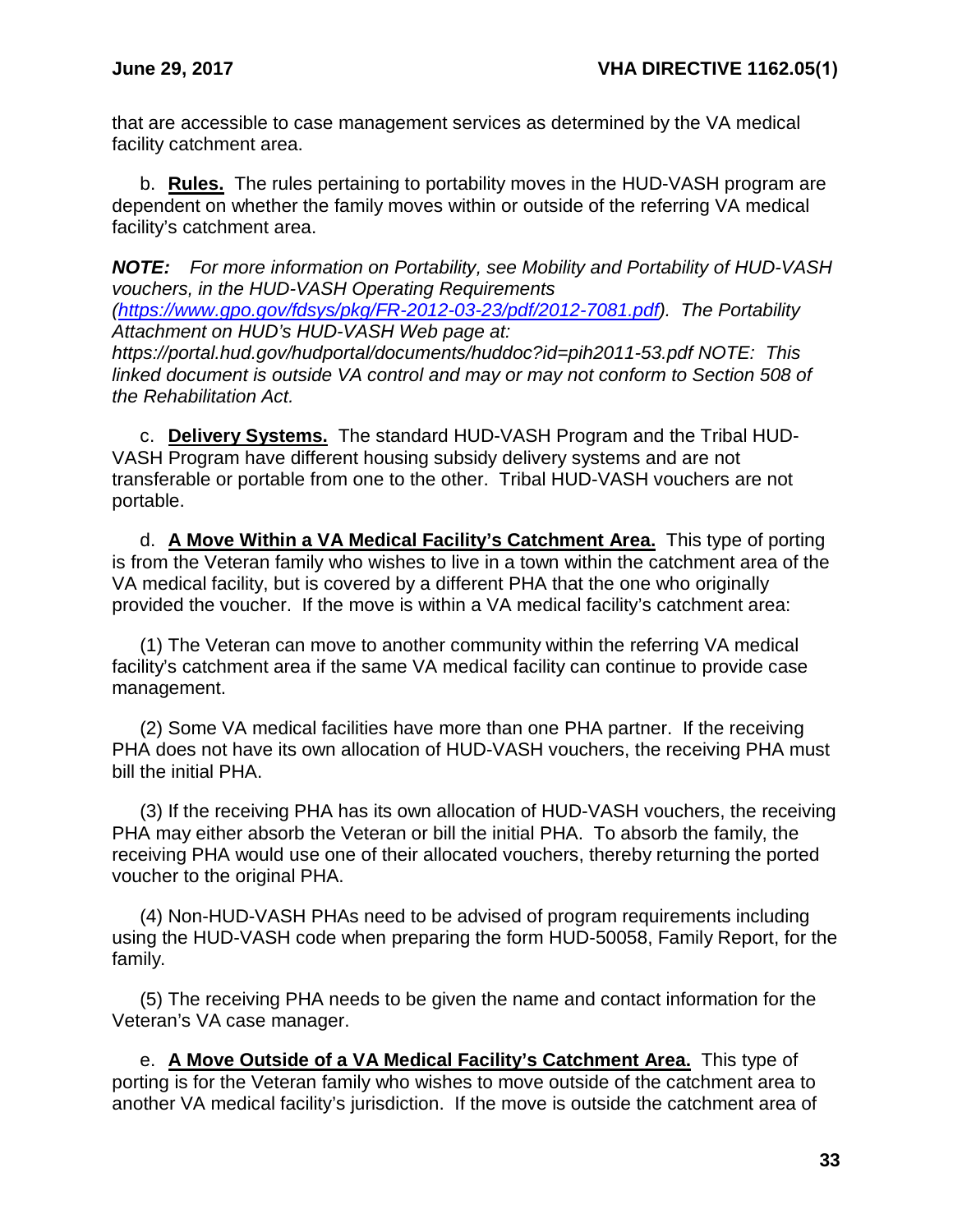that are accessible to case management services as determined by the VA medical facility catchment area.

b. **Rules.** The rules pertaining to portability moves in the HUD-VASH program are dependent on whether the family moves within or outside of the referring VA medical facility's catchment area.

***NOTE:*** *For more information on Portability, see Mobility and Portability of HUD-VASH vouchers, in the HUD-VASH Operating Requirements ([https://www.gpo.gov/fdsys/pkg/FR-2012-03-23/pdf/2012-7081.pdf](https://www.gpo.gov/fdsys/pkg/FR-2012-03-23/pdf/2012-7081.pdf)). The Portability Attachment on HUD's HUD-VASH Web page at: https://portal.hud.gov/hudportal/documents/huddoc?id=pih2011-53.pdf NOTE: This linked document is outside VA control and may or may not conform to Section 508 of the Rehabilitation Act.*

c. **Delivery Systems.** The standard HUD-VASH Program and the Tribal HUD-VASH Program have different housing subsidy delivery systems and are not transferable or portable from one to the other. Tribal HUD-VASH vouchers are not portable.

d. **A Move Within a VA Medical Facility's Catchment Area.** This type of porting is from the Veteran family who wishes to live in a town within the catchment area of the VA medical facility, but is covered by a different PHA that the one who originally provided the voucher. If the move is within a VA medical facility's catchment area:

(1) The Veteran can move to another community within the referring VA medical facility's catchment area if the same VA medical facility can continue to provide case management.

(2) Some VA medical facilities have more than one PHA partner. If the receiving PHA does not have its own allocation of HUD-VASH vouchers, the receiving PHA must bill the initial PHA.

(3) If the receiving PHA has its own allocation of HUD-VASH vouchers, the receiving PHA may either absorb the Veteran or bill the initial PHA. To absorb the family, the receiving PHA would use one of their allocated vouchers, thereby returning the ported voucher to the original PHA.

(4) Non-HUD-VASH PHAs need to be advised of program requirements including using the HUD-VASH code when preparing the form HUD-50058, Family Report, for the family.

(5) The receiving PHA needs to be given the name and contact information for the Veteran's VA case manager.

e. **A Move Outside of a VA Medical Facility's Catchment Area.** This type of porting is for the Veteran family who wishes to move outside of the catchment area to another VA medical facility's jurisdiction. If the move is outside the catchment area of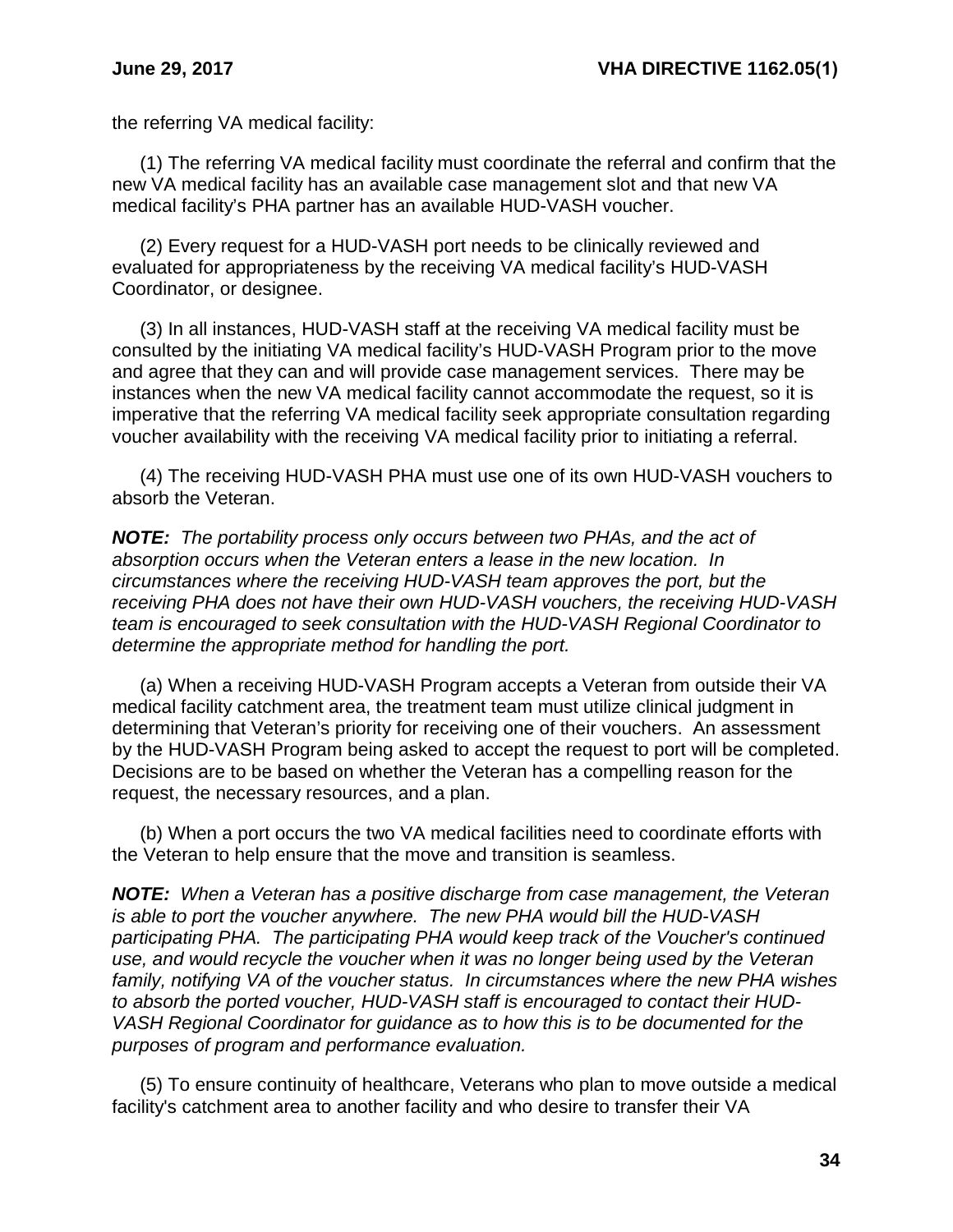the referring VA medical facility:

(1) The referring VA medical facility must coordinate the referral and confirm that the new VA medical facility has an available case management slot and that new VA medical facility's PHA partner has an available HUD-VASH voucher.

(2) Every request for a HUD-VASH port needs to be clinically reviewed and evaluated for appropriateness by the receiving VA medical facility's HUD-VASH Coordinator, or designee.

(3) In all instances, HUD-VASH staff at the receiving VA medical facility must be consulted by the initiating VA medical facility's HUD-VASH Program prior to the move and agree that they can and will provide case management services. There may be instances when the new VA medical facility cannot accommodate the request, so it is imperative that the referring VA medical facility seek appropriate consultation regarding voucher availability with the receiving VA medical facility prior to initiating a referral.

(4) The receiving HUD-VASH PHA must use one of its own HUD-VASH vouchers to absorb the Veteran.

***NOTE:*** *The portability process only occurs between two PHAs, and the act of absorption occurs when the Veteran enters a lease in the new location. In circumstances where the receiving HUD-VASH team approves the port, but the receiving PHA does not have their own HUD-VASH vouchers, the receiving HUD-VASH team is encouraged to seek consultation with the HUD-VASH Regional Coordinator to determine the appropriate method for handling the port.*

(a) When a receiving HUD-VASH Program accepts a Veteran from outside their VA medical facility catchment area, the treatment team must utilize clinical judgment in determining that Veteran's priority for receiving one of their vouchers. An assessment by the HUD-VASH Program being asked to accept the request to port will be completed. Decisions are to be based on whether the Veteran has a compelling reason for the request, the necessary resources, and a plan.

(b) When a port occurs the two VA medical facilities need to coordinate efforts with the Veteran to help ensure that the move and transition is seamless.

***NOTE:*** *When a Veteran has a positive discharge from case management, the Veteran is able to port the voucher anywhere. The new PHA would bill the HUD-VASH participating PHA. The participating PHA would keep track of the Voucher's continued use, and would recycle the voucher when it was no longer being used by the Veteran family, notifying VA of the voucher status. In circumstances where the new PHA wishes to absorb the ported voucher, HUD-VASH staff is encouraged to contact their HUD-VASH Regional Coordinator for guidance as to how this is to be documented for the purposes of program and performance evaluation.*

(5) To ensure continuity of healthcare, Veterans who plan to move outside a medical facility's catchment area to another facility and who desire to transfer their VA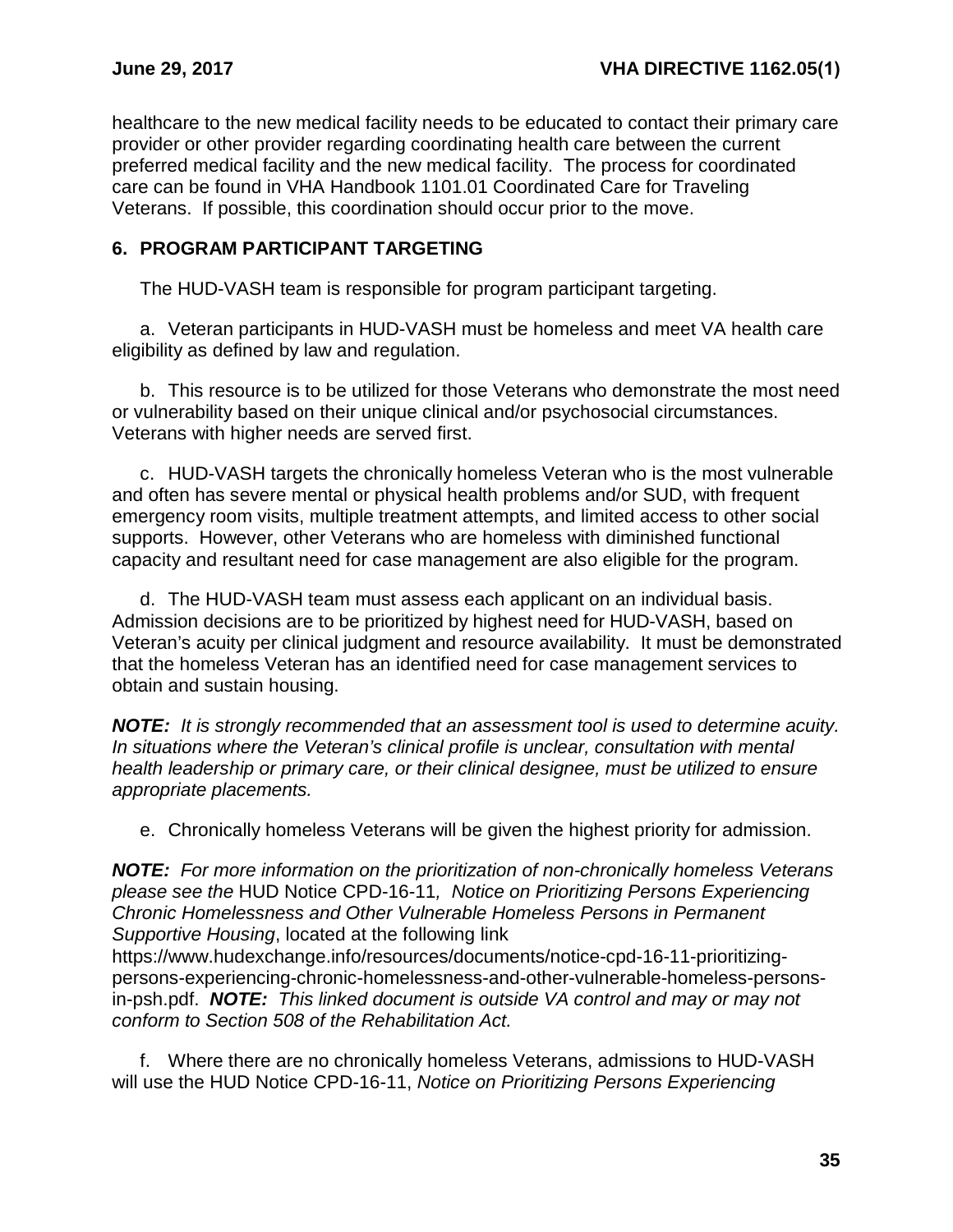healthcare to the new medical facility needs to be educated to contact their primary care provider or other provider regarding coordinating health care between the current preferred medical facility and the new medical facility. The process for coordinated care can be found in VHA Handbook 1101.01 Coordinated Care for Traveling Veterans. If possible, this coordination should occur prior to the move.

## 6. PROGRAM PARTICIPANT TARGETING

The HUD-VASH team is responsible for program participant targeting.

a. Veteran participants in HUD-VASH must be homeless and meet VA health care eligibility as defined by law and regulation.

b. This resource is to be utilized for those Veterans who demonstrate the most need or vulnerability based on their unique clinical and/or psychosocial circumstances. Veterans with higher needs are served first.

c. HUD-VASH targets the chronically homeless Veteran who is the most vulnerable and often has severe mental or physical health problems and/or SUD, with frequent emergency room visits, multiple treatment attempts, and limited access to other social supports. However, other Veterans who are homeless with diminished functional capacity and resultant need for case management are also eligible for the program.

d. The HUD-VASH team must assess each applicant on an individual basis. Admission decisions are to be prioritized by highest need for HUD-VASH, based on Veteran's acuity per clinical judgment and resource availability. It must be demonstrated that the homeless Veteran has an identified need for case management services to obtain and sustain housing.

***NOTE:*** *It is strongly recommended that an assessment tool is used to determine acuity. In situations where the Veteran's clinical profile is unclear, consultation with mental health leadership or primary care, or their clinical designee, must be utilized to ensure appropriate placements.*

e. Chronically homeless Veterans will be given the highest priority for admission.

***NOTE:*** *For more information on the prioritization of non-chronically homeless Veterans please see the* HUD Notice CPD-16-11*, Notice on Prioritizing Persons Experiencing Chronic Homelessness and Other Vulnerable Homeless Persons in Permanent Supportive Housing*, located at the following link https://www.hudexchange.info/resources/documents/notice-cpd-16-11-prioritizing-persons-experiencing-chronic-homelessness-and-other-vulnerable-homeless-persons-in-psh.pdf. ***NOTE:*** *This linked document is outside VA control and may or may not conform to Section 508 of the Rehabilitation Act.*

f. Where there are no chronically homeless Veterans, admissions to HUD-VASH will use the HUD Notice CPD-16-11, *Notice on Prioritizing Persons Experiencing*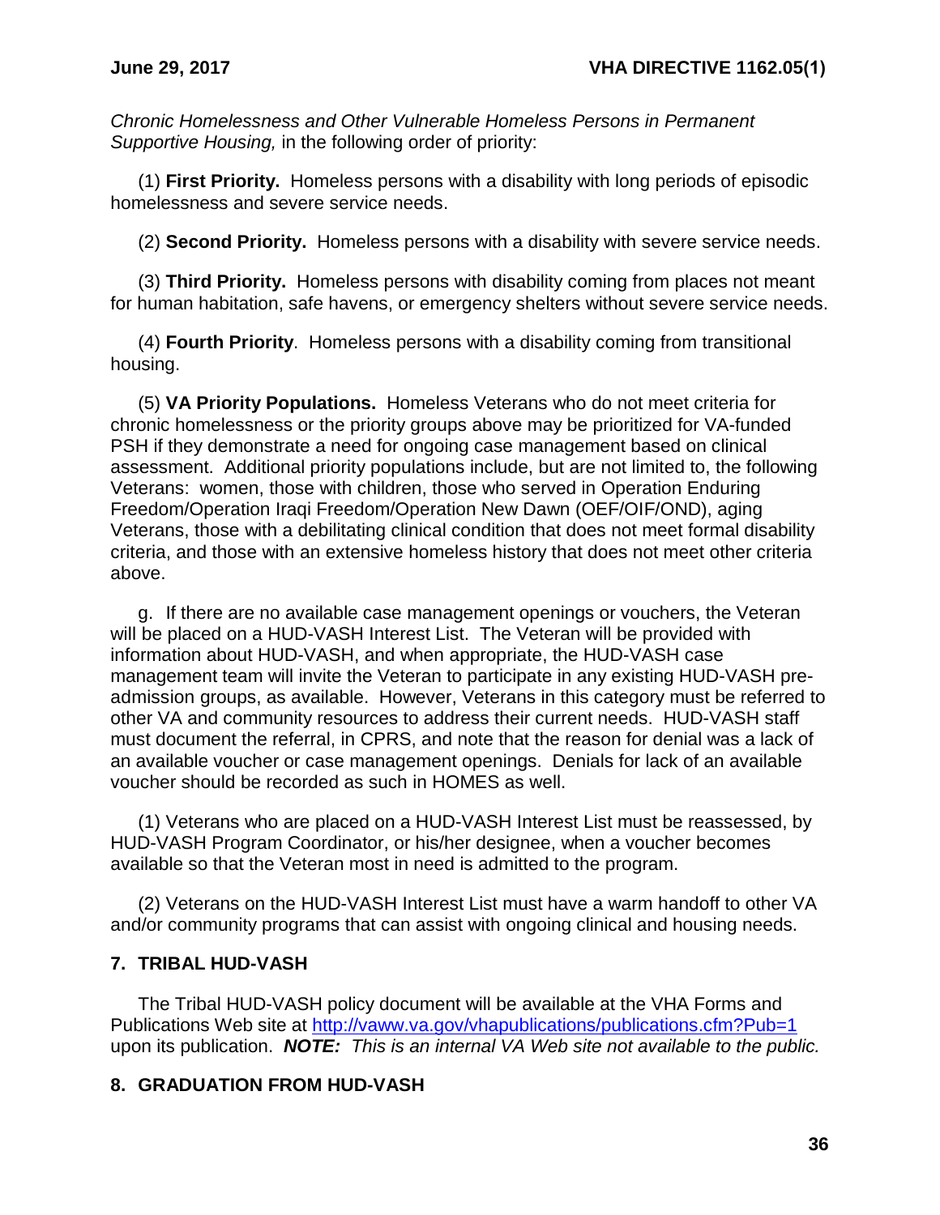*Chronic Homelessness and Other Vulnerable Homeless Persons in Permanent Supportive Housing,* in the following order of priority:

(1) **First Priority.** Homeless persons with a disability with long periods of episodic homelessness and severe service needs.

(2) **Second Priority.** Homeless persons with a disability with severe service needs.

(3) **Third Priority.** Homeless persons with disability coming from places not meant for human habitation, safe havens, or emergency shelters without severe service needs.

(4) **Fourth Priority**. Homeless persons with a disability coming from transitional housing.

(5) **VA Priority Populations.** Homeless Veterans who do not meet criteria for chronic homelessness or the priority groups above may be prioritized for VA-funded PSH if they demonstrate a need for ongoing case management based on clinical assessment. Additional priority populations include, but are not limited to, the following Veterans: women, those with children, those who served in Operation Enduring Freedom/Operation Iraqi Freedom/Operation New Dawn (OEF/OIF/OND), aging Veterans, those with a debilitating clinical condition that does not meet formal disability criteria, and those with an extensive homeless history that does not meet other criteria above.

g. If there are no available case management openings or vouchers, the Veteran will be placed on a HUD-VASH Interest List. The Veteran will be provided with information about HUD-VASH, and when appropriate, the HUD-VASH case management team will invite the Veteran to participate in any existing HUD-VASH pre-admission groups, as available. However, Veterans in this category must be referred to other VA and community resources to address their current needs. HUD-VASH staff must document the referral, in CPRS, and note that the reason for denial was a lack of an available voucher or case management openings. Denials for lack of an available voucher should be recorded as such in HOMES as well.

(1) Veterans who are placed on a HUD-VASH Interest List must be reassessed, by HUD-VASH Program Coordinator, or his/her designee, when a voucher becomes available so that the Veteran most in need is admitted to the program.

(2) Veterans on the HUD-VASH Interest List must have a warm handoff to other VA and/or community programs that can assist with ongoing clinical and housing needs.

## 7. TRIBAL HUD-VASH

The Tribal HUD-VASH policy document will be available at the VHA Forms and Publications Web site at http://vaww.va.gov/vhapublications/publications.cfm?Pub=1 upon its publication. ***NOTE:*** *This is an internal VA Web site not available to the public.*

## 8. GRADUATION FROM HUD-VASH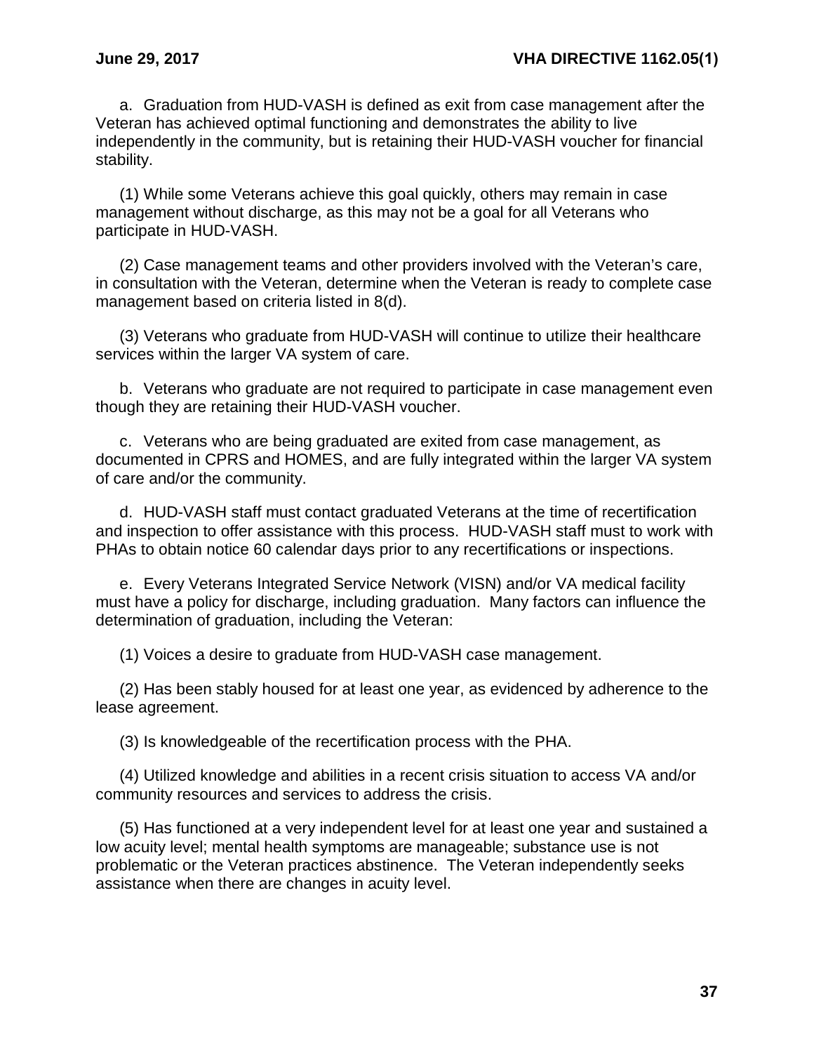a. Graduation from HUD-VASH is defined as exit from case management after the Veteran has achieved optimal functioning and demonstrates the ability to live independently in the community, but is retaining their HUD-VASH voucher for financial stability.

(1) While some Veterans achieve this goal quickly, others may remain in case management without discharge, as this may not be a goal for all Veterans who participate in HUD-VASH.

(2) Case management teams and other providers involved with the Veteran's care, in consultation with the Veteran, determine when the Veteran is ready to complete case management based on criteria listed in 8(d).

(3) Veterans who graduate from HUD-VASH will continue to utilize their healthcare services within the larger VA system of care.

b. Veterans who graduate are not required to participate in case management even though they are retaining their HUD-VASH voucher.

c. Veterans who are being graduated are exited from case management, as documented in CPRS and HOMES, and are fully integrated within the larger VA system of care and/or the community.

d. HUD-VASH staff must contact graduated Veterans at the time of recertification and inspection to offer assistance with this process. HUD-VASH staff must to work with PHAs to obtain notice 60 calendar days prior to any recertifications or inspections.

e. Every Veterans Integrated Service Network (VISN) and/or VA medical facility must have a policy for discharge, including graduation. Many factors can influence the determination of graduation, including the Veteran:

(1) Voices a desire to graduate from HUD-VASH case management.

(2) Has been stably housed for at least one year, as evidenced by adherence to the lease agreement.

(3) Is knowledgeable of the recertification process with the PHA.

(4) Utilized knowledge and abilities in a recent crisis situation to access VA and/or community resources and services to address the crisis.

(5) Has functioned at a very independent level for at least one year and sustained a low acuity level; mental health symptoms are manageable; substance use is not problematic or the Veteran practices abstinence. The Veteran independently seeks assistance when there are changes in acuity level.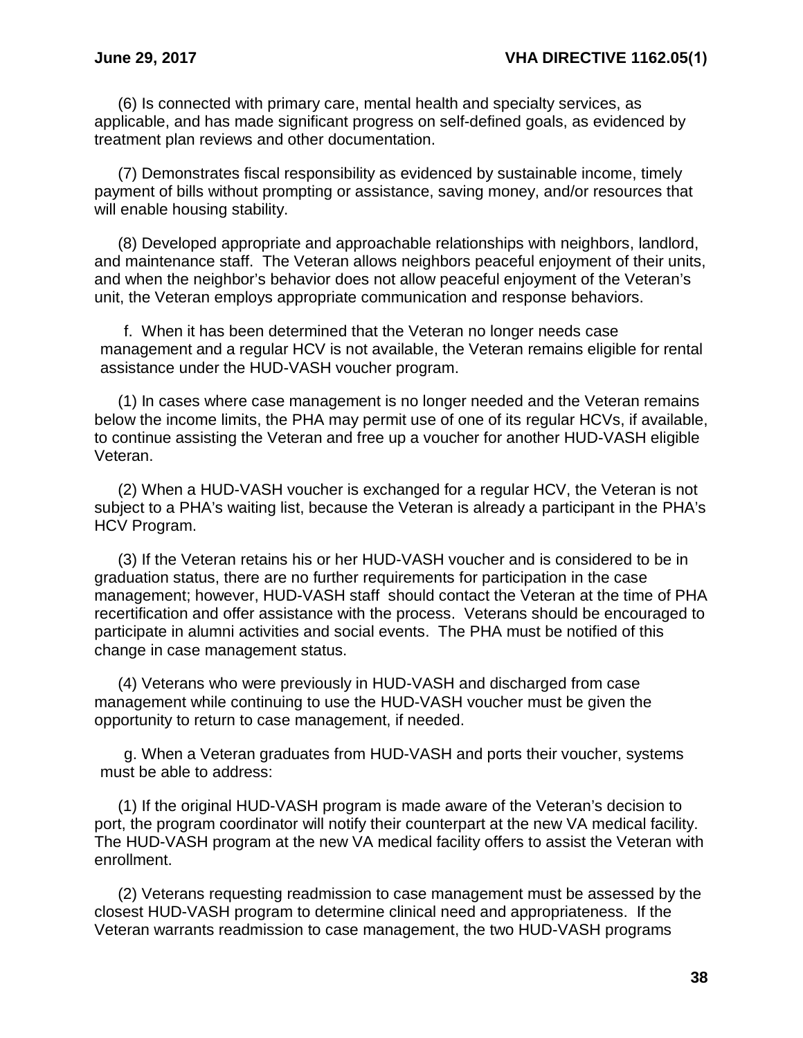(6) Is connected with primary care, mental health and specialty services, as applicable, and has made significant progress on self-defined goals, as evidenced by treatment plan reviews and other documentation.

(7) Demonstrates fiscal responsibility as evidenced by sustainable income, timely payment of bills without prompting or assistance, saving money, and/or resources that will enable housing stability.

(8) Developed appropriate and approachable relationships with neighbors, landlord, and maintenance staff. The Veteran allows neighbors peaceful enjoyment of their units, and when the neighbor's behavior does not allow peaceful enjoyment of the Veteran's unit, the Veteran employs appropriate communication and response behaviors.

f. When it has been determined that the Veteran no longer needs case management and a regular HCV is not available, the Veteran remains eligible for rental assistance under the HUD-VASH voucher program.

(1) In cases where case management is no longer needed and the Veteran remains below the income limits, the PHA may permit use of one of its regular HCVs, if available, to continue assisting the Veteran and free up a voucher for another HUD-VASH eligible Veteran.

(2) When a HUD-VASH voucher is exchanged for a regular HCV, the Veteran is not subject to a PHA's waiting list, because the Veteran is already a participant in the PHA's HCV Program.

(3) If the Veteran retains his or her HUD-VASH voucher and is considered to be in graduation status, there are no further requirements for participation in the case management; however, HUD-VASH staff should contact the Veteran at the time of PHA recertification and offer assistance with the process. Veterans should be encouraged to participate in alumni activities and social events. The PHA must be notified of this change in case management status.

(4) Veterans who were previously in HUD-VASH and discharged from case management while continuing to use the HUD-VASH voucher must be given the opportunity to return to case management, if needed.

g. When a Veteran graduates from HUD-VASH and ports their voucher, systems must be able to address:

(1) If the original HUD-VASH program is made aware of the Veteran's decision to port, the program coordinator will notify their counterpart at the new VA medical facility. The HUD-VASH program at the new VA medical facility offers to assist the Veteran with enrollment.

(2) Veterans requesting readmission to case management must be assessed by the closest HUD-VASH program to determine clinical need and appropriateness. If the Veteran warrants readmission to case management, the two HUD-VASH programs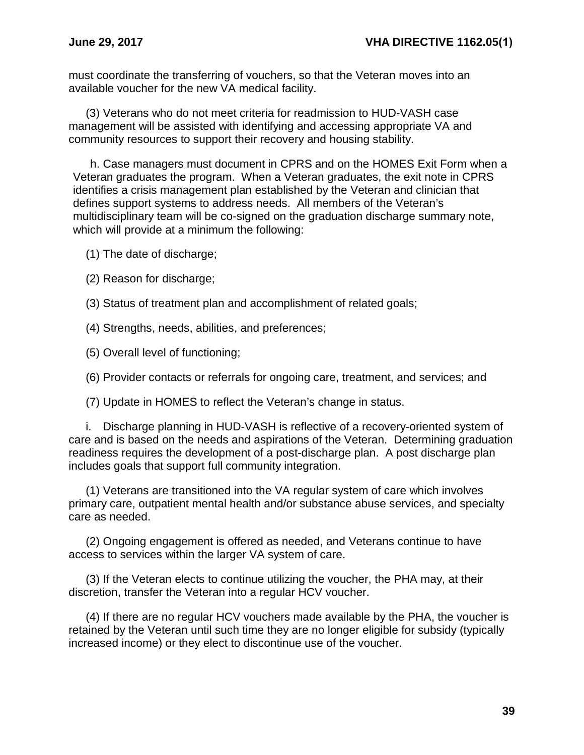must coordinate the transferring of vouchers, so that the Veteran moves into an available voucher for the new VA medical facility.

(3) Veterans who do not meet criteria for readmission to HUD-VASH case management will be assisted with identifying and accessing appropriate VA and community resources to support their recovery and housing stability.

h. Case managers must document in CPRS and on the HOMES Exit Form when a Veteran graduates the program. When a Veteran graduates, the exit note in CPRS identifies a crisis management plan established by the Veteran and clinician that defines support systems to address needs. All members of the Veteran's multidisciplinary team will be co-signed on the graduation discharge summary note, which will provide at a minimum the following:

(1) The date of discharge;

(2) Reason for discharge;

(3) Status of treatment plan and accomplishment of related goals;

(4) Strengths, needs, abilities, and preferences;

(5) Overall level of functioning;

(6) Provider contacts or referrals for ongoing care, treatment, and services; and

(7) Update in HOMES to reflect the Veteran's change in status.

i. Discharge planning in HUD-VASH is reflective of a recovery-oriented system of care and is based on the needs and aspirations of the Veteran. Determining graduation readiness requires the development of a post-discharge plan. A post discharge plan includes goals that support full community integration.

(1) Veterans are transitioned into the VA regular system of care which involves primary care, outpatient mental health and/or substance abuse services, and specialty care as needed.

(2) Ongoing engagement is offered as needed, and Veterans continue to have access to services within the larger VA system of care.

(3) If the Veteran elects to continue utilizing the voucher, the PHA may, at their discretion, transfer the Veteran into a regular HCV voucher.

(4) If there are no regular HCV vouchers made available by the PHA, the voucher is retained by the Veteran until such time they are no longer eligible for subsidy (typically increased income) or they elect to discontinue use of the voucher.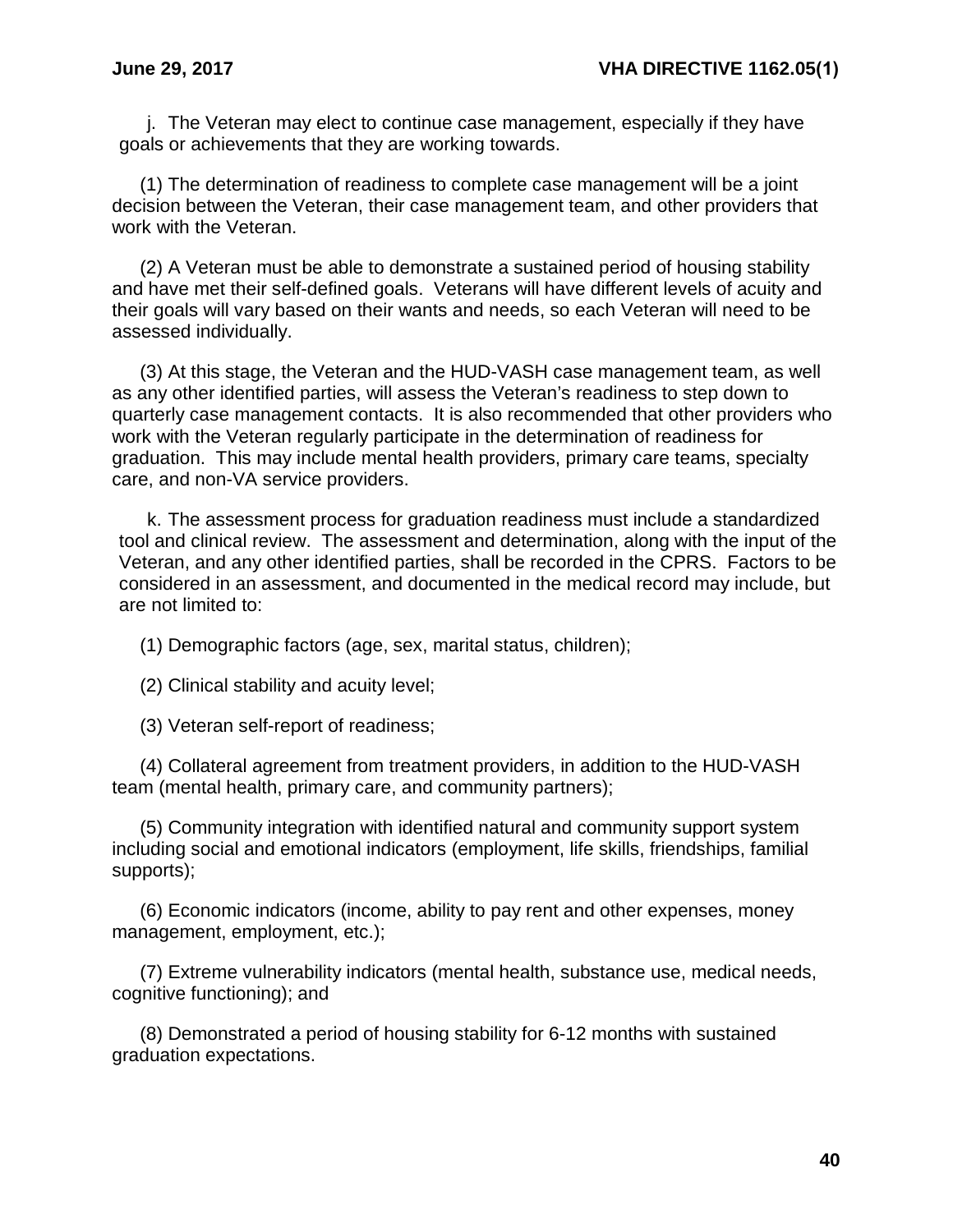j. The Veteran may elect to continue case management, especially if they have goals or achievements that they are working towards.

(1) The determination of readiness to complete case management will be a joint decision between the Veteran, their case management team, and other providers that work with the Veteran.

(2) A Veteran must be able to demonstrate a sustained period of housing stability and have met their self-defined goals. Veterans will have different levels of acuity and their goals will vary based on their wants and needs, so each Veteran will need to be assessed individually.

(3) At this stage, the Veteran and the HUD-VASH case management team, as well as any other identified parties, will assess the Veteran's readiness to step down to quarterly case management contacts. It is also recommended that other providers who work with the Veteran regularly participate in the determination of readiness for graduation. This may include mental health providers, primary care teams, specialty care, and non-VA service providers.

k. The assessment process for graduation readiness must include a standardized tool and clinical review. The assessment and determination, along with the input of the Veteran, and any other identified parties, shall be recorded in the CPRS. Factors to be considered in an assessment, and documented in the medical record may include, but are not limited to:

(1) Demographic factors (age, sex, marital status, children);

(2) Clinical stability and acuity level;

(3) Veteran self-report of readiness;

(4) Collateral agreement from treatment providers, in addition to the HUD-VASH team (mental health, primary care, and community partners);

(5) Community integration with identified natural and community support system including social and emotional indicators (employment, life skills, friendships, familial supports);

(6) Economic indicators (income, ability to pay rent and other expenses, money management, employment, etc.);

(7) Extreme vulnerability indicators (mental health, substance use, medical needs, cognitive functioning); and

(8) Demonstrated a period of housing stability for 6-12 months with sustained graduation expectations.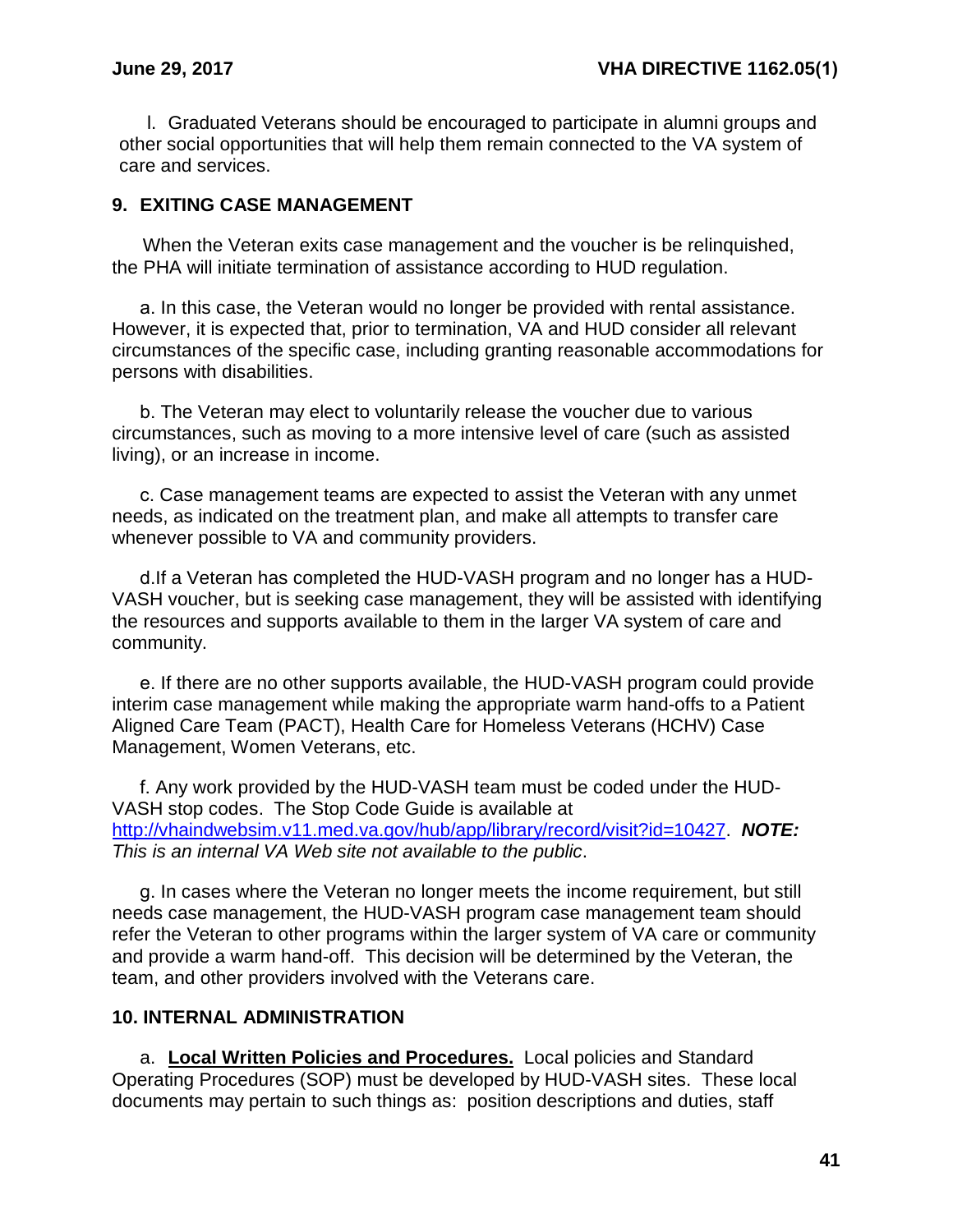l. Graduated Veterans should be encouraged to participate in alumni groups and other social opportunities that will help them remain connected to the VA system of care and services.

## 9. EXITING CASE MANAGEMENT

When the Veteran exits case management and the voucher is be relinquished, the PHA will initiate termination of assistance according to HUD regulation.

a. In this case, the Veteran would no longer be provided with rental assistance. However, it is expected that, prior to termination, VA and HUD consider all relevant circumstances of the specific case, including granting reasonable accommodations for persons with disabilities.

b. The Veteran may elect to voluntarily release the voucher due to various circumstances, such as moving to a more intensive level of care (such as assisted living), or an increase in income.

c. Case management teams are expected to assist the Veteran with any unmet needs, as indicated on the treatment plan, and make all attempts to transfer care whenever possible to VA and community providers.

d.If a Veteran has completed the HUD-VASH program and no longer has a HUD-VASH voucher, but is seeking case management, they will be assisted with identifying the resources and supports available to them in the larger VA system of care and community.

e. If there are no other supports available, the HUD-VASH program could provide interim case management while making the appropriate warm hand-offs to a Patient Aligned Care Team (PACT), Health Care for Homeless Veterans (HCHV) Case Management, Women Veterans, etc.

f. Any work provided by the HUD-VASH team must be coded under the HUD-VASH stop codes. The Stop Code Guide is available at http://vhaindwebsim.v11.med.va.gov/hub/app/library/record/visit?id=10427. ***NOTE:*** *This is an internal VA Web site not available to the public*.

g. In cases where the Veteran no longer meets the income requirement, but still needs case management, the HUD-VASH program case management team should refer the Veteran to other programs within the larger system of VA care or community and provide a warm hand-off. This decision will be determined by the Veteran, the team, and other providers involved with the Veterans care.

## 10. INTERNAL ADMINISTRATION

a. **Local Written Policies and Procedures.** Local policies and Standard Operating Procedures (SOP) must be developed by HUD-VASH sites. These local documents may pertain to such things as: position descriptions and duties, staff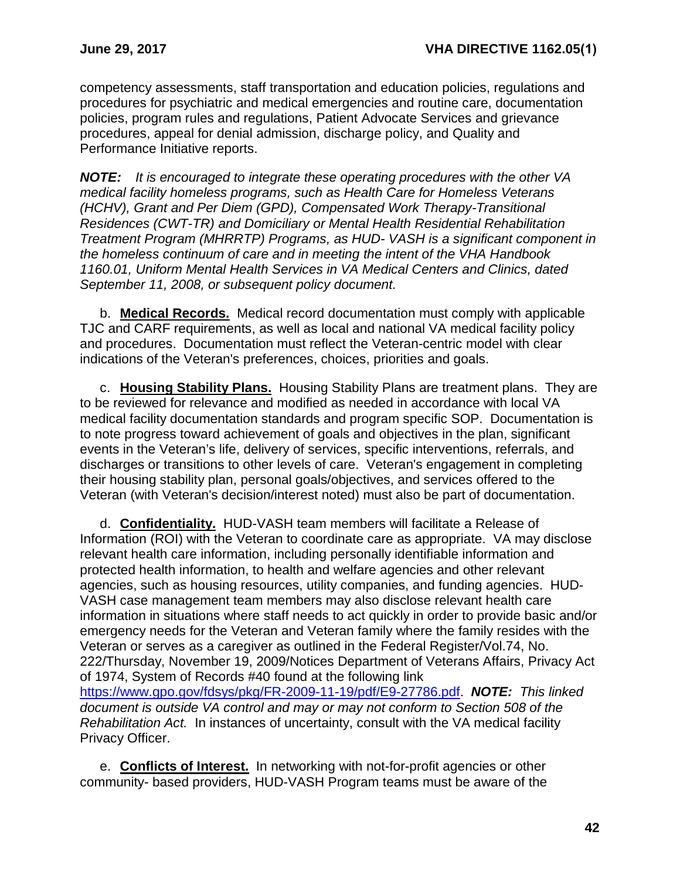competency assessments, staff transportation and education policies, regulations and procedures for psychiatric and medical emergencies and routine care, documentation policies, program rules and regulations, Patient Advocate Services and grievance procedures, appeal for denial admission, discharge policy, and Quality and Performance Initiative reports.

***NOTE:*** *It is encouraged to integrate these operating procedures with the other VA medical facility homeless programs, such as Health Care for Homeless Veterans (HCHV), Grant and Per Diem (GPD), Compensated Work Therapy-Transitional Residences (CWT-TR) and Domiciliary or Mental Health Residential Rehabilitation Treatment Program (MHRRTP) Programs, as HUD- VASH is a significant component in the homeless continuum of care and in meeting the intent of the VHA Handbook 1160.01, Uniform Mental Health Services in VA Medical Centers and Clinics, dated September 11, 2008, or subsequent policy document.*

b. **Medical Records.** Medical record documentation must comply with applicable TJC and CARF requirements, as well as local and national VA medical facility policy and procedures. Documentation must reflect the Veteran-centric model with clear indications of the Veteran's preferences, choices, priorities and goals.

c. **Housing Stability Plans.** Housing Stability Plans are treatment plans. They are to be reviewed for relevance and modified as needed in accordance with local VA medical facility documentation standards and program specific SOP. Documentation is to note progress toward achievement of goals and objectives in the plan, significant events in the Veteran's life, delivery of services, specific interventions, referrals, and discharges or transitions to other levels of care. Veteran's engagement in completing their housing stability plan, personal goals/objectives, and services offered to the Veteran (with Veteran's decision/interest noted) must also be part of documentation.

d. **Confidentiality.** HUD-VASH team members will facilitate a Release of Information (ROI) with the Veteran to coordinate care as appropriate. VA may disclose relevant health care information, including personally identifiable information and protected health information, to health and welfare agencies and other relevant agencies, such as housing resources, utility companies, and funding agencies. HUD-VASH case management team members may also disclose relevant health care information in situations where staff needs to act quickly in order to provide basic and/or emergency needs for the Veteran and Veteran family where the family resides with the Veteran or serves as a caregiver as outlined in the Federal Register/Vol.74, No. 222/Thursday, November 19, 2009/Notices Department of Veterans Affairs, Privacy Act of 1974, System of Records #40 found at the following link https://www.gpo.gov/fdsys/pkg/FR-2009-11-19/pdf/E9-27786.pdf. ***NOTE:*** *This linked document is outside VA control and may or may not conform to Section 508 of the Rehabilitation Act.* In instances of uncertainty, consult with the VA medical facility Privacy Officer.

e. **Conflicts of Interest.** In networking with not-for-profit agencies or other community- based providers, HUD-VASH Program teams must be aware of the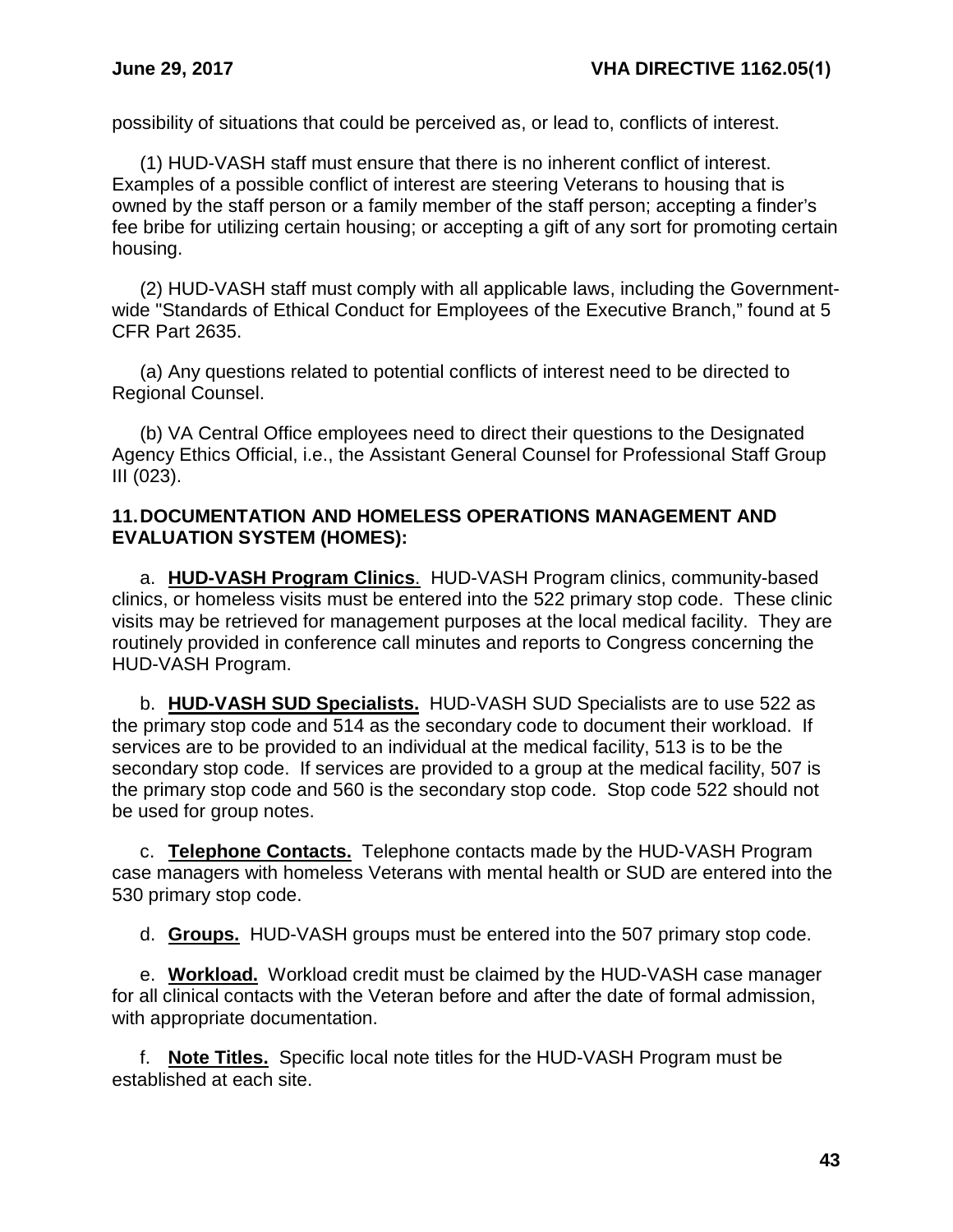possibility of situations that could be perceived as, or lead to, conflicts of interest.

(1) HUD-VASH staff must ensure that there is no inherent conflict of interest. Examples of a possible conflict of interest are steering Veterans to housing that is owned by the staff person or a family member of the staff person; accepting a finder's fee bribe for utilizing certain housing; or accepting a gift of any sort for promoting certain housing.

(2) HUD-VASH staff must comply with all applicable laws, including the Government-wide "Standards of Ethical Conduct for Employees of the Executive Branch," found at 5 CFR Part 2635.

(a) Any questions related to potential conflicts of interest need to be directed to Regional Counsel.

(b) VA Central Office employees need to direct their questions to the Designated Agency Ethics Official, i.e., the Assistant General Counsel for Professional Staff Group III (023).

**11. DOCUMENTATION AND HOMELESS OPERATIONS MANAGEMENT AND EVALUATION SYSTEM (HOMES):**

a. **HUD-VASH Program Clinics**. HUD-VASH Program clinics, community-based clinics, or homeless visits must be entered into the 522 primary stop code. These clinic visits may be retrieved for management purposes at the local medical facility. They are routinely provided in conference call minutes and reports to Congress concerning the HUD-VASH Program.

b. **HUD-VASH SUD Specialists.** HUD-VASH SUD Specialists are to use 522 as the primary stop code and 514 as the secondary code to document their workload. If services are to be provided to an individual at the medical facility, 513 is to be the secondary stop code. If services are provided to a group at the medical facility, 507 is the primary stop code and 560 is the secondary stop code. Stop code 522 should not be used for group notes.

c. **Telephone Contacts.** Telephone contacts made by the HUD-VASH Program case managers with homeless Veterans with mental health or SUD are entered into the 530 primary stop code.

d. **Groups.** HUD-VASH groups must be entered into the 507 primary stop code.

e. **Workload.** Workload credit must be claimed by the HUD-VASH case manager for all clinical contacts with the Veteran before and after the date of formal admission, with appropriate documentation.

f. **Note Titles.** Specific local note titles for the HUD-VASH Program must be established at each site.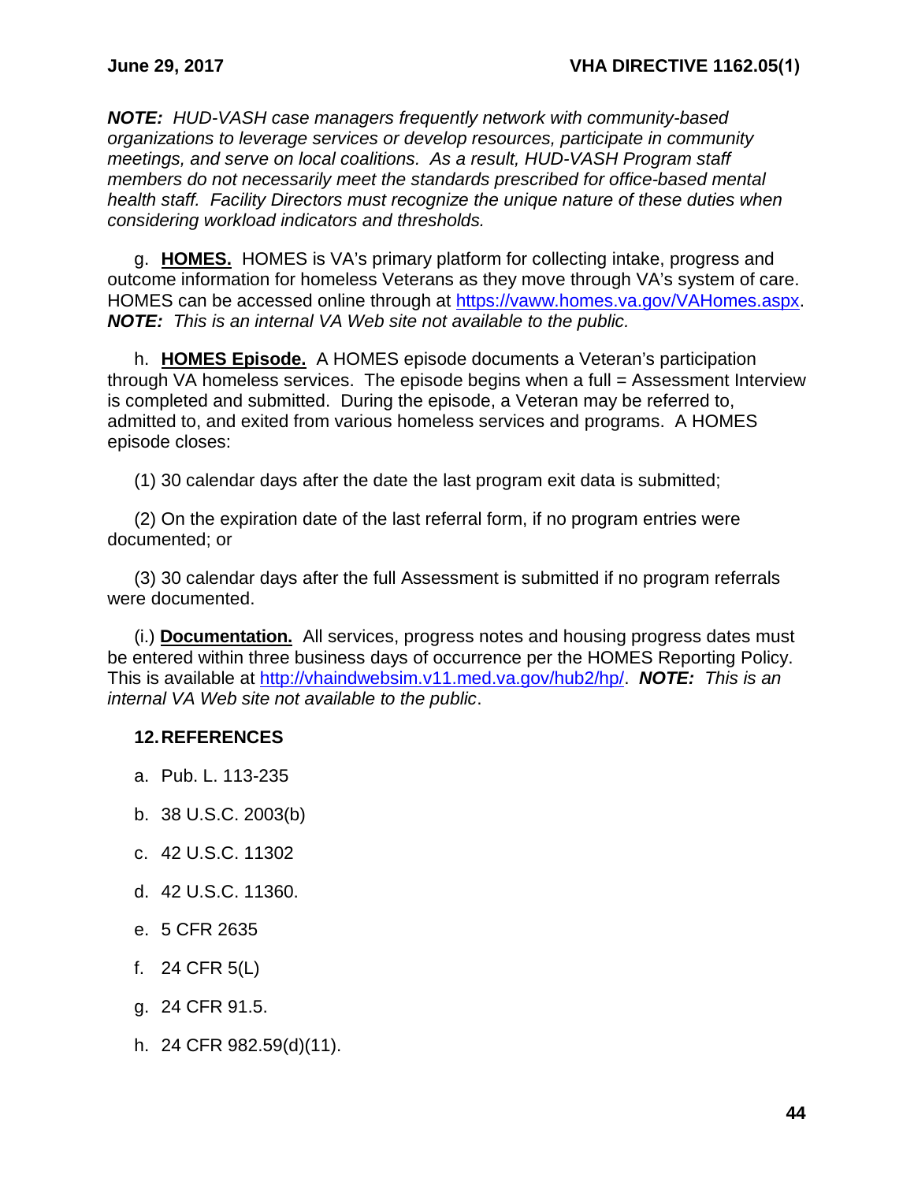***NOTE:** HUD-VASH case managers frequently network with community-based organizations to leverage services or develop resources, participate in community meetings, and serve on local coalitions. As a result, HUD-VASH Program staff members do not necessarily meet the standards prescribed for office-based mental health staff. Facility Directors must recognize the unique nature of these duties when considering workload indicators and thresholds.*

g. **<u>HOMES.</u>** HOMES is VA's primary platform for collecting intake, progress and outcome information for homeless Veterans as they move through VA's system of care. HOMES can be accessed online through at https://vaww.homes.va.gov/VAHomes.aspx. ***NOTE:** This is an internal VA Web site not available to the public.*

h. **<u>HOMES Episode.</u>** A HOMES episode documents a Veteran's participation through VA homeless services. The episode begins when a full = Assessment Interview is completed and submitted. During the episode, a Veteran may be referred to, admitted to, and exited from various homeless services and programs. A HOMES episode closes:

(1) 30 calendar days after the date the last program exit data is submitted;

(2) On the expiration date of the last referral form, if no program entries were documented; or

(3) 30 calendar days after the full Assessment is submitted if no program referrals were documented.

(i.) **<u>Documentation.</u>** All services, progress notes and housing progress dates must be entered within three business days of occurrence per the HOMES Reporting Policy. This is available at http://vhaindwebsim.v11.med.va.gov/hub2/hp/. ***NOTE:** This is an internal VA Web site not available to the public*.

## 12. REFERENCES

a. Pub. L. 113-235

b. 38 U.S.C. 2003(b)

c. 42 U.S.C. 11302

d. 42 U.S.C. 11360.

e. 5 CFR 2635

f. 24 CFR 5(L)

g. 24 CFR 91.5.

h. 24 CFR 982.59(d)(11).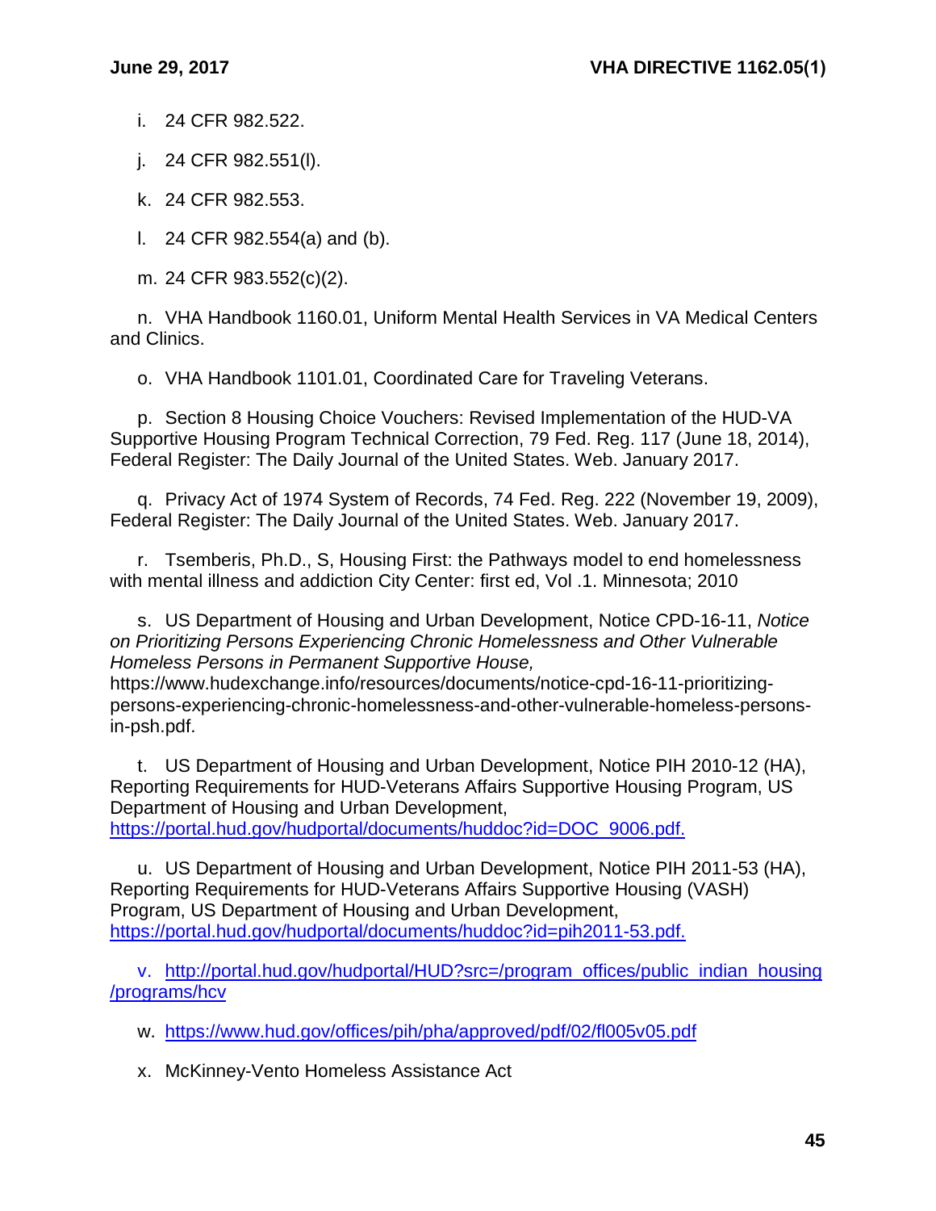i. 24 CFR 982.522.

j. 24 CFR 982.551(l).

k. 24 CFR 982.553.

l. 24 CFR 982.554(a) and (b).

m. 24 CFR 983.552(c)(2).

n. VHA Handbook 1160.01, Uniform Mental Health Services in VA Medical Centers and Clinics.

o. VHA Handbook 1101.01, Coordinated Care for Traveling Veterans.

p. Section 8 Housing Choice Vouchers: Revised Implementation of the HUD-VA Supportive Housing Program Technical Correction, 79 Fed. Reg. 117 (June 18, 2014), Federal Register: The Daily Journal of the United States. Web. January 2017.

q. Privacy Act of 1974 System of Records, 74 Fed. Reg. 222 (November 19, 2009), Federal Register: The Daily Journal of the United States. Web. January 2017.

r. Tsemberis, Ph.D., S, Housing First: the Pathways model to end homelessness with mental illness and addiction City Center: first ed, Vol .1. Minnesota; 2010

s. US Department of Housing and Urban Development, Notice CPD-16-11, *Notice on Prioritizing Persons Experiencing Chronic Homelessness and Other Vulnerable Homeless Persons in Permanent Supportive House,* https://www.hudexchange.info/resources/documents/notice-cpd-16-11-prioritizing-persons-experiencing-chronic-homelessness-and-other-vulnerable-homeless-persons-in-psh.pdf.

t. US Department of Housing and Urban Development, Notice PIH 2010-12 (HA), Reporting Requirements for HUD-Veterans Affairs Supportive Housing Program, US Department of Housing and Urban Development, https://portal.hud.gov/hudportal/documents/huddoc?id=DOC_9006.pdf.

u. US Department of Housing and Urban Development, Notice PIH 2011-53 (HA), Reporting Requirements for HUD-Veterans Affairs Supportive Housing (VASH) Program, US Department of Housing and Urban Development, https://portal.hud.gov/hudportal/documents/huddoc?id=pih2011-53.pdf.

v. http://portal.hud.gov/hudportal/HUD?src=/program_offices/public_indian_housing/programs/hcv

w. https://www.hud.gov/offices/pih/pha/approved/pdf/02/fl005v05.pdf

x. McKinney-Vento Homeless Assistance Act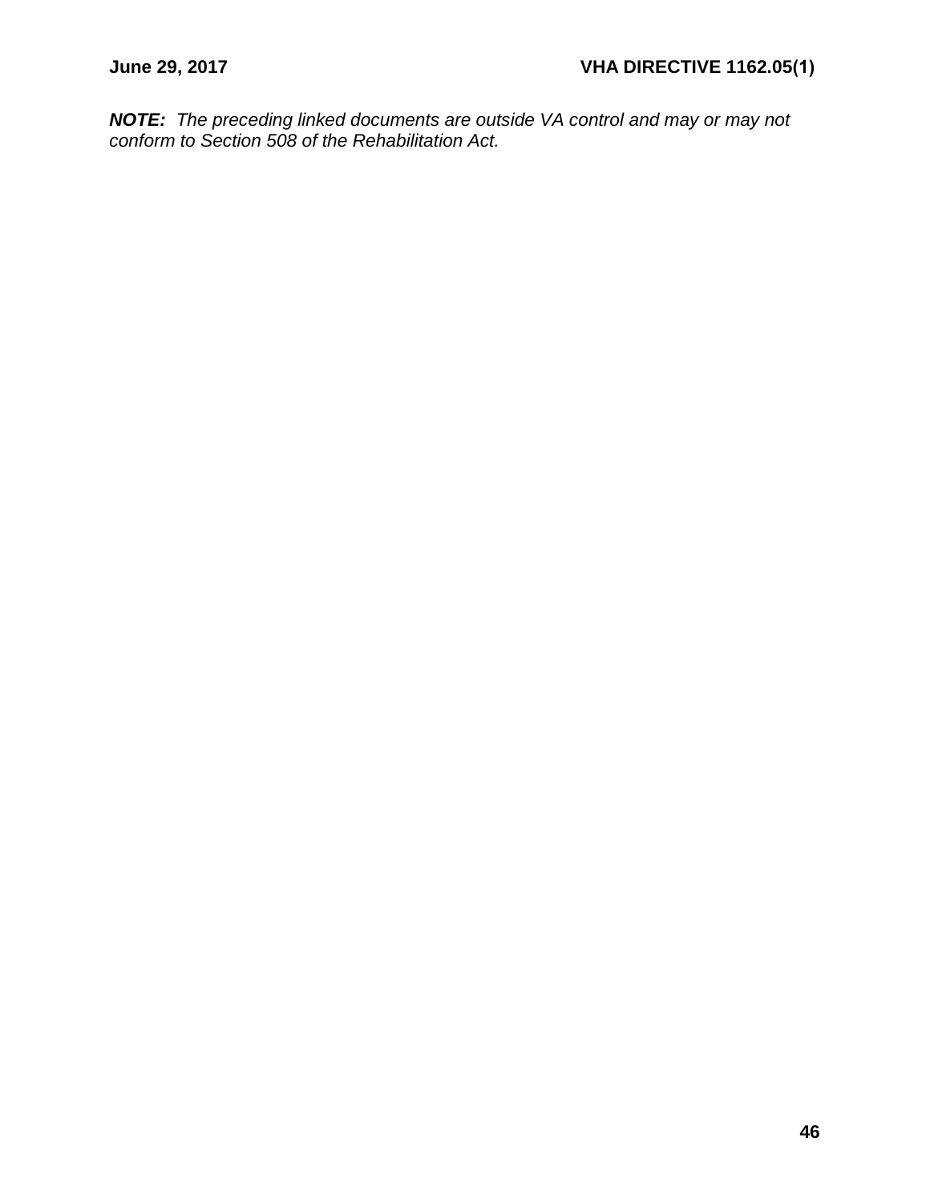***NOTE:** The preceding linked documents are outside VA control and may or may not conform to Section 508 of the Rehabilitation Act.*